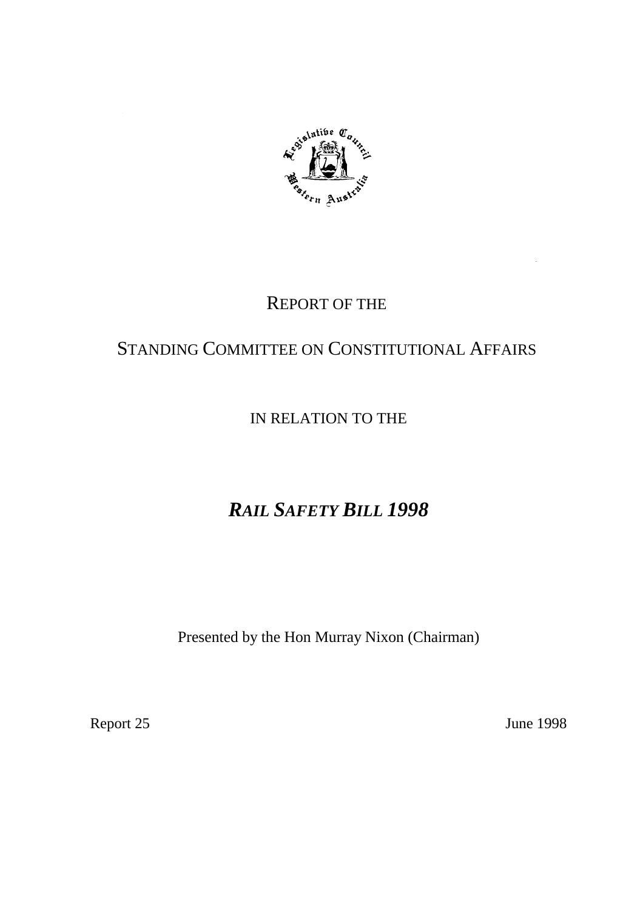# REPORT OF THE

# STANDING COMMITTEE ON CONSTITUTIONAL AFFAIRS

## IN RELATION TO THE

# *RAIL SAFETY BILL 1998*

Presented by the Hon Murray Nixon (Chairman)

Report 25

June 1998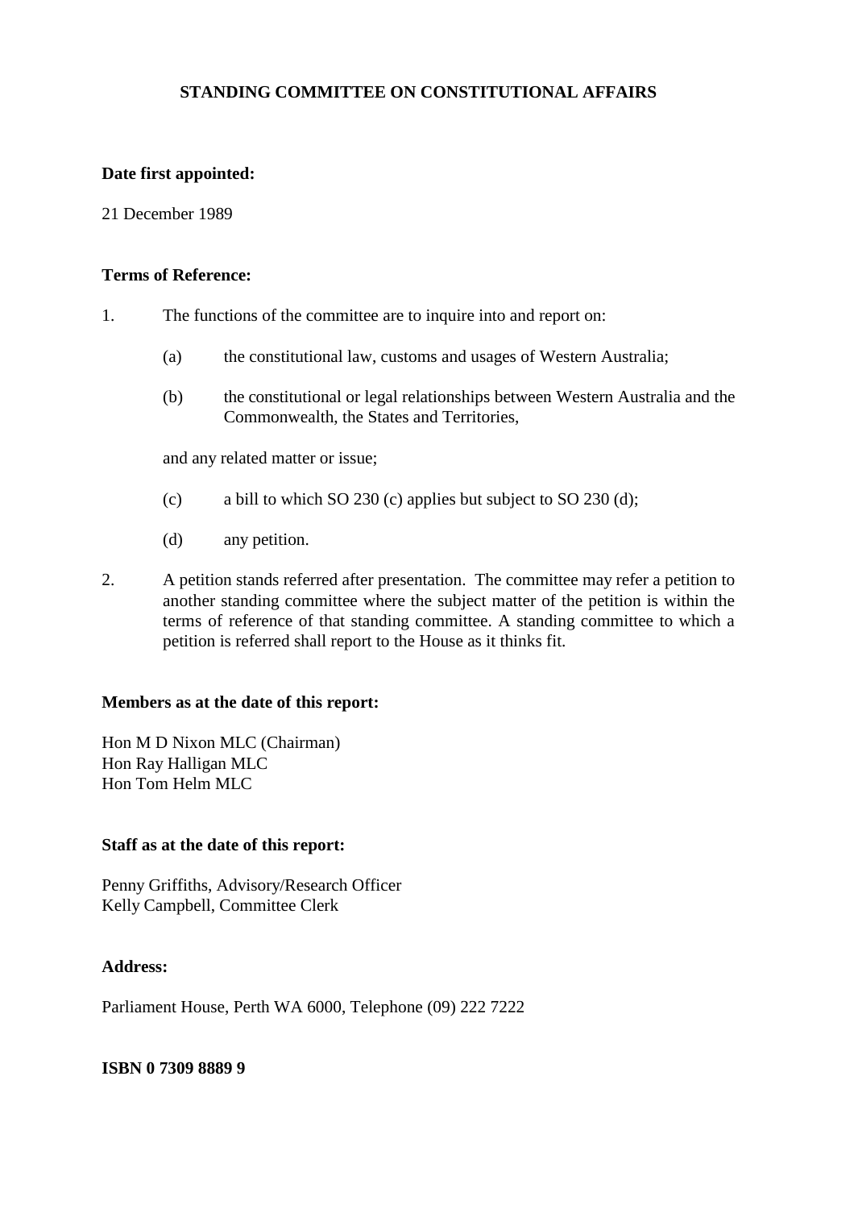# STANDING COMMITTEE ON CONSTITUTIONAL AFFAIRS

**Date first appointed:**

21 December 1989

**Terms of Reference:**

1. The functions of the committee are to inquire into and report on:

   (a) the constitutional law, customs and usages of Western Australia;

   (b) the constitutional or legal relationships between Western Australia and the Commonwealth, the States and Territories,

   and any related matter or issue;

   (c) a bill to which SO 230 (c) applies but subject to SO 230 (d);

   (d) any petition.

2. A petition stands referred after presentation. The committee may refer a petition to another standing committee where the subject matter of the petition is within the terms of reference of that standing committee. A standing committee to which a petition is referred shall report to the House as it thinks fit.

**Members as at the date of this report:**

Hon M D Nixon MLC (Chairman)
Hon Ray Halligan MLC
Hon Tom Helm MLC

**Staff as at the date of this report:**

Penny Griffiths, Advisory/Research Officer
Kelly Campbell, Committee Clerk

**Address:**

Parliament House, Perth WA 6000, Telephone (09) 222 7222

**ISBN 0 7309 8889 9**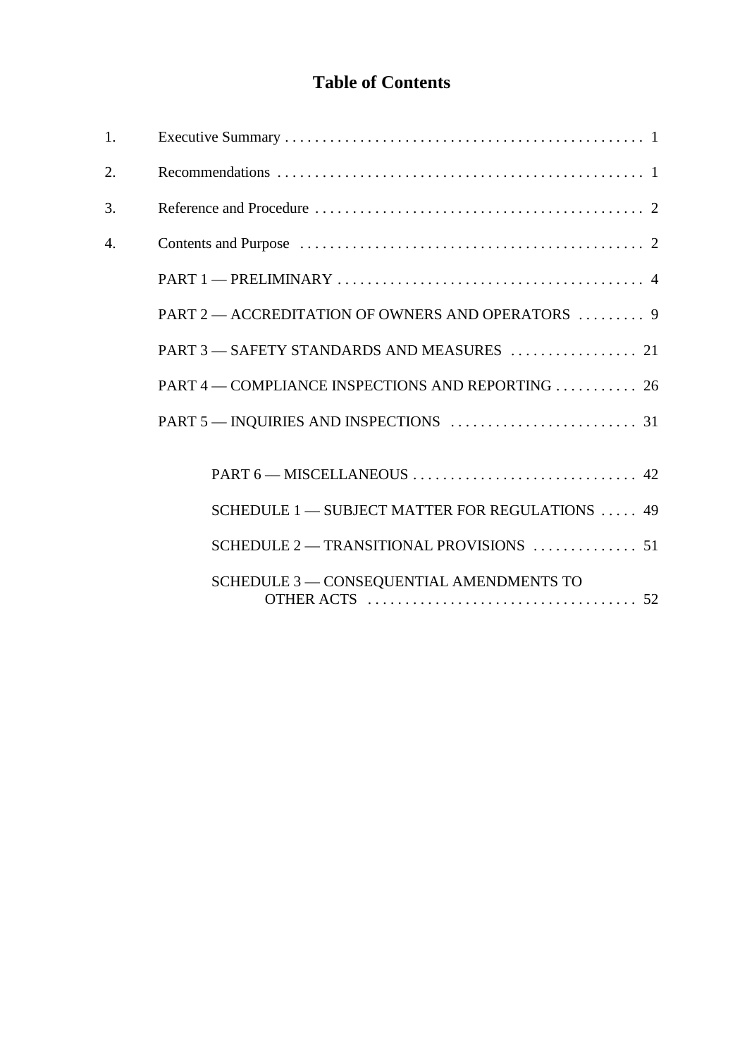# Table of Contents

1. Executive Summary . . . . . 1
2. Recommendations . . . . . 1
3. Reference and Procedure . . . . . 2
4. Contents and Purpose . . . . . 2

PART 1 — PRELIMINARY . . . . . 4

PART 2 — ACCREDITATION OF OWNERS AND OPERATORS . . . . . 9

PART 3 — SAFETY STANDARDS AND MEASURES . . . . . 21

PART 4 — COMPLIANCE INSPECTIONS AND REPORTING . . . . . 26

PART 5 — INQUIRIES AND INSPECTIONS . . . . . 31

PART 6 — MISCELLANEOUS . . . . . 42

SCHEDULE 1 — SUBJECT MATTER FOR REGULATIONS . . . . . 49

SCHEDULE 2 — TRANSITIONAL PROVISIONS . . . . . 51

SCHEDULE 3 — CONSEQUENTIAL AMENDMENTS TO OTHER ACTS . . . . . 52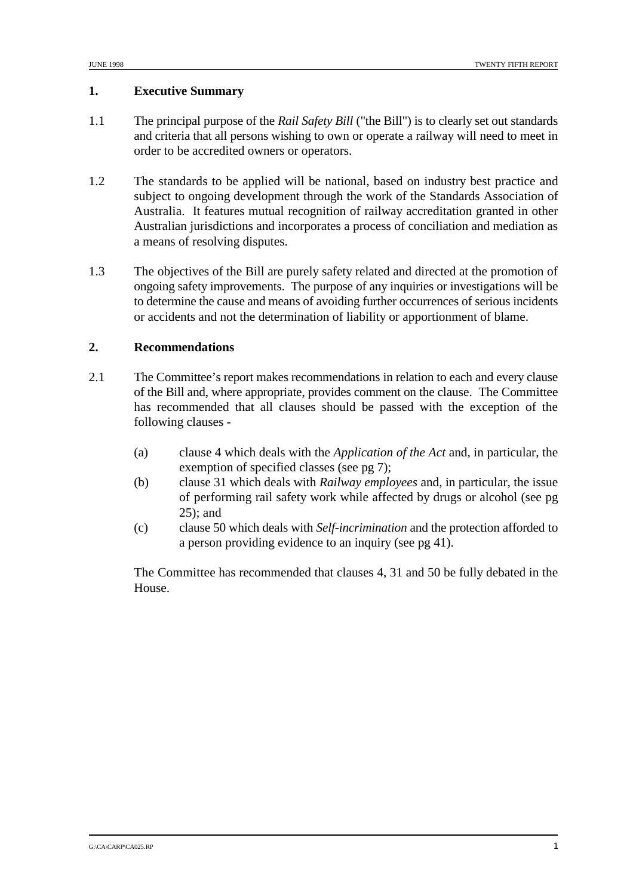## 1. Executive Summary

1.1 The principal purpose of the *Rail Safety Bill* ("the Bill") is to clearly set out standards and criteria that all persons wishing to own or operate a railway will need to meet in order to be accredited owners or operators.

1.2 The standards to be applied will be national, based on industry best practice and subject to ongoing development through the work of the Standards Association of Australia. It features mutual recognition of railway accreditation granted in other Australian jurisdictions and incorporates a process of conciliation and mediation as a means of resolving disputes.

1.3 The objectives of the Bill are purely safety related and directed at the promotion of ongoing safety improvements. The purpose of any inquiries or investigations will be to determine the cause and means of avoiding further occurrences of serious incidents or accidents and not the determination of liability or apportionment of blame.

## 2. Recommendations

2.1 The Committee's report makes recommendations in relation to each and every clause of the Bill and, where appropriate, provides comment on the clause. The Committee has recommended that all clauses should be passed with the exception of the following clauses -

(a) clause 4 which deals with the *Application of the Act* and, in particular, the exemption of specified classes (see pg 7);

(b) clause 31 which deals with *Railway employees* and, in particular, the issue of performing rail safety work while affected by drugs or alcohol (see pg 25); and

(c) clause 50 which deals with *Self-incrimination* and the protection afforded to a person providing evidence to an inquiry (see pg 41).

The Committee has recommended that clauses 4, 31 and 50 be fully debated in the House.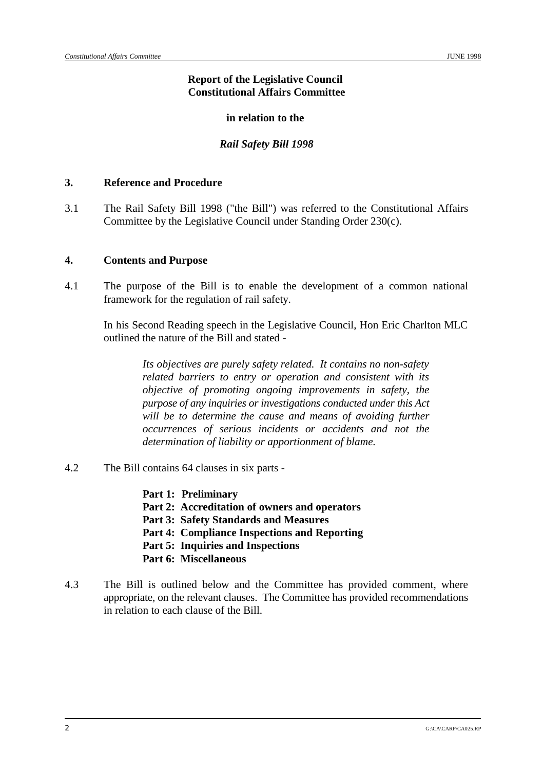**Report of the Legislative Council**
**Constitutional Affairs Committee**

**in relation to the**

***Rail Safety Bill 1998***

## 3. Reference and Procedure

3.1 The Rail Safety Bill 1998 ("the Bill") was referred to the Constitutional Affairs Committee by the Legislative Council under Standing Order 230(c).

## 4. Contents and Purpose

4.1 The purpose of the Bill is to enable the development of a common national framework for the regulation of rail safety.

In his Second Reading speech in the Legislative Council, Hon Eric Charlton MLC outlined the nature of the Bill and stated -

> *Its objectives are purely safety related. It contains no non-safety related barriers to entry or operation and consistent with its objective of promoting ongoing improvements in safety, the purpose of any inquiries or investigations conducted under this Act will be to determine the cause and means of avoiding further occurrences of serious incidents or accidents and not the determination of liability or apportionment of blame.*

4.2 The Bill contains 64 clauses in six parts -

**Part 1: Preliminary**
**Part 2: Accreditation of owners and operators**
**Part 3: Safety Standards and Measures**
**Part 4: Compliance Inspections and Reporting**
**Part 5: Inquiries and Inspections**
**Part 6: Miscellaneous**

4.3 The Bill is outlined below and the Committee has provided comment, where appropriate, on the relevant clauses. The Committee has provided recommendations in relation to each clause of the Bill.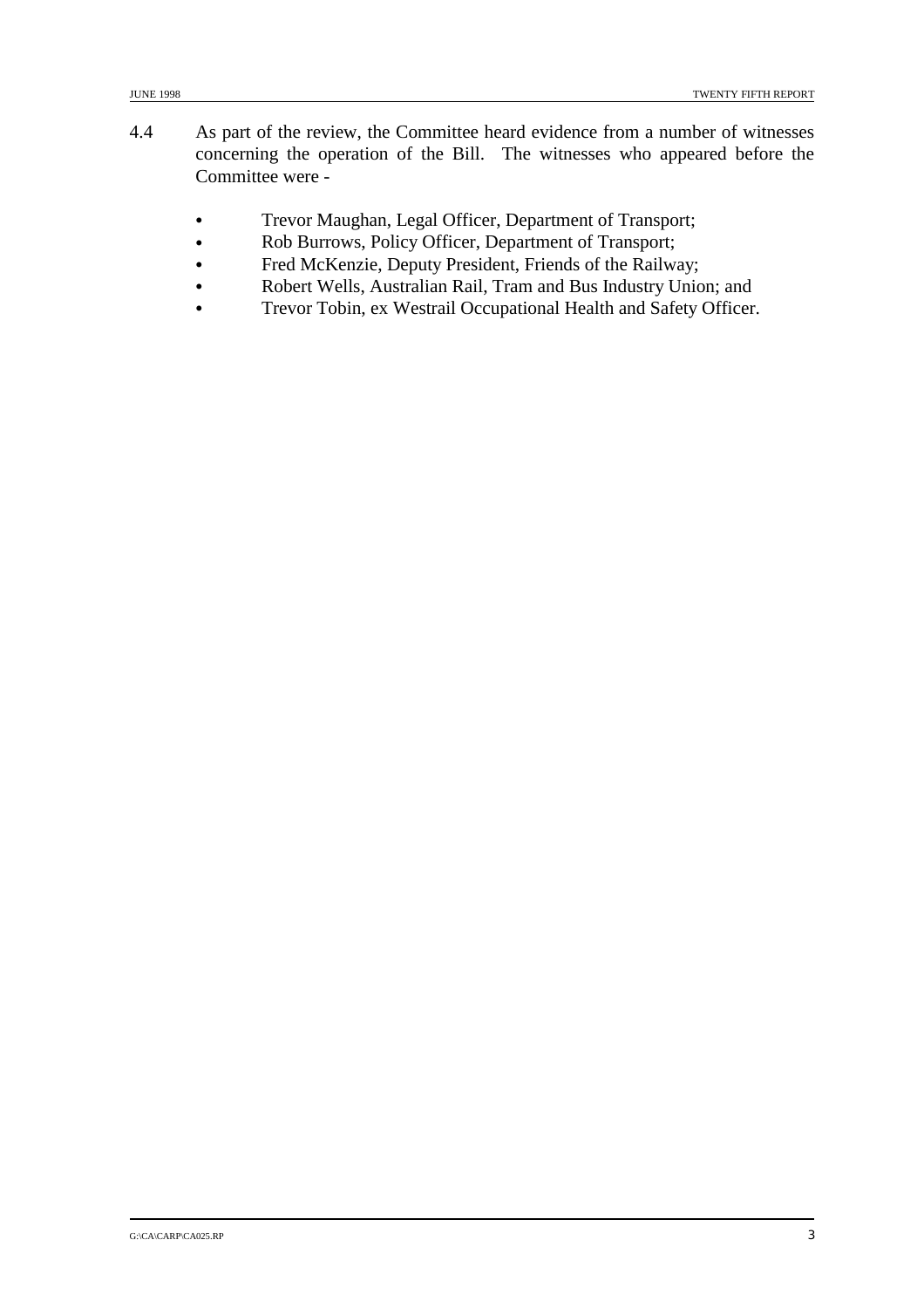4.4 As part of the review, the Committee heard evidence from a number of witnesses concerning the operation of the Bill. The witnesses who appeared before the Committee were -

- Trevor Maughan, Legal Officer, Department of Transport;
- Rob Burrows, Policy Officer, Department of Transport;
- Fred McKenzie, Deputy President, Friends of the Railway;
- Robert Wells, Australian Rail, Tram and Bus Industry Union; and
- Trevor Tobin, ex Westrail Occupational Health and Safety Officer.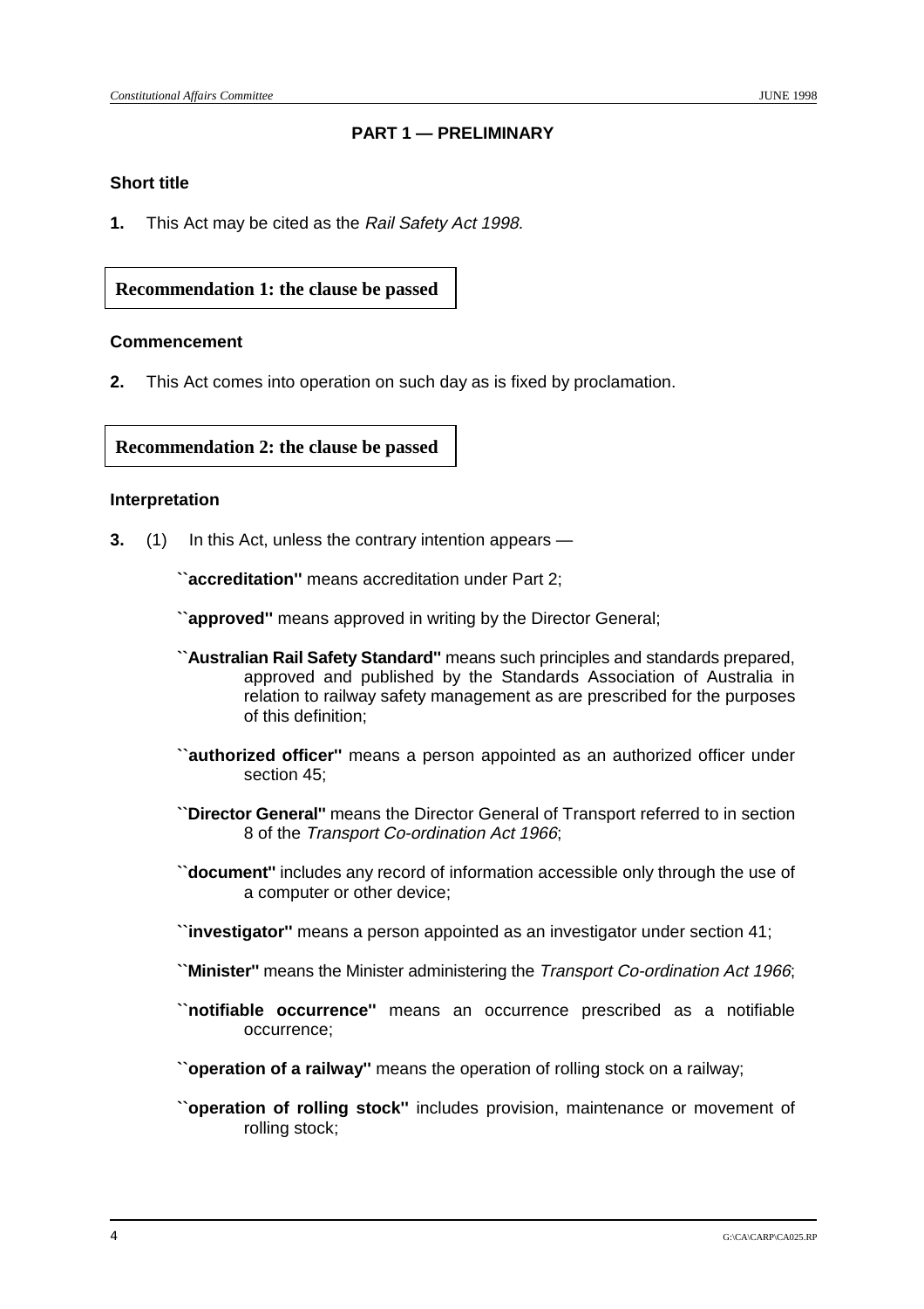**PART 1 — PRELIMINARY**

**Short title**

**1.** This Act may be cited as the *Rail Safety Act 1998*.

**Recommendation 1: the clause be passed**

**Commencement**

**2.** This Act comes into operation on such day as is fixed by proclamation.

**Recommendation 2: the clause be passed**

**Interpretation**

**3.** (1) In this Act, unless the contrary intention appears —

``**accreditation**'' means accreditation under Part 2;

``**approved**'' means approved in writing by the Director General;

``**Australian Rail Safety Standard**'' means such principles and standards prepared, approved and published by the Standards Association of Australia in relation to railway safety management as are prescribed for the purposes of this definition;

``**authorized officer**'' means a person appointed as an authorized officer under section 45;

``**Director General**'' means the Director General of Transport referred to in section 8 of the *Transport Co-ordination Act 1966*;

``**document**'' includes any record of information accessible only through the use of a computer or other device;

``**investigator**'' means a person appointed as an investigator under section 41;

``**Minister**'' means the Minister administering the *Transport Co-ordination Act 1966*;

``**notifiable occurrence**'' means an occurrence prescribed as a notifiable occurrence;

``**operation of a railway**'' means the operation of rolling stock on a railway;

``**operation of rolling stock**'' includes provision, maintenance or movement of rolling stock;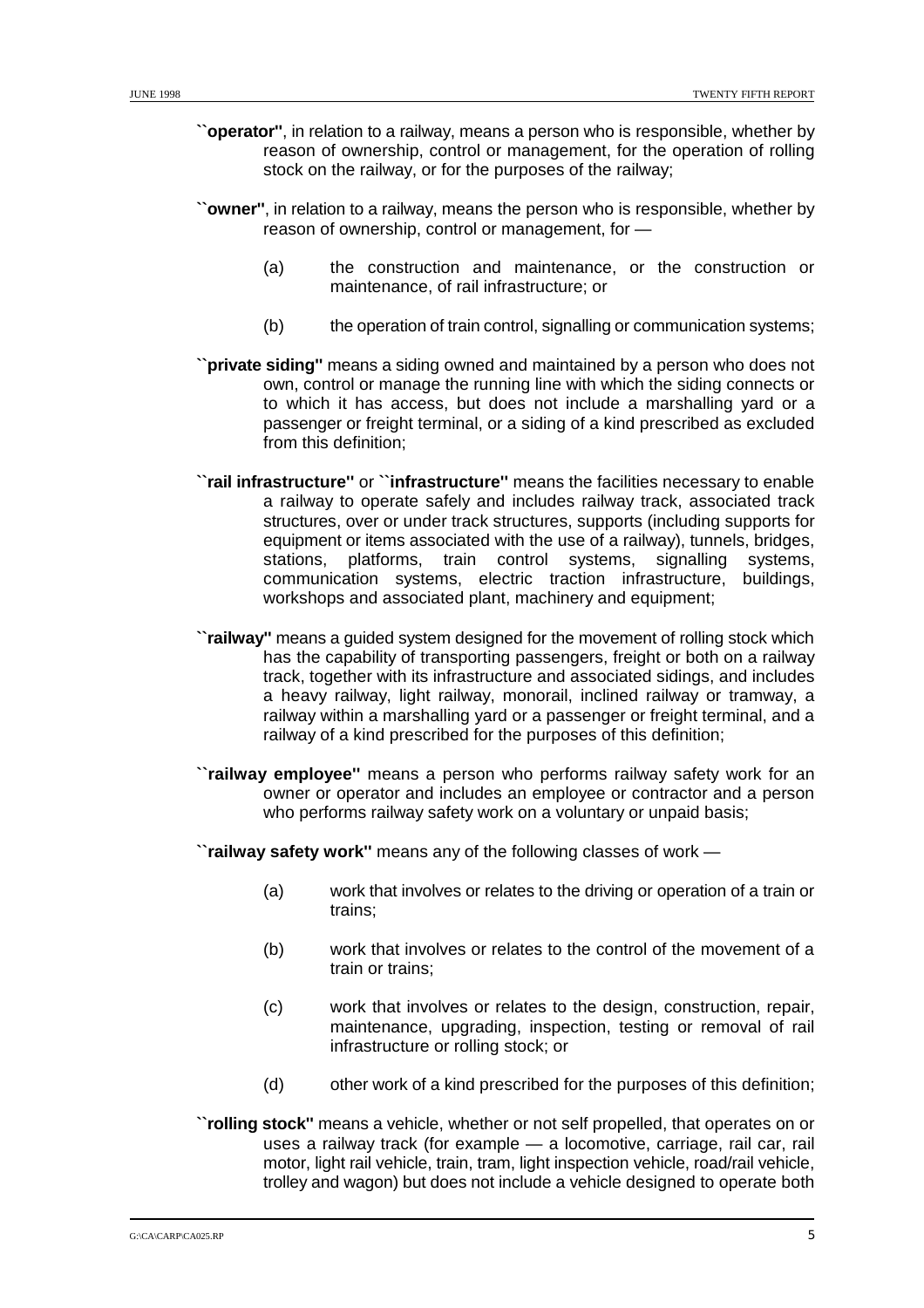**``operator''**, in relation to a railway, means a person who is responsible, whether by reason of ownership, control or management, for the operation of rolling stock on the railway, or for the purposes of the railway;

**``owner''**, in relation to a railway, means the person who is responsible, whether by reason of ownership, control or management, for —

(a) the construction and maintenance, or the construction or maintenance, of rail infrastructure; or

(b) the operation of train control, signalling or communication systems;

**``private siding''** means a siding owned and maintained by a person who does not own, control or manage the running line with which the siding connects or to which it has access, but does not include a marshalling yard or a passenger or freight terminal, or a siding of a kind prescribed as excluded from this definition;

**``rail infrastructure''** or **``infrastructure''** means the facilities necessary to enable a railway to operate safely and includes railway track, associated track structures, over or under track structures, supports (including supports for equipment or items associated with the use of a railway), tunnels, bridges, stations, platforms, train control systems, signalling systems, communication systems, electric traction infrastructure, buildings, workshops and associated plant, machinery and equipment;

**``railway''** means a guided system designed for the movement of rolling stock which has the capability of transporting passengers, freight or both on a railway track, together with its infrastructure and associated sidings, and includes a heavy railway, light railway, monorail, inclined railway or tramway, a railway within a marshalling yard or a passenger or freight terminal, and a railway of a kind prescribed for the purposes of this definition;

**``railway employee''** means a person who performs railway safety work for an owner or operator and includes an employee or contractor and a person who performs railway safety work on a voluntary or unpaid basis;

**``railway safety work''** means any of the following classes of work —

(a) work that involves or relates to the driving or operation of a train or trains;

(b) work that involves or relates to the control of the movement of a train or trains;

(c) work that involves or relates to the design, construction, repair, maintenance, upgrading, inspection, testing or removal of rail infrastructure or rolling stock; or

(d) other work of a kind prescribed for the purposes of this definition;

**``rolling stock''** means a vehicle, whether or not self propelled, that operates on or uses a railway track (for example — a locomotive, carriage, rail car, rail motor, light rail vehicle, train, tram, light inspection vehicle, road/rail vehicle, trolley and wagon) but does not include a vehicle designed to operate both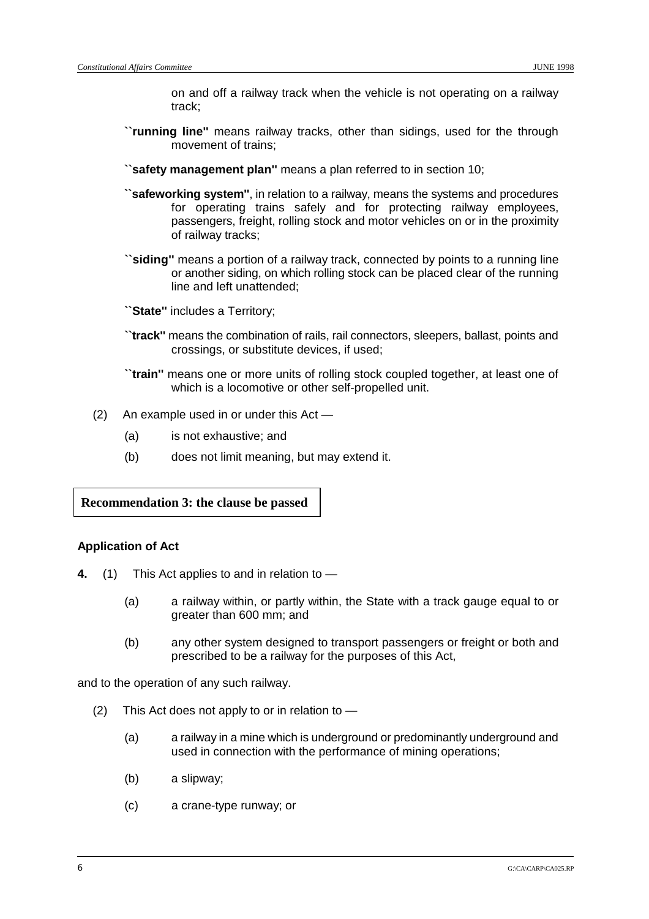on and off a railway track when the vehicle is not operating on a railway track;

``**running line**'' means railway tracks, other than sidings, used for the through movement of trains;

``**safety management plan**'' means a plan referred to in section 10;

``**safeworking system**'', in relation to a railway, means the systems and procedures for operating trains safely and for protecting railway employees, passengers, freight, rolling stock and motor vehicles on or in the proximity of railway tracks;

``**siding**'' means a portion of a railway track, connected by points to a running line or another siding, on which rolling stock can be placed clear of the running line and left unattended;

``**State**'' includes a Territory;

``**track**'' means the combination of rails, rail connectors, sleepers, ballast, points and crossings, or substitute devices, if used;

``**train**'' means one or more units of rolling stock coupled together, at least one of which is a locomotive or other self-propelled unit.

(2) An example used in or under this Act —

(a) is not exhaustive; and

(b) does not limit meaning, but may extend it.

**Recommendation 3: the clause be passed**

**Application of Act**

**4.** (1) This Act applies to and in relation to —

(a) a railway within, or partly within, the State with a track gauge equal to or greater than 600 mm; and

(b) any other system designed to transport passengers or freight or both and prescribed to be a railway for the purposes of this Act,

and to the operation of any such railway.

(2) This Act does not apply to or in relation to —

(a) a railway in a mine which is underground or predominantly underground and used in connection with the performance of mining operations;

(b) a slipway;

(c) a crane-type runway; or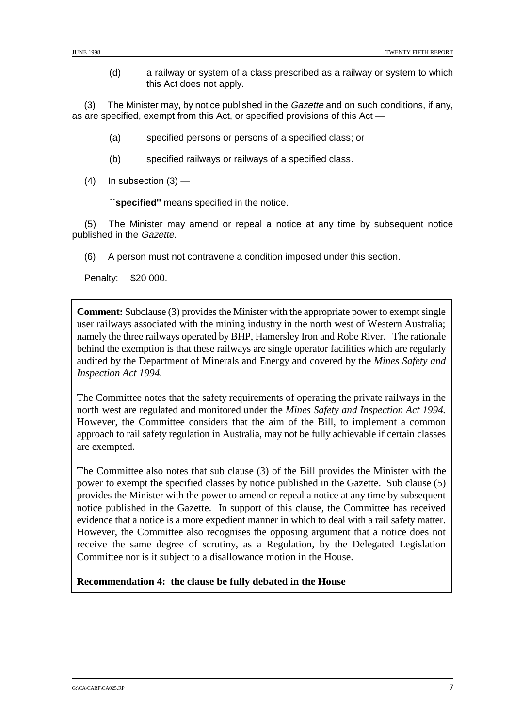(d) a railway or system of a class prescribed as a railway or system to which this Act does not apply.

(3) The Minister may, by notice published in the *Gazette* and on such conditions, if any, as are specified, exempt from this Act, or specified provisions of this Act —

(a) specified persons or persons of a specified class; or

(b) specified railways or railways of a specified class.

(4) In subsection (3) —

``**specified**'' means specified in the notice.

(5) The Minister may amend or repeal a notice at any time by subsequent notice published in the *Gazette*.

(6) A person must not contravene a condition imposed under this section.

Penalty: $20 000.

**Comment:** Subclause (3) provides the Minister with the appropriate power to exempt single user railways associated with the mining industry in the north west of Western Australia; namely the three railways operated by BHP, Hamersley Iron and Robe River. The rationale behind the exemption is that these railways are single operator facilities which are regularly audited by the Department of Minerals and Energy and covered by the *Mines Safety and Inspection Act 1994.*

The Committee notes that the safety requirements of operating the private railways in the north west are regulated and monitored under the *Mines Safety and Inspection Act 1994.* However, the Committee considers that the aim of the Bill, to implement a common approach to rail safety regulation in Australia, may not be fully achievable if certain classes are exempted.

The Committee also notes that sub clause (3) of the Bill provides the Minister with the power to exempt the specified classes by notice published in the Gazette. Sub clause (5) provides the Minister with the power to amend or repeal a notice at any time by subsequent notice published in the Gazette. In support of this clause, the Committee has received evidence that a notice is a more expedient manner in which to deal with a rail safety matter. However, the Committee also recognises the opposing argument that a notice does not receive the same degree of scrutiny, as a Regulation, by the Delegated Legislation Committee nor is it subject to a disallowance motion in the House.

**Recommendation 4: the clause be fully debated in the House**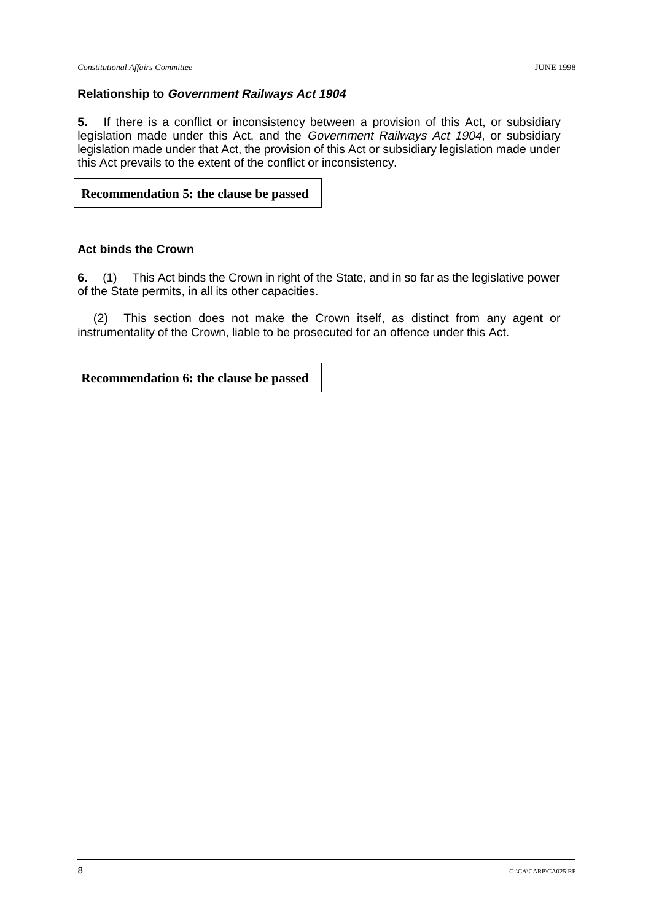### Relationship to *Government Railways Act 1904*

**5.** If there is a conflict or inconsistency between a provision of this Act, or subsidiary legislation made under this Act, and the *Government Railways Act 1904*, or subsidiary legislation made under that Act, the provision of this Act or subsidiary legislation made under this Act prevails to the extent of the conflict or inconsistency.

**Recommendation 5: the clause be passed**

### Act binds the Crown

**6.** (1) This Act binds the Crown in right of the State, and in so far as the legislative power of the State permits, in all its other capacities.

(2) This section does not make the Crown itself, as distinct from any agent or instrumentality of the Crown, liable to be prosecuted for an offence under this Act.

**Recommendation 6: the clause be passed**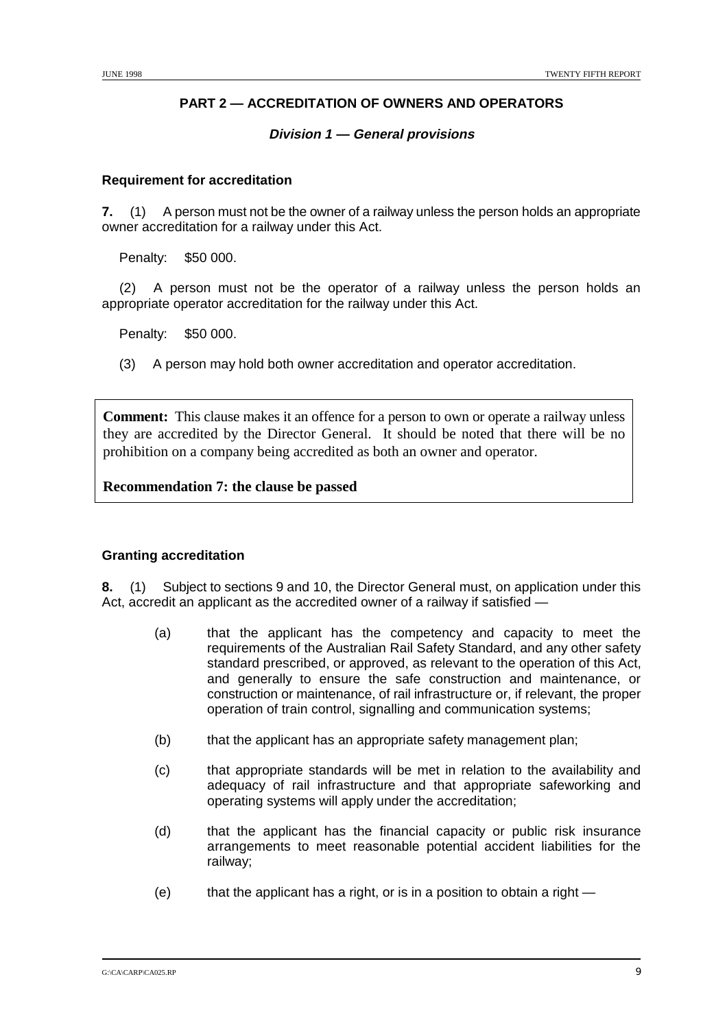## PART 2 — ACCREDITATION OF OWNERS AND OPERATORS

### *Division 1 — General provisions*

**Requirement for accreditation**

**7.** (1) A person must not be the owner of a railway unless the person holds an appropriate owner accreditation for a railway under this Act.

Penalty: $50 000.

(2) A person must not be the operator of a railway unless the person holds an appropriate operator accreditation for the railway under this Act.

Penalty: $50 000.

(3) A person may hold both owner accreditation and operator accreditation.

**Comment:** This clause makes it an offence for a person to own or operate a railway unless they are accredited by the Director General. It should be noted that there will be no prohibition on a company being accredited as both an owner and operator.

**Recommendation 7: the clause be passed**

**Granting accreditation**

**8.** (1) Subject to sections 9 and 10, the Director General must, on application under this Act, accredit an applicant as the accredited owner of a railway if satisfied —

(a) that the applicant has the competency and capacity to meet the requirements of the Australian Rail Safety Standard, and any other safety standard prescribed, or approved, as relevant to the operation of this Act, and generally to ensure the safe construction and maintenance, or construction or maintenance, of rail infrastructure or, if relevant, the proper operation of train control, signalling and communication systems;

(b) that the applicant has an appropriate safety management plan;

(c) that appropriate standards will be met in relation to the availability and adequacy of rail infrastructure and that appropriate safeworking and operating systems will apply under the accreditation;

(d) that the applicant has the financial capacity or public risk insurance arrangements to meet reasonable potential accident liabilities for the railway;

(e) that the applicant has a right, or is in a position to obtain a right —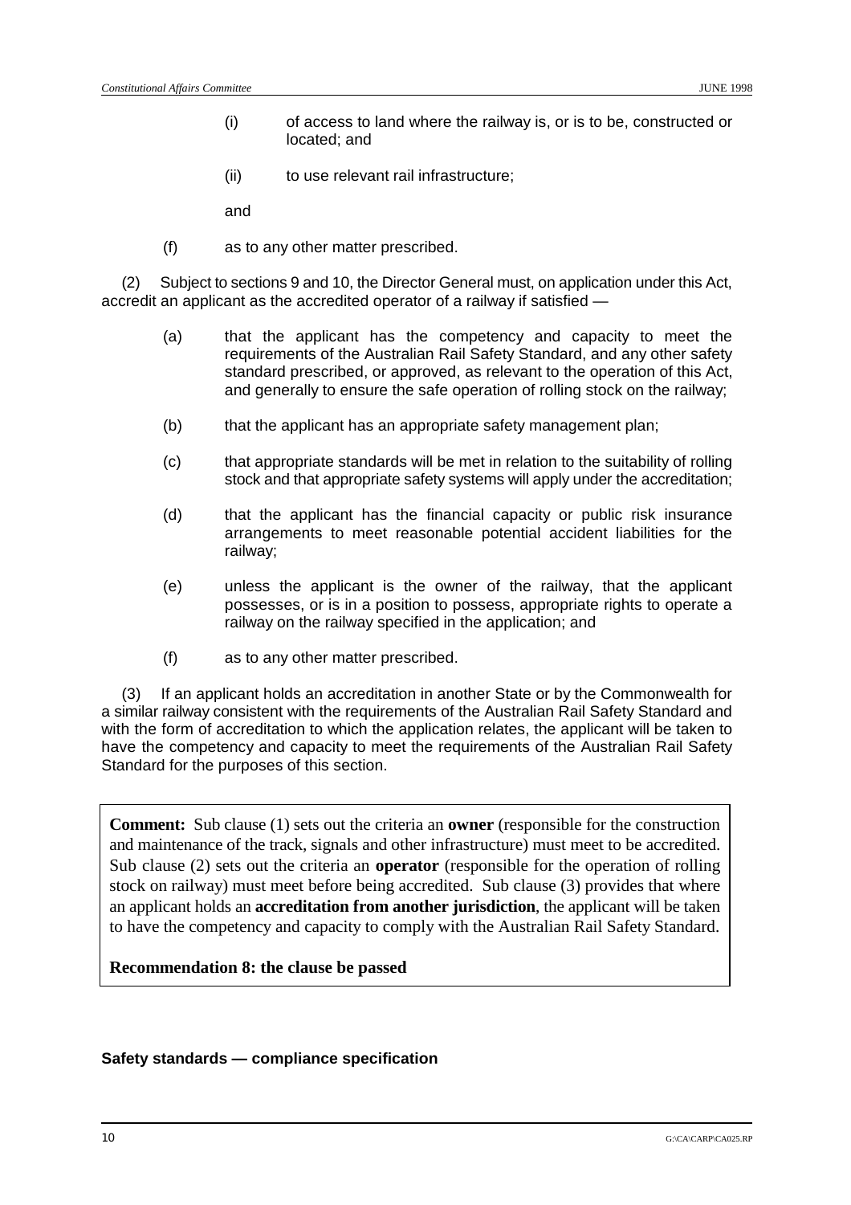(i) of access to land where the railway is, or is to be, constructed or located; and

(ii) to use relevant rail infrastructure;

and

(f) as to any other matter prescribed.

(2) Subject to sections 9 and 10, the Director General must, on application under this Act, accredit an applicant as the accredited operator of a railway if satisfied —

(a) that the applicant has the competency and capacity to meet the requirements of the Australian Rail Safety Standard, and any other safety standard prescribed, or approved, as relevant to the operation of this Act, and generally to ensure the safe operation of rolling stock on the railway;

(b) that the applicant has an appropriate safety management plan;

(c) that appropriate standards will be met in relation to the suitability of rolling stock and that appropriate safety systems will apply under the accreditation;

(d) that the applicant has the financial capacity or public risk insurance arrangements to meet reasonable potential accident liabilities for the railway;

(e) unless the applicant is the owner of the railway, that the applicant possesses, or is in a position to possess, appropriate rights to operate a railway on the railway specified in the application; and

(f) as to any other matter prescribed.

(3) If an applicant holds an accreditation in another State or by the Commonwealth for a similar railway consistent with the requirements of the Australian Rail Safety Standard and with the form of accreditation to which the application relates, the applicant will be taken to have the competency and capacity to meet the requirements of the Australian Rail Safety Standard for the purposes of this section.

**Comment:** Sub clause (1) sets out the criteria an **owner** (responsible for the construction and maintenance of the track, signals and other infrastructure) must meet to be accredited. Sub clause (2) sets out the criteria an **operator** (responsible for the operation of rolling stock on railway) must meet before being accredited. Sub clause (3) provides that where an applicant holds an **accreditation from another jurisdiction**, the applicant will be taken to have the competency and capacity to comply with the Australian Rail Safety Standard.

**Recommendation 8: the clause be passed**

**Safety standards — compliance specification**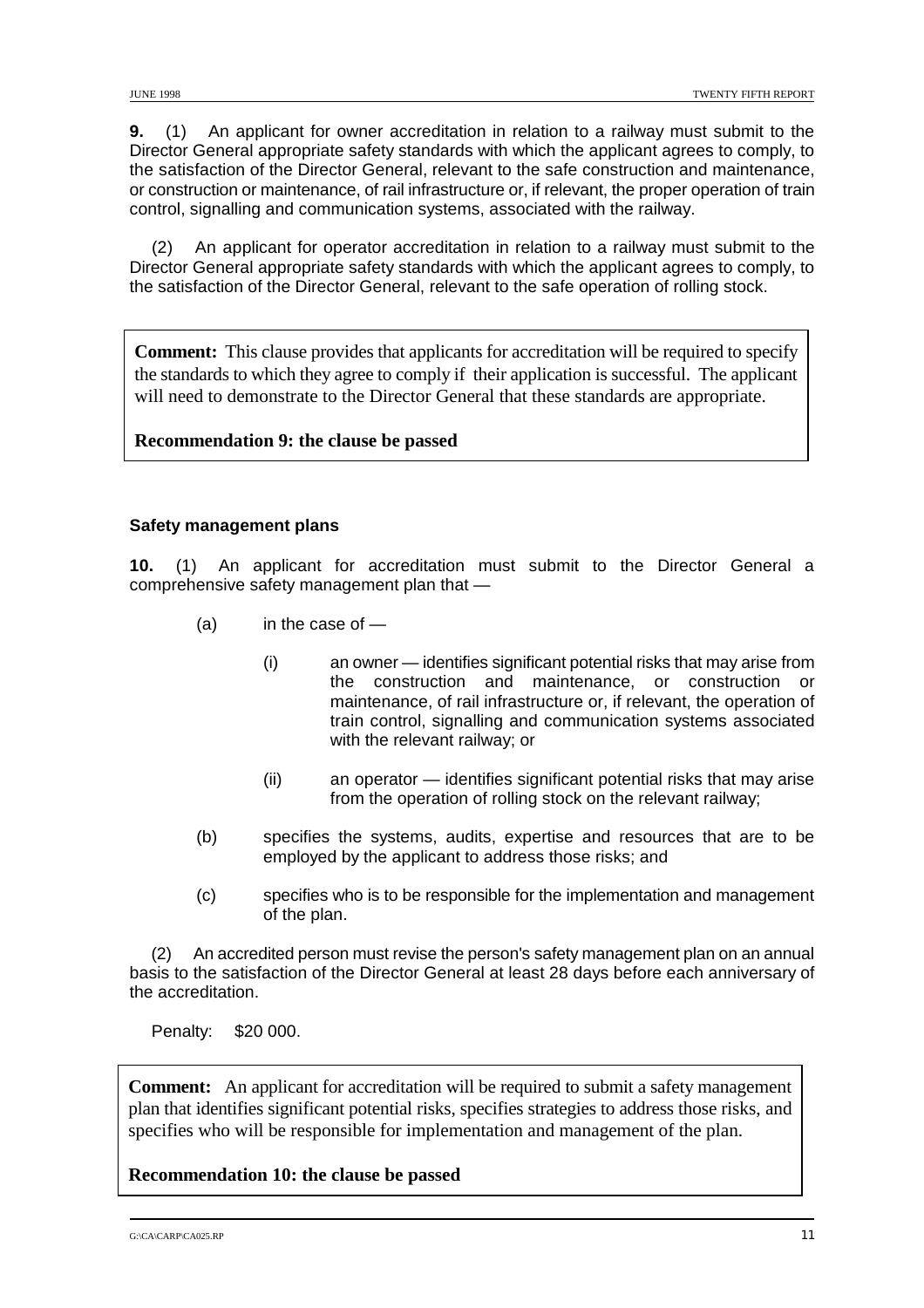**9.** (1) An applicant for owner accreditation in relation to a railway must submit to the Director General appropriate safety standards with which the applicant agrees to comply, to the satisfaction of the Director General, relevant to the safe construction and maintenance, or construction or maintenance, of rail infrastructure or, if relevant, the proper operation of train control, signalling and communication systems, associated with the railway.

(2) An applicant for operator accreditation in relation to a railway must submit to the Director General appropriate safety standards with which the applicant agrees to comply, to the satisfaction of the Director General, relevant to the safe operation of rolling stock.

> **Comment:** This clause provides that applicants for accreditation will be required to specify the standards to which they agree to comply if their application is successful. The applicant will need to demonstrate to the Director General that these standards are appropriate.
>
> **Recommendation 9: the clause be passed**

### Safety management plans

**10.** (1) An applicant for accreditation must submit to the Director General a comprehensive safety management plan that —

- (a) in the case of —
  - (i) an owner — identifies significant potential risks that may arise from the construction and maintenance, or construction or maintenance, of rail infrastructure or, if relevant, the operation of train control, signalling and communication systems associated with the relevant railway; or
  - (ii) an operator — identifies significant potential risks that may arise from the operation of rolling stock on the relevant railway;
- (b) specifies the systems, audits, expertise and resources that are to be employed by the applicant to address those risks; and
- (c) specifies who is to be responsible for the implementation and management of the plan.

(2) An accredited person must revise the person's safety management plan on an annual basis to the satisfaction of the Director General at least 28 days before each anniversary of the accreditation.

Penalty: $20 000.

> **Comment:** An applicant for accreditation will be required to submit a safety management plan that identifies significant potential risks, specifies strategies to address those risks, and specifies who will be responsible for implementation and management of the plan.
>
> **Recommendation 10: the clause be passed**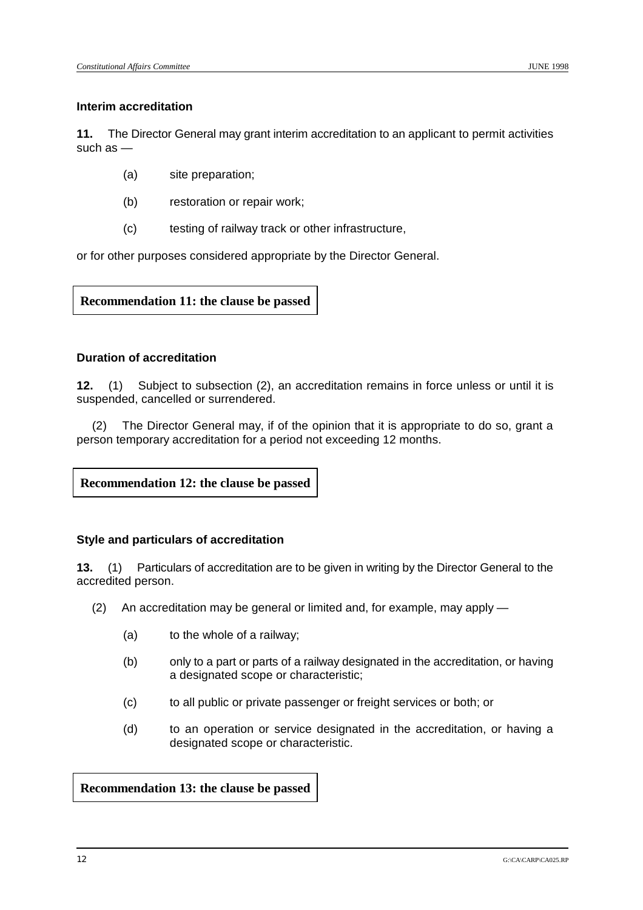#### Interim accreditation

**11.** The Director General may grant interim accreditation to an applicant to permit activities such as —

(a) site preparation;

(b) restoration or repair work;

(c) testing of railway track or other infrastructure,

or for other purposes considered appropriate by the Director General.

**Recommendation 11: the clause be passed**

#### Duration of accreditation

**12.** (1) Subject to subsection (2), an accreditation remains in force unless or until it is suspended, cancelled or surrendered.

(2) The Director General may, if of the opinion that it is appropriate to do so, grant a person temporary accreditation for a period not exceeding 12 months.

**Recommendation 12: the clause be passed**

#### Style and particulars of accreditation

**13.** (1) Particulars of accreditation are to be given in writing by the Director General to the accredited person.

(2) An accreditation may be general or limited and, for example, may apply —

(a) to the whole of a railway;

(b) only to a part or parts of a railway designated in the accreditation, or having a designated scope or characteristic;

(c) to all public or private passenger or freight services or both; or

(d) to an operation or service designated in the accreditation, or having a designated scope or characteristic.

**Recommendation 13: the clause be passed**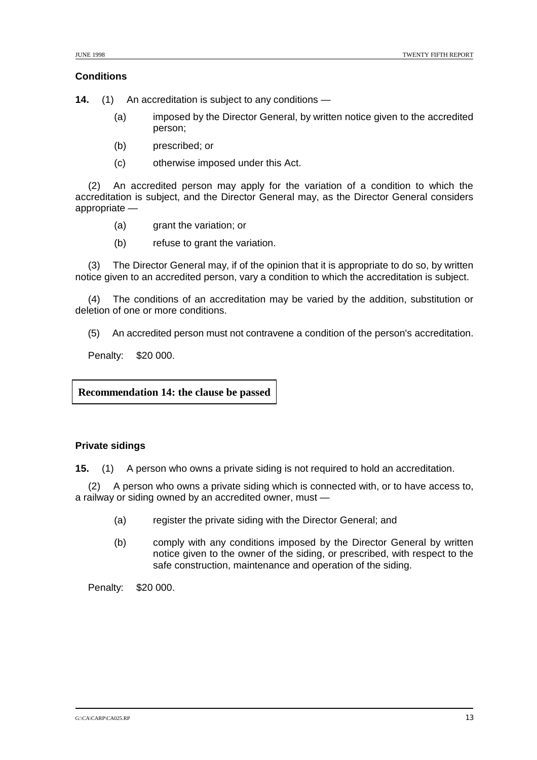### Conditions

**14.** (1) An accreditation is subject to any conditions —

(a) imposed by the Director General, by written notice given to the accredited person;

(b) prescribed; or

(c) otherwise imposed under this Act.

(2) An accredited person may apply for the variation of a condition to which the accreditation is subject, and the Director General may, as the Director General considers appropriate —

(a) grant the variation; or

(b) refuse to grant the variation.

(3) The Director General may, if of the opinion that it is appropriate to do so, by written notice given to an accredited person, vary a condition to which the accreditation is subject.

(4) The conditions of an accreditation may be varied by the addition, substitution or deletion of one or more conditions.

(5) An accredited person must not contravene a condition of the person's accreditation.

Penalty: $20 000.

**Recommendation 14: the clause be passed**

### Private sidings

**15.** (1) A person who owns a private siding is not required to hold an accreditation.

(2) A person who owns a private siding which is connected with, or to have access to, a railway or siding owned by an accredited owner, must —

(a) register the private siding with the Director General; and

(b) comply with any conditions imposed by the Director General by written notice given to the owner of the siding, or prescribed, with respect to the safe construction, maintenance and operation of the siding.

Penalty: $20 000.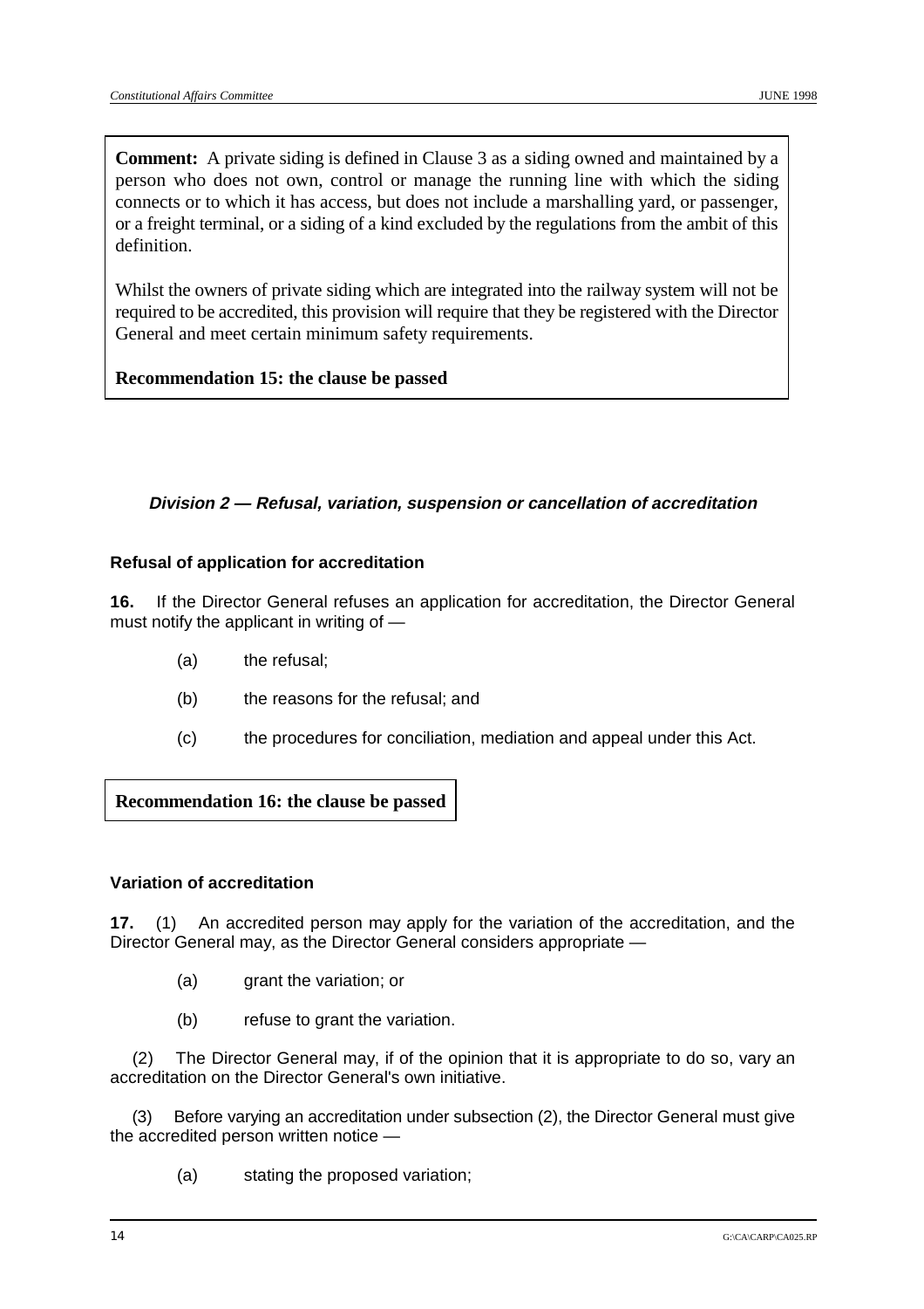**Comment:** A private siding is defined in Clause 3 as a siding owned and maintained by a person who does not own, control or manage the running line with which the siding connects or to which it has access, but does not include a marshalling yard, or passenger, or a freight terminal, or a siding of a kind excluded by the regulations from the ambit of this definition.

Whilst the owners of private siding which are integrated into the railway system will not be required to be accredited, this provision will require that they be registered with the Director General and meet certain minimum safety requirements.

**Recommendation 15: the clause be passed**

### *Division 2 — Refusal, variation, suspension or cancellation of accreditation*

**Refusal of application for accreditation**

**16.** If the Director General refuses an application for accreditation, the Director General must notify the applicant in writing of —

(a) the refusal;

(b) the reasons for the refusal; and

(c) the procedures for conciliation, mediation and appeal under this Act.

**Recommendation 16: the clause be passed**

**Variation of accreditation**

**17.** (1) An accredited person may apply for the variation of the accreditation, and the Director General may, as the Director General considers appropriate —

(a) grant the variation; or

(b) refuse to grant the variation.

(2) The Director General may, if of the opinion that it is appropriate to do so, vary an accreditation on the Director General's own initiative.

(3) Before varying an accreditation under subsection (2), the Director General must give the accredited person written notice —

(a) stating the proposed variation;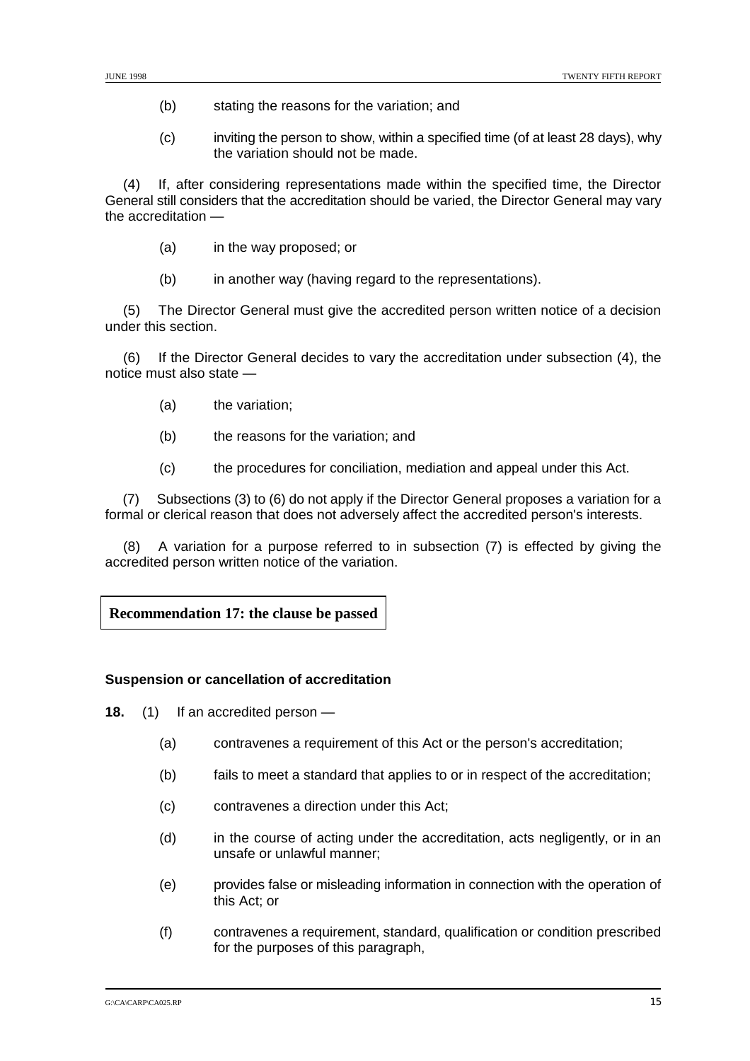(b) stating the reasons for the variation; and

(c) inviting the person to show, within a specified time (of at least 28 days), why the variation should not be made.

(4) If, after considering representations made within the specified time, the Director General still considers that the accreditation should be varied, the Director General may vary the accreditation —

(a) in the way proposed; or

(b) in another way (having regard to the representations).

(5) The Director General must give the accredited person written notice of a decision under this section.

(6) If the Director General decides to vary the accreditation under subsection (4), the notice must also state —

(a) the variation;

(b) the reasons for the variation; and

(c) the procedures for conciliation, mediation and appeal under this Act.

(7) Subsections (3) to (6) do not apply if the Director General proposes a variation for a formal or clerical reason that does not adversely affect the accredited person's interests.

(8) A variation for a purpose referred to in subsection (7) is effected by giving the accredited person written notice of the variation.

**Recommendation 17: the clause be passed**

**Suspension or cancellation of accreditation**

**18.** (1) If an accredited person —

(a) contravenes a requirement of this Act or the person's accreditation;

(b) fails to meet a standard that applies to or in respect of the accreditation;

(c) contravenes a direction under this Act;

(d) in the course of acting under the accreditation, acts negligently, or in an unsafe or unlawful manner;

(e) provides false or misleading information in connection with the operation of this Act; or

(f) contravenes a requirement, standard, qualification or condition prescribed for the purposes of this paragraph,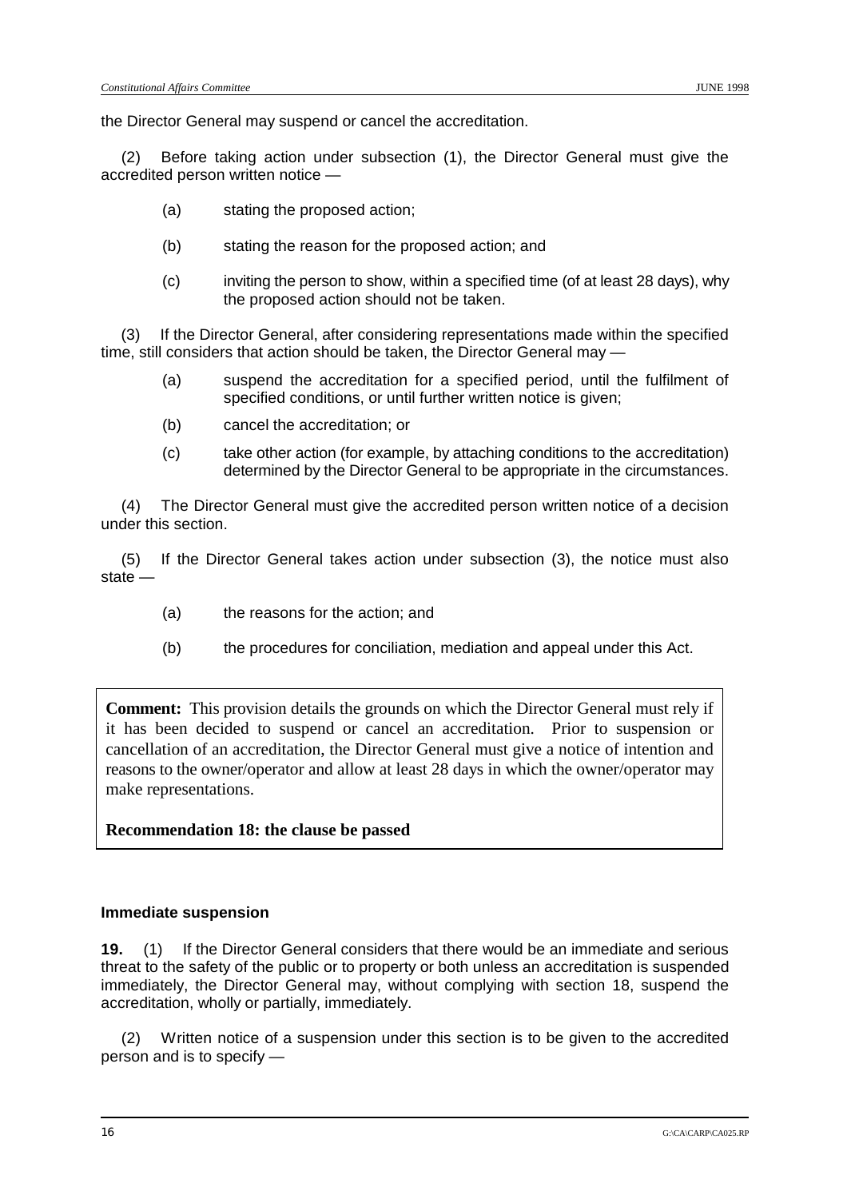the Director General may suspend or cancel the accreditation.

(2) Before taking action under subsection (1), the Director General must give the accredited person written notice —

(a) stating the proposed action;

(b) stating the reason for the proposed action; and

(c) inviting the person to show, within a specified time (of at least 28 days), why the proposed action should not be taken.

(3) If the Director General, after considering representations made within the specified time, still considers that action should be taken, the Director General may —

(a) suspend the accreditation for a specified period, until the fulfilment of specified conditions, or until further written notice is given;

(b) cancel the accreditation; or

(c) take other action (for example, by attaching conditions to the accreditation) determined by the Director General to be appropriate in the circumstances.

(4) The Director General must give the accredited person written notice of a decision under this section.

(5) If the Director General takes action under subsection (3), the notice must also state —

(a) the reasons for the action; and

(b) the procedures for conciliation, mediation and appeal under this Act.

**Comment:** This provision details the grounds on which the Director General must rely if it has been decided to suspend or cancel an accreditation. Prior to suspension or cancellation of an accreditation, the Director General must give a notice of intention and reasons to the owner/operator and allow at least 28 days in which the owner/operator may make representations.

**Recommendation 18: the clause be passed**

**Immediate suspension**

**19.** (1) If the Director General considers that there would be an immediate and serious threat to the safety of the public or to property or both unless an accreditation is suspended immediately, the Director General may, without complying with section 18, suspend the accreditation, wholly or partially, immediately.

(2) Written notice of a suspension under this section is to be given to the accredited person and is to specify —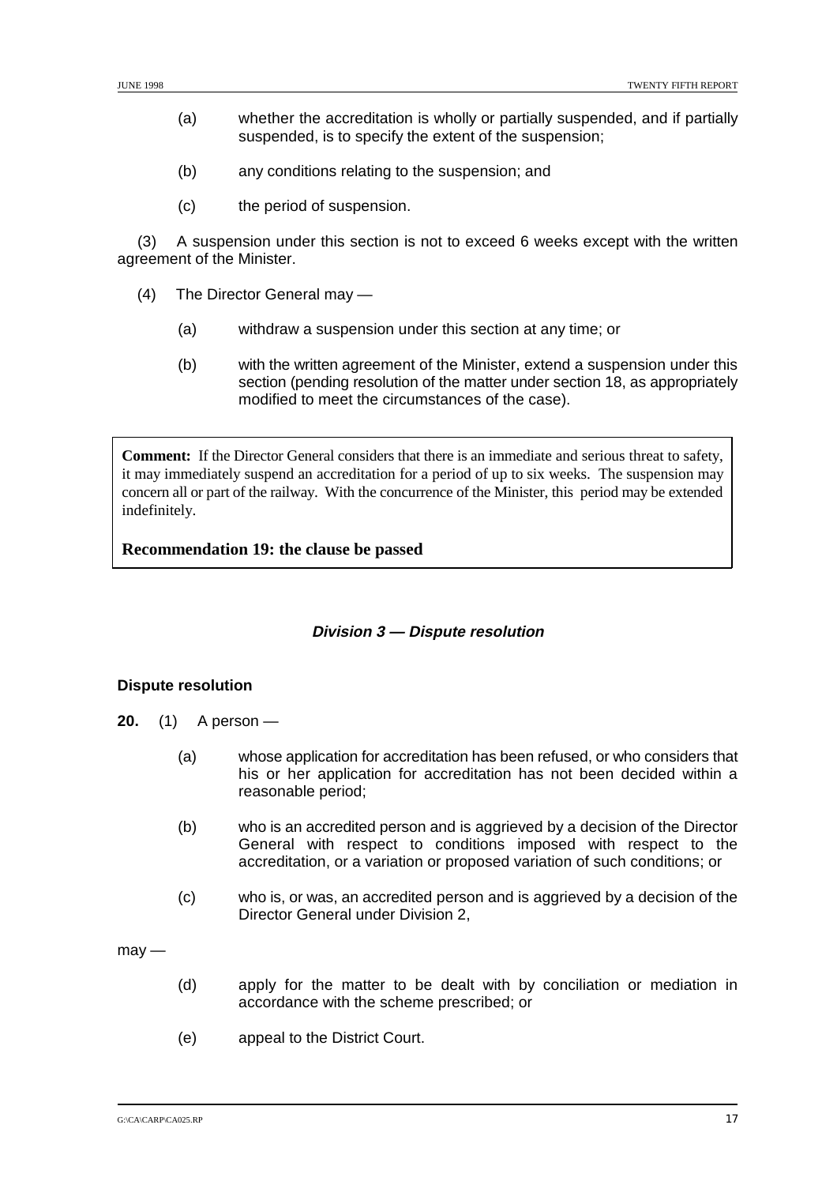(a) whether the accreditation is wholly or partially suspended, and if partially suspended, is to specify the extent of the suspension;

(b) any conditions relating to the suspension; and

(c) the period of suspension.

(3) A suspension under this section is not to exceed 6 weeks except with the written agreement of the Minister.

(4) The Director General may —

(a) withdraw a suspension under this section at any time; or

(b) with the written agreement of the Minister, extend a suspension under this section (pending resolution of the matter under section 18, as appropriately modified to meet the circumstances of the case).

> **Comment:** If the Director General considers that there is an immediate and serious threat to safety, it may immediately suspend an accreditation for a period of up to six weeks. The suspension may concern all or part of the railway. With the concurrence of the Minister, this period may be extended indefinitely.
>
> **Recommendation 19: the clause be passed**

### *Division 3 — Dispute resolution*

**Dispute resolution**

**20.** (1) A person —

(a) whose application for accreditation has been refused, or who considers that his or her application for accreditation has not been decided within a reasonable period;

(b) who is an accredited person and is aggrieved by a decision of the Director General with respect to conditions imposed with respect to the accreditation, or a variation or proposed variation of such conditions; or

(c) who is, or was, an accredited person and is aggrieved by a decision of the Director General under Division 2,

may —

(d) apply for the matter to be dealt with by conciliation or mediation in accordance with the scheme prescribed; or

(e) appeal to the District Court.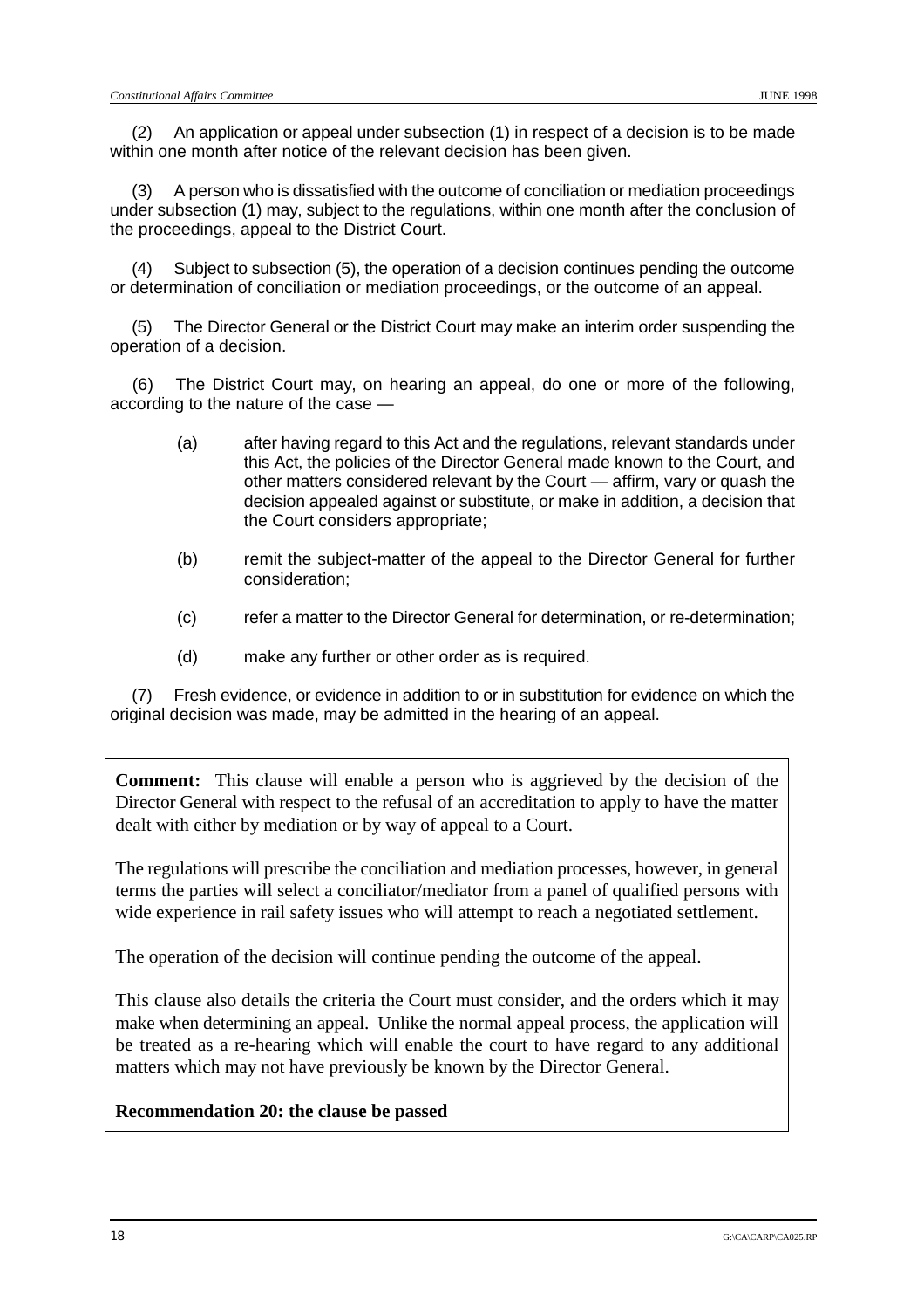(2) An application or appeal under subsection (1) in respect of a decision is to be made within one month after notice of the relevant decision has been given.

(3) A person who is dissatisfied with the outcome of conciliation or mediation proceedings under subsection (1) may, subject to the regulations, within one month after the conclusion of the proceedings, appeal to the District Court.

(4) Subject to subsection (5), the operation of a decision continues pending the outcome or determination of conciliation or mediation proceedings, or the outcome of an appeal.

(5) The Director General or the District Court may make an interim order suspending the operation of a decision.

(6) The District Court may, on hearing an appeal, do one or more of the following, according to the nature of the case —

(a) after having regard to this Act and the regulations, relevant standards under this Act, the policies of the Director General made known to the Court, and other matters considered relevant by the Court — affirm, vary or quash the decision appealed against or substitute, or make in addition, a decision that the Court considers appropriate;

(b) remit the subject-matter of the appeal to the Director General for further consideration;

(c) refer a matter to the Director General for determination, or re-determination;

(d) make any further or other order as is required.

(7) Fresh evidence, or evidence in addition to or in substitution for evidence on which the original decision was made, may be admitted in the hearing of an appeal.

**Comment:** This clause will enable a person who is aggrieved by the decision of the Director General with respect to the refusal of an accreditation to apply to have the matter dealt with either by mediation or by way of appeal to a Court.

The regulations will prescribe the conciliation and mediation processes, however, in general terms the parties will select a conciliator/mediator from a panel of qualified persons with wide experience in rail safety issues who will attempt to reach a negotiated settlement.

The operation of the decision will continue pending the outcome of the appeal.

This clause also details the criteria the Court must consider, and the orders which it may make when determining an appeal. Unlike the normal appeal process, the application will be treated as a re-hearing which will enable the court to have regard to any additional matters which may not have previously be known by the Director General.

**Recommendation 20: the clause be passed**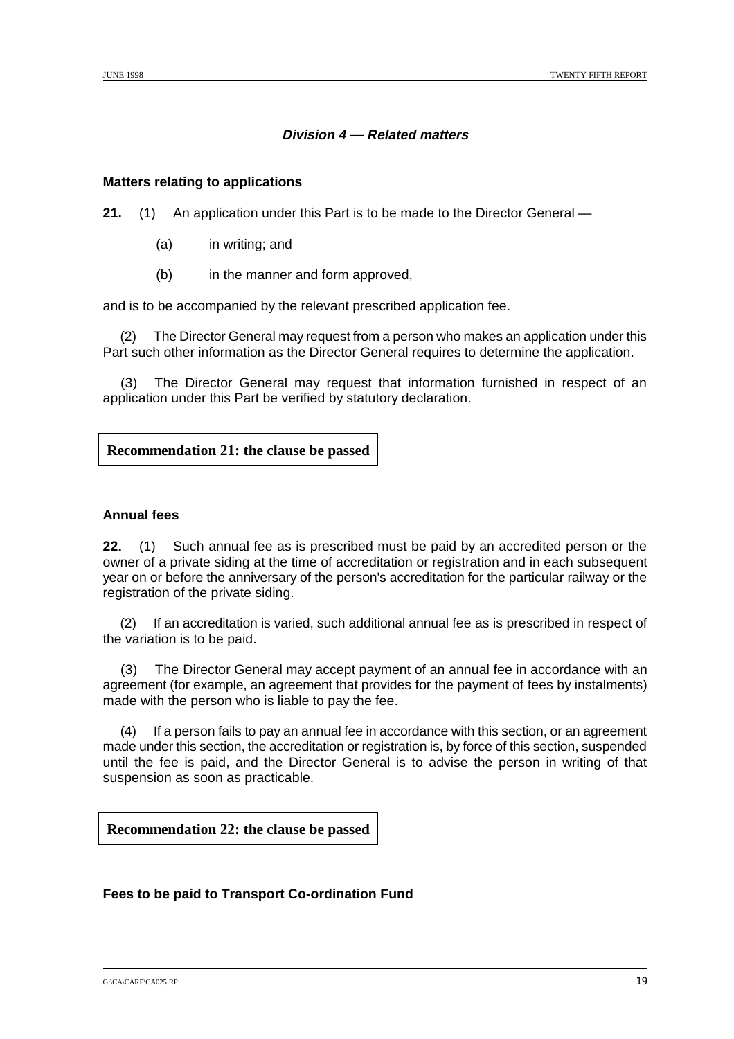### *Division 4 — Related matters*

**Matters relating to applications**

**21.** (1) An application under this Part is to be made to the Director General —

(a) in writing; and

(b) in the manner and form approved,

and is to be accompanied by the relevant prescribed application fee.

(2) The Director General may request from a person who makes an application under this Part such other information as the Director General requires to determine the application.

(3) The Director General may request that information furnished in respect of an application under this Part be verified by statutory declaration.

**Recommendation 21: the clause be passed**

**Annual fees**

**22.** (1) Such annual fee as is prescribed must be paid by an accredited person or the owner of a private siding at the time of accreditation or registration and in each subsequent year on or before the anniversary of the person's accreditation for the particular railway or the registration of the private siding.

(2) If an accreditation is varied, such additional annual fee as is prescribed in respect of the variation is to be paid.

(3) The Director General may accept payment of an annual fee in accordance with an agreement (for example, an agreement that provides for the payment of fees by instalments) made with the person who is liable to pay the fee.

(4) If a person fails to pay an annual fee in accordance with this section, or an agreement made under this section, the accreditation or registration is, by force of this section, suspended until the fee is paid, and the Director General is to advise the person in writing of that suspension as soon as practicable.

**Recommendation 22: the clause be passed**

**Fees to be paid to Transport Co-ordination Fund**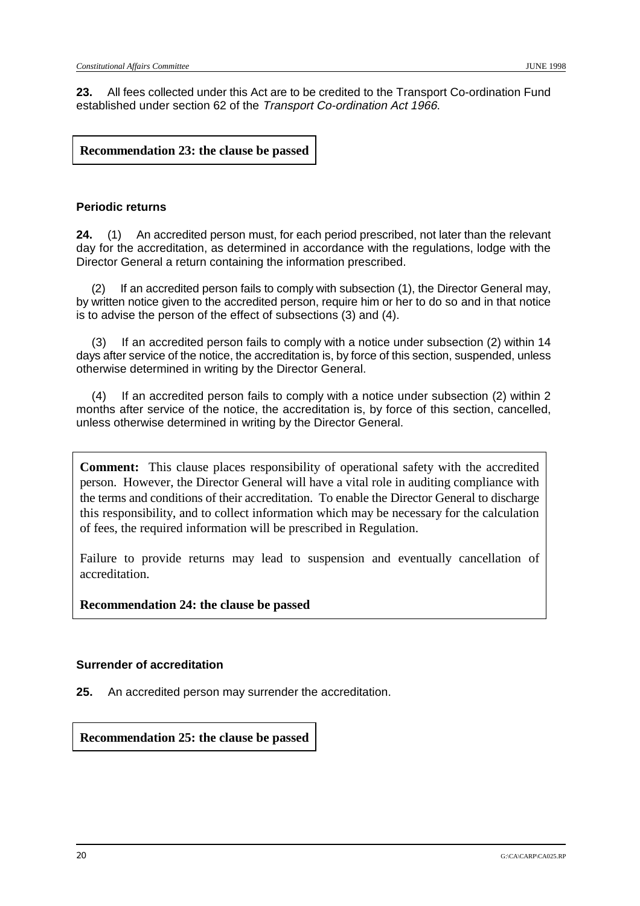**23.** All fees collected under this Act are to be credited to the Transport Co-ordination Fund established under section 62 of the *Transport Co-ordination Act 1966.*

**Recommendation 23: the clause be passed**

### Periodic returns

**24.** (1) An accredited person must, for each period prescribed, not later than the relevant day for the accreditation, as determined in accordance with the regulations, lodge with the Director General a return containing the information prescribed.

(2) If an accredited person fails to comply with subsection (1), the Director General may, by written notice given to the accredited person, require him or her to do so and in that notice is to advise the person of the effect of subsections (3) and (4).

(3) If an accredited person fails to comply with a notice under subsection (2) within 14 days after service of the notice, the accreditation is, by force of this section, suspended, unless otherwise determined in writing by the Director General.

(4) If an accredited person fails to comply with a notice under subsection (2) within 2 months after service of the notice, the accreditation is, by force of this section, cancelled, unless otherwise determined in writing by the Director General.

**Comment:** This clause places responsibility of operational safety with the accredited person. However, the Director General will have a vital role in auditing compliance with the terms and conditions of their accreditation. To enable the Director General to discharge this responsibility, and to collect information which may be necessary for the calculation of fees, the required information will be prescribed in Regulation.

Failure to provide returns may lead to suspension and eventually cancellation of accreditation.

**Recommendation 24: the clause be passed**

### Surrender of accreditation

**25.** An accredited person may surrender the accreditation.

**Recommendation 25: the clause be passed**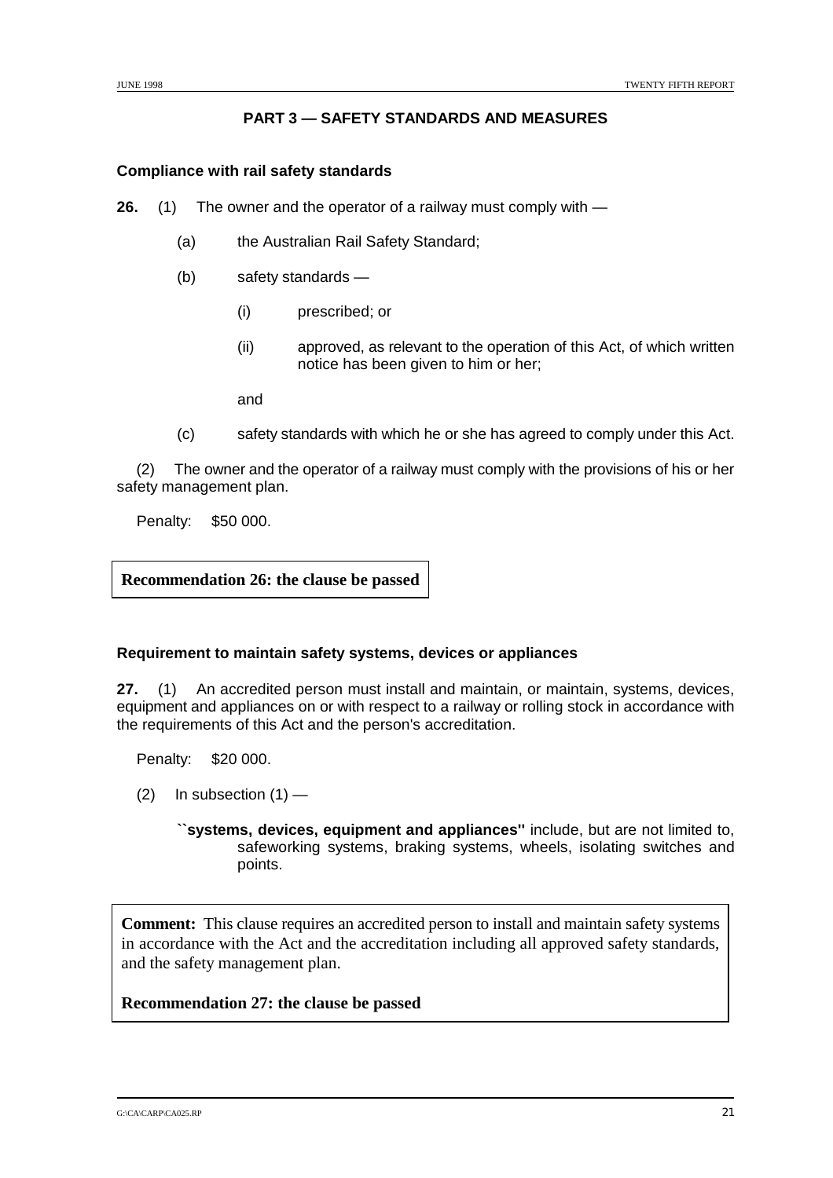## PART 3 — SAFETY STANDARDS AND MEASURES

### Compliance with rail safety standards

**26.** (1) The owner and the operator of a railway must comply with —

(a) the Australian Rail Safety Standard;

(b) safety standards —

(i) prescribed; or

(ii) approved, as relevant to the operation of this Act, of which written notice has been given to him or her;

and

(c) safety standards with which he or she has agreed to comply under this Act.

(2) The owner and the operator of a railway must comply with the provisions of his or her safety management plan.

Penalty: $50 000.

**Recommendation 26: the clause be passed**

### Requirement to maintain safety systems, devices or appliances

**27.** (1) An accredited person must install and maintain, or maintain, systems, devices, equipment and appliances on or with respect to a railway or rolling stock in accordance with the requirements of this Act and the person's accreditation.

Penalty: $20 000.

(2) In subsection (1) —

**``systems, devices, equipment and appliances''** include, but are not limited to, safeworking systems, braking systems, wheels, isolating switches and points.

**Comment:** This clause requires an accredited person to install and maintain safety systems in accordance with the Act and the accreditation including all approved safety standards, and the safety management plan.

**Recommendation 27: the clause be passed**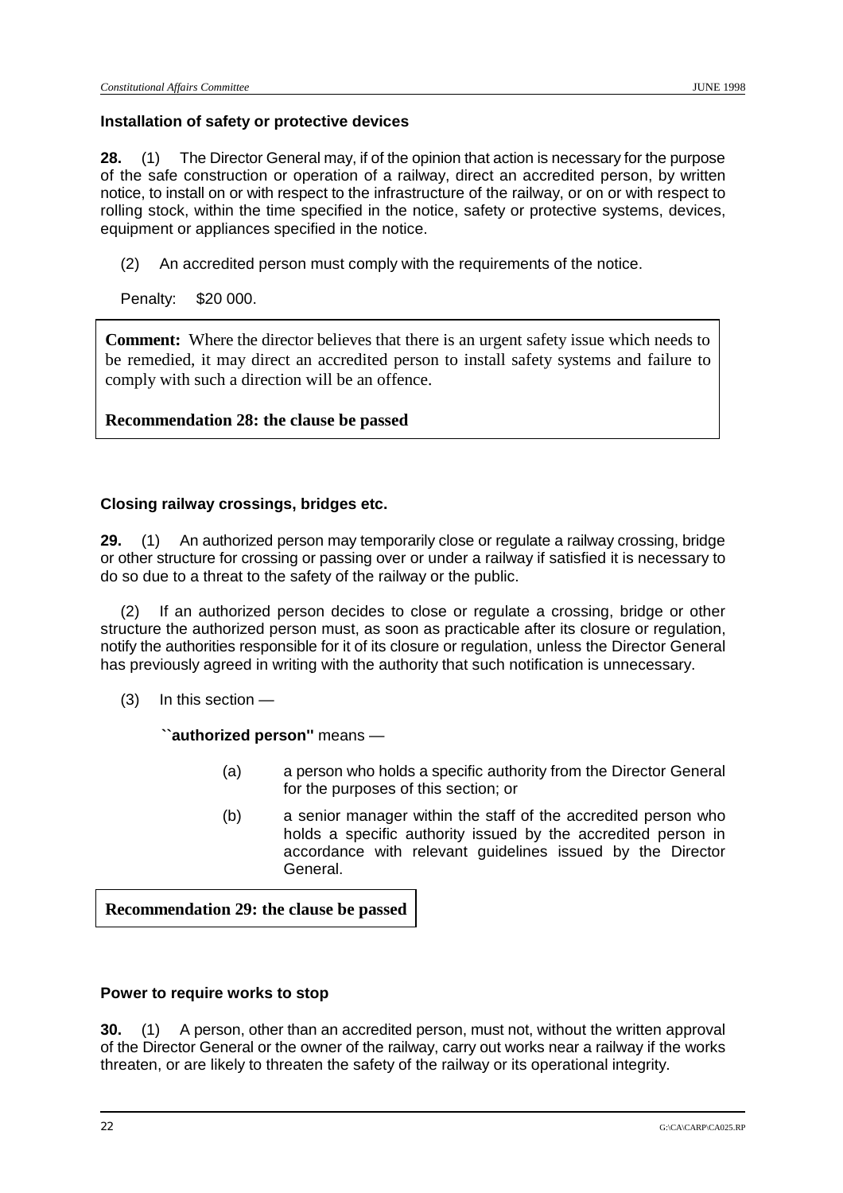**Installation of safety or protective devices**

**28.** (1) The Director General may, if of the opinion that action is necessary for the purpose of the safe construction or operation of a railway, direct an accredited person, by written notice, to install on or with respect to the infrastructure of the railway, or on or with respect to rolling stock, within the time specified in the notice, safety or protective systems, devices, equipment or appliances specified in the notice.

(2) An accredited person must comply with the requirements of the notice.

Penalty: $20 000.

**Comment:** Where the director believes that there is an urgent safety issue which needs to be remedied, it may direct an accredited person to install safety systems and failure to comply with such a direction will be an offence.

**Recommendation 28: the clause be passed**

**Closing railway crossings, bridges etc.**

**29.** (1) An authorized person may temporarily close or regulate a railway crossing, bridge or other structure for crossing or passing over or under a railway if satisfied it is necessary to do so due to a threat to the safety of the railway or the public.

(2) If an authorized person decides to close or regulate a crossing, bridge or other structure the authorized person must, as soon as practicable after its closure or regulation, notify the authorities responsible for it of its closure or regulation, unless the Director General has previously agreed in writing with the authority that such notification is unnecessary.

(3) In this section —

**``authorized person''** means —

(a) a person who holds a specific authority from the Director General for the purposes of this section; or

(b) a senior manager within the staff of the accredited person who holds a specific authority issued by the accredited person in accordance with relevant guidelines issued by the Director General.

**Recommendation 29: the clause be passed**

**Power to require works to stop**

**30.** (1) A person, other than an accredited person, must not, without the written approval of the Director General or the owner of the railway, carry out works near a railway if the works threaten, or are likely to threaten the safety of the railway or its operational integrity.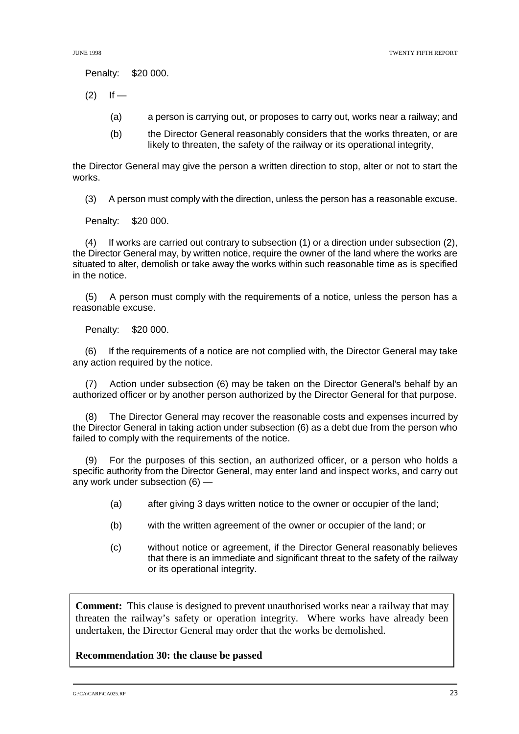Penalty: $20 000.

(2) If —

- (a) a person is carrying out, or proposes to carry out, works near a railway; and
- (b) the Director General reasonably considers that the works threaten, or are likely to threaten, the safety of the railway or its operational integrity,

the Director General may give the person a written direction to stop, alter or not to start the works.

(3) A person must comply with the direction, unless the person has a reasonable excuse.

Penalty: $20 000.

(4) If works are carried out contrary to subsection (1) or a direction under subsection (2), the Director General may, by written notice, require the owner of the land where the works are situated to alter, demolish or take away the works within such reasonable time as is specified in the notice.

(5) A person must comply with the requirements of a notice, unless the person has a reasonable excuse.

Penalty: $20 000.

(6) If the requirements of a notice are not complied with, the Director General may take any action required by the notice.

(7) Action under subsection (6) may be taken on the Director General's behalf by an authorized officer or by another person authorized by the Director General for that purpose.

(8) The Director General may recover the reasonable costs and expenses incurred by the Director General in taking action under subsection (6) as a debt due from the person who failed to comply with the requirements of the notice.

(9) For the purposes of this section, an authorized officer, or a person who holds a specific authority from the Director General, may enter land and inspect works, and carry out any work under subsection (6) —

- (a) after giving 3 days written notice to the owner or occupier of the land;
- (b) with the written agreement of the owner or occupier of the land; or
- (c) without notice or agreement, if the Director General reasonably believes that there is an immediate and significant threat to the safety of the railway or its operational integrity.

**Comment:** This clause is designed to prevent unauthorised works near a railway that may threaten the railway's safety or operation integrity. Where works have already been undertaken, the Director General may order that the works be demolished.

**Recommendation 30: the clause be passed**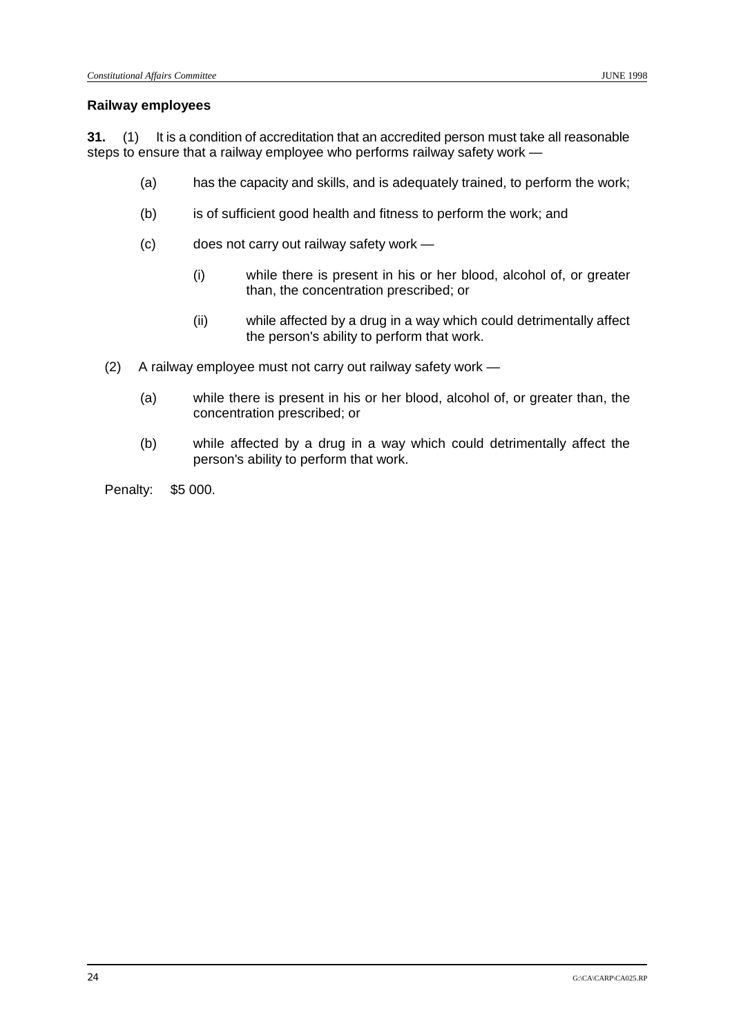### Railway employees

**31.** (1) It is a condition of accreditation that an accredited person must take all reasonable steps to ensure that a railway employee who performs railway safety work —

(a) has the capacity and skills, and is adequately trained, to perform the work;

(b) is of sufficient good health and fitness to perform the work; and

(c) does not carry out railway safety work —

(i) while there is present in his or her blood, alcohol of, or greater than, the concentration prescribed; or

(ii) while affected by a drug in a way which could detrimentally affect the person's ability to perform that work.

(2) A railway employee must not carry out railway safety work —

(a) while there is present in his or her blood, alcohol of, or greater than, the concentration prescribed; or

(b) while affected by a drug in a way which could detrimentally affect the person's ability to perform that work.

Penalty: $5 000.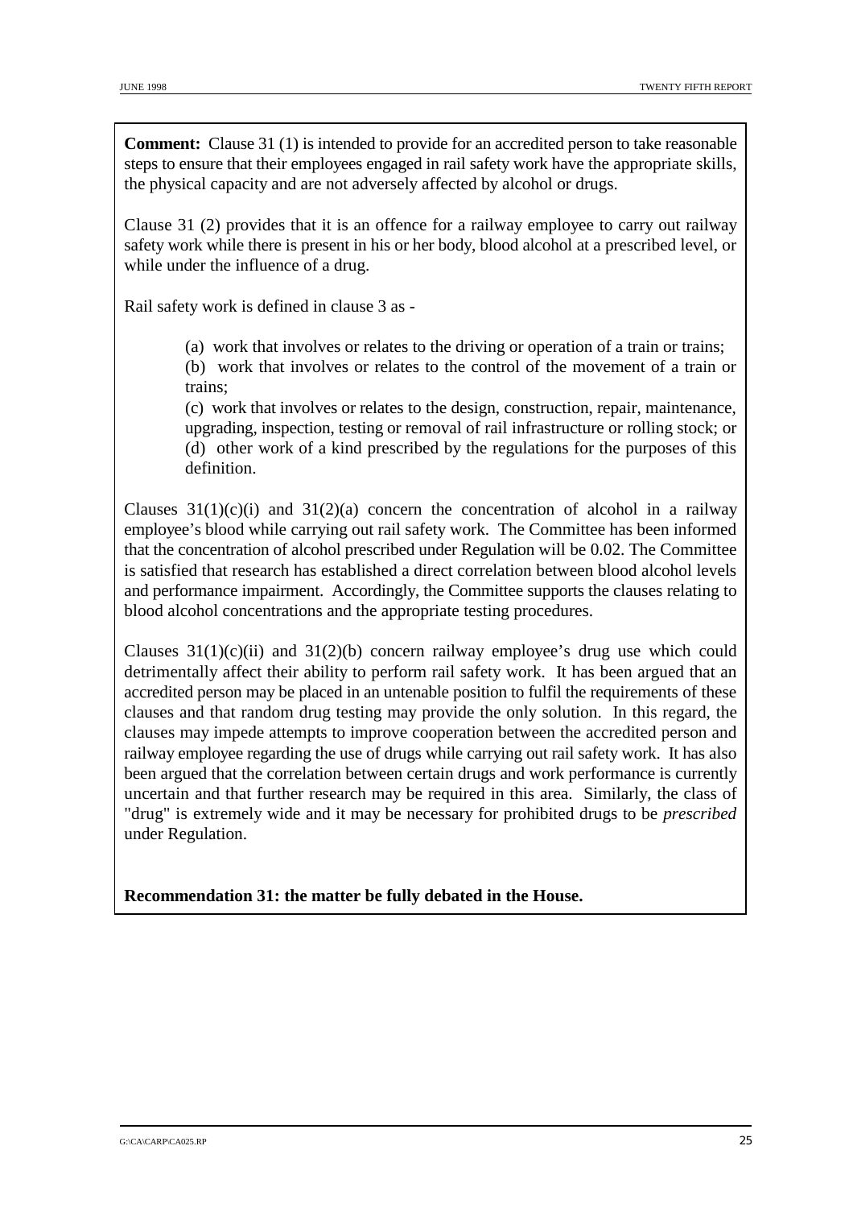**Comment:** Clause 31 (1) is intended to provide for an accredited person to take reasonable steps to ensure that their employees engaged in rail safety work have the appropriate skills, the physical capacity and are not adversely affected by alcohol or drugs.

Clause 31 (2) provides that it is an offence for a railway employee to carry out railway safety work while there is present in his or her body, blood alcohol at a prescribed level, or while under the influence of a drug.

Rail safety work is defined in clause 3 as -

> (a) work that involves or relates to the driving or operation of a train or trains;
> (b) work that involves or relates to the control of the movement of a train or trains;
> (c) work that involves or relates to the design, construction, repair, maintenance, upgrading, inspection, testing or removal of rail infrastructure or rolling stock; or
> (d) other work of a kind prescribed by the regulations for the purposes of this definition.

Clauses 31(1)(c)(i) and 31(2)(a) concern the concentration of alcohol in a railway employee's blood while carrying out rail safety work. The Committee has been informed that the concentration of alcohol prescribed under Regulation will be 0.02. The Committee is satisfied that research has established a direct correlation between blood alcohol levels and performance impairment. Accordingly, the Committee supports the clauses relating to blood alcohol concentrations and the appropriate testing procedures.

Clauses 31(1)(c)(ii) and 31(2)(b) concern railway employee's drug use which could detrimentally affect their ability to perform rail safety work. It has been argued that an accredited person may be placed in an untenable position to fulfil the requirements of these clauses and that random drug testing may provide the only solution. In this regard, the clauses may impede attempts to improve cooperation between the accredited person and railway employee regarding the use of drugs while carrying out rail safety work. It has also been argued that the correlation between certain drugs and work performance is currently uncertain and that further research may be required in this area. Similarly, the class of "drug" is extremely wide and it may be necessary for prohibited drugs to be *prescribed* under Regulation.

**Recommendation 31: the matter be fully debated in the House.**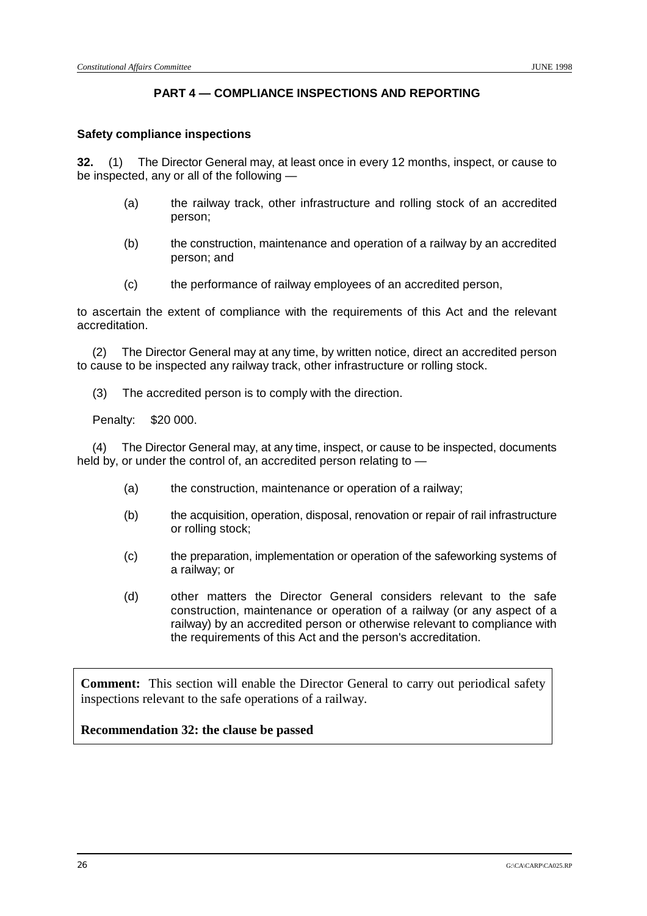## PART 4 — COMPLIANCE INSPECTIONS AND REPORTING

### Safety compliance inspections

**32.** (1) The Director General may, at least once in every 12 months, inspect, or cause to be inspected, any or all of the following —

(a) the railway track, other infrastructure and rolling stock of an accredited person;

(b) the construction, maintenance and operation of a railway by an accredited person; and

(c) the performance of railway employees of an accredited person,

to ascertain the extent of compliance with the requirements of this Act and the relevant accreditation.

(2) The Director General may at any time, by written notice, direct an accredited person to cause to be inspected any railway track, other infrastructure or rolling stock.

(3) The accredited person is to comply with the direction.

Penalty: $20 000.

(4) The Director General may, at any time, inspect, or cause to be inspected, documents held by, or under the control of, an accredited person relating to —

(a) the construction, maintenance or operation of a railway;

(b) the acquisition, operation, disposal, renovation or repair of rail infrastructure or rolling stock;

(c) the preparation, implementation or operation of the safeworking systems of a railway; or

(d) other matters the Director General considers relevant to the safe construction, maintenance or operation of a railway (or any aspect of a railway) by an accredited person or otherwise relevant to compliance with the requirements of this Act and the person's accreditation.

**Comment:** This section will enable the Director General to carry out periodical safety inspections relevant to the safe operations of a railway.

**Recommendation 32: the clause be passed**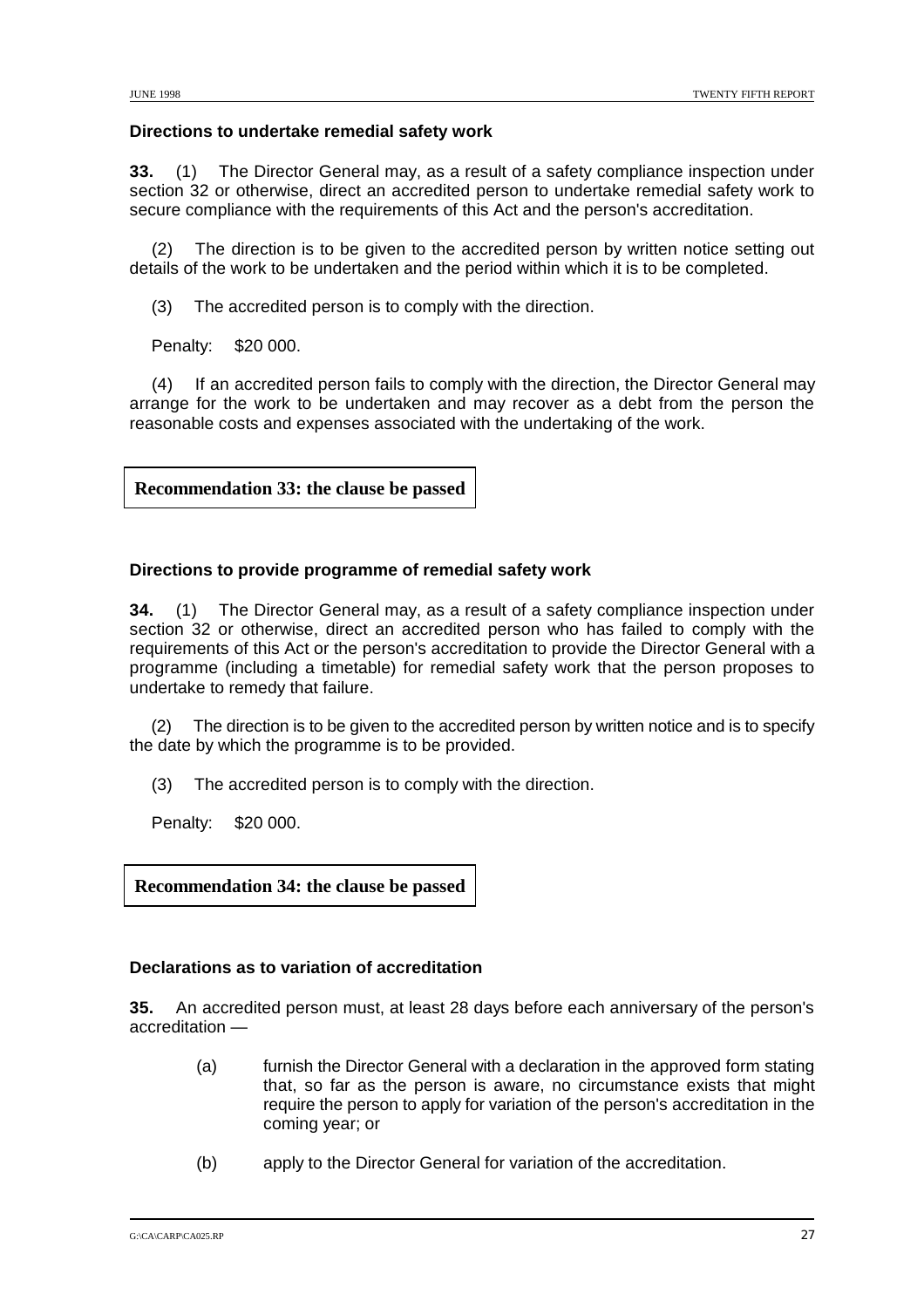### Directions to undertake remedial safety work

**33.** (1) The Director General may, as a result of a safety compliance inspection under section 32 or otherwise, direct an accredited person to undertake remedial safety work to secure compliance with the requirements of this Act and the person's accreditation.

(2) The direction is to be given to the accredited person by written notice setting out details of the work to be undertaken and the period within which it is to be completed.

(3) The accredited person is to comply with the direction.

Penalty: $20 000.

(4) If an accredited person fails to comply with the direction, the Director General may arrange for the work to be undertaken and may recover as a debt from the person the reasonable costs and expenses associated with the undertaking of the work.

**Recommendation 33: the clause be passed**

### Directions to provide programme of remedial safety work

**34.** (1) The Director General may, as a result of a safety compliance inspection under section 32 or otherwise, direct an accredited person who has failed to comply with the requirements of this Act or the person's accreditation to provide the Director General with a programme (including a timetable) for remedial safety work that the person proposes to undertake to remedy that failure.

(2) The direction is to be given to the accredited person by written notice and is to specify the date by which the programme is to be provided.

(3) The accredited person is to comply with the direction.

Penalty: $20 000.

**Recommendation 34: the clause be passed**

### Declarations as to variation of accreditation

**35.** An accredited person must, at least 28 days before each anniversary of the person's accreditation —

(a) furnish the Director General with a declaration in the approved form stating that, so far as the person is aware, no circumstance exists that might require the person to apply for variation of the person's accreditation in the coming year; or

(b) apply to the Director General for variation of the accreditation.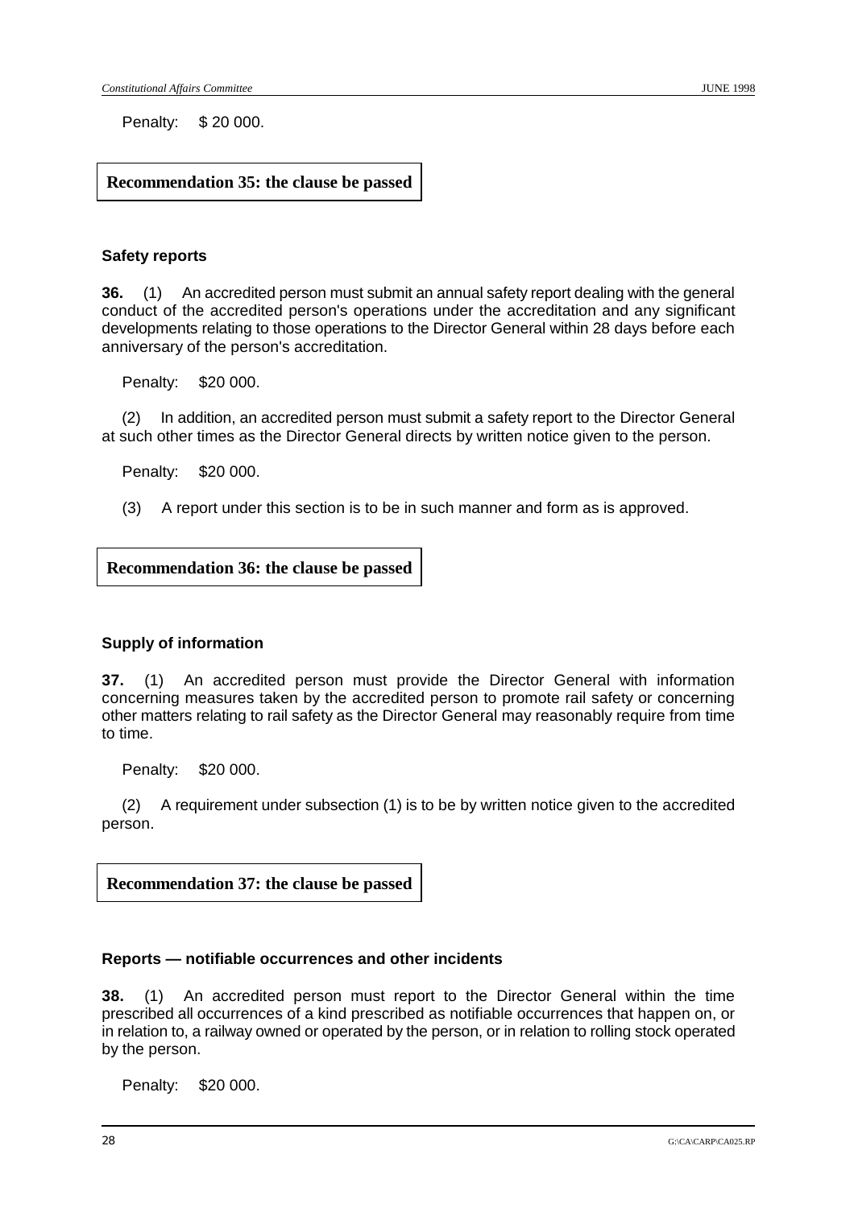Penalty: $ 20 000.

**Recommendation 35: the clause be passed**

### Safety reports

**36.** (1) An accredited person must submit an annual safety report dealing with the general conduct of the accredited person's operations under the accreditation and any significant developments relating to those operations to the Director General within 28 days before each anniversary of the person's accreditation.

Penalty: $20 000.

(2) In addition, an accredited person must submit a safety report to the Director General at such other times as the Director General directs by written notice given to the person.

Penalty: $20 000.

(3) A report under this section is to be in such manner and form as is approved.

**Recommendation 36: the clause be passed**

### Supply of information

**37.** (1) An accredited person must provide the Director General with information concerning measures taken by the accredited person to promote rail safety or concerning other matters relating to rail safety as the Director General may reasonably require from time to time.

Penalty: $20 000.

(2) A requirement under subsection (1) is to be by written notice given to the accredited person.

**Recommendation 37: the clause be passed**

### Reports — notifiable occurrences and other incidents

**38.** (1) An accredited person must report to the Director General within the time prescribed all occurrences of a kind prescribed as notifiable occurrences that happen on, or in relation to, a railway owned or operated by the person, or in relation to rolling stock operated by the person.

Penalty: $20 000.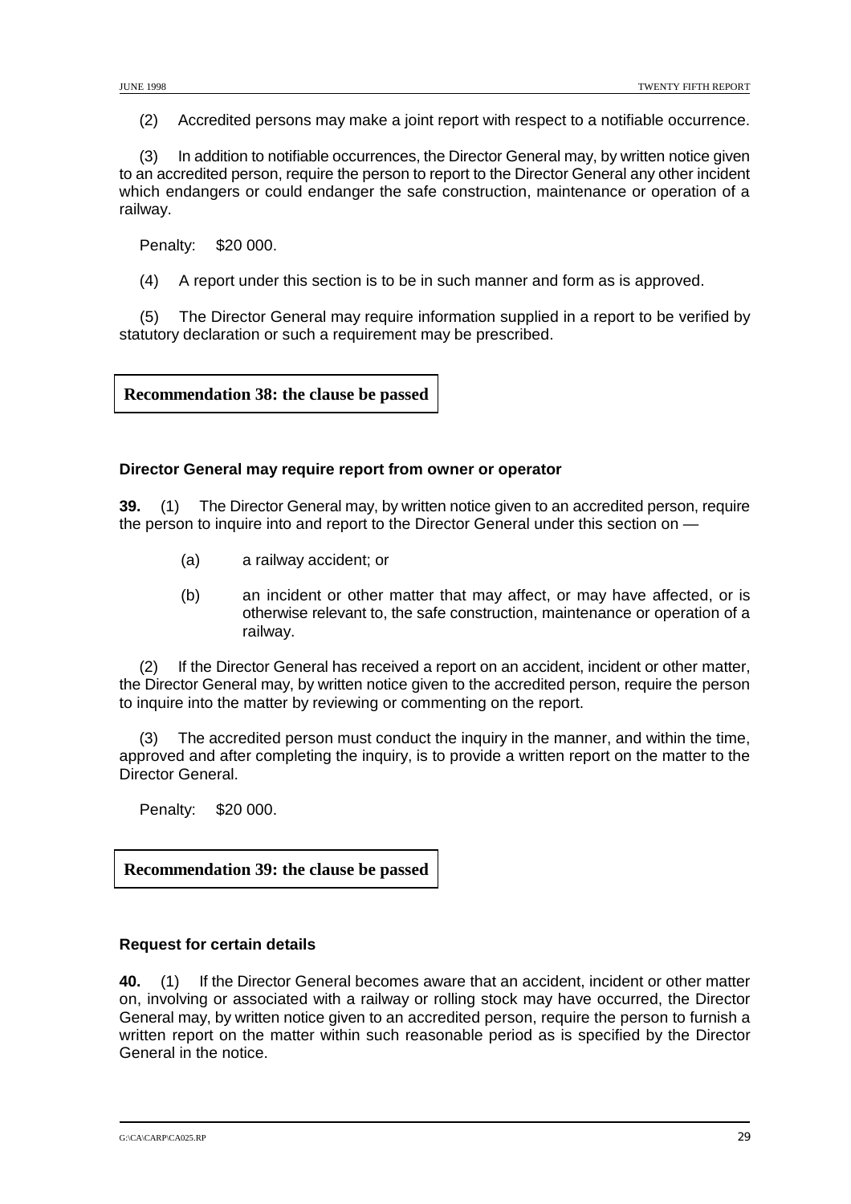(2) Accredited persons may make a joint report with respect to a notifiable occurrence.

(3) In addition to notifiable occurrences, the Director General may, by written notice given to an accredited person, require the person to report to the Director General any other incident which endangers or could endanger the safe construction, maintenance or operation of a railway.

Penalty: $20 000.

(4) A report under this section is to be in such manner and form as is approved.

(5) The Director General may require information supplied in a report to be verified by statutory declaration or such a requirement may be prescribed.

**Recommendation 38: the clause be passed**

**Director General may require report from owner or operator**

**39.** (1) The Director General may, by written notice given to an accredited person, require the person to inquire into and report to the Director General under this section on —

(a) a railway accident; or

(b) an incident or other matter that may affect, or may have affected, or is otherwise relevant to, the safe construction, maintenance or operation of a railway.

(2) If the Director General has received a report on an accident, incident or other matter, the Director General may, by written notice given to the accredited person, require the person to inquire into the matter by reviewing or commenting on the report.

(3) The accredited person must conduct the inquiry in the manner, and within the time, approved and after completing the inquiry, is to provide a written report on the matter to the Director General.

Penalty: $20 000.

**Recommendation 39: the clause be passed**

**Request for certain details**

**40.** (1) If the Director General becomes aware that an accident, incident or other matter on, involving or associated with a railway or rolling stock may have occurred, the Director General may, by written notice given to an accredited person, require the person to furnish a written report on the matter within such reasonable period as is specified by the Director General in the notice.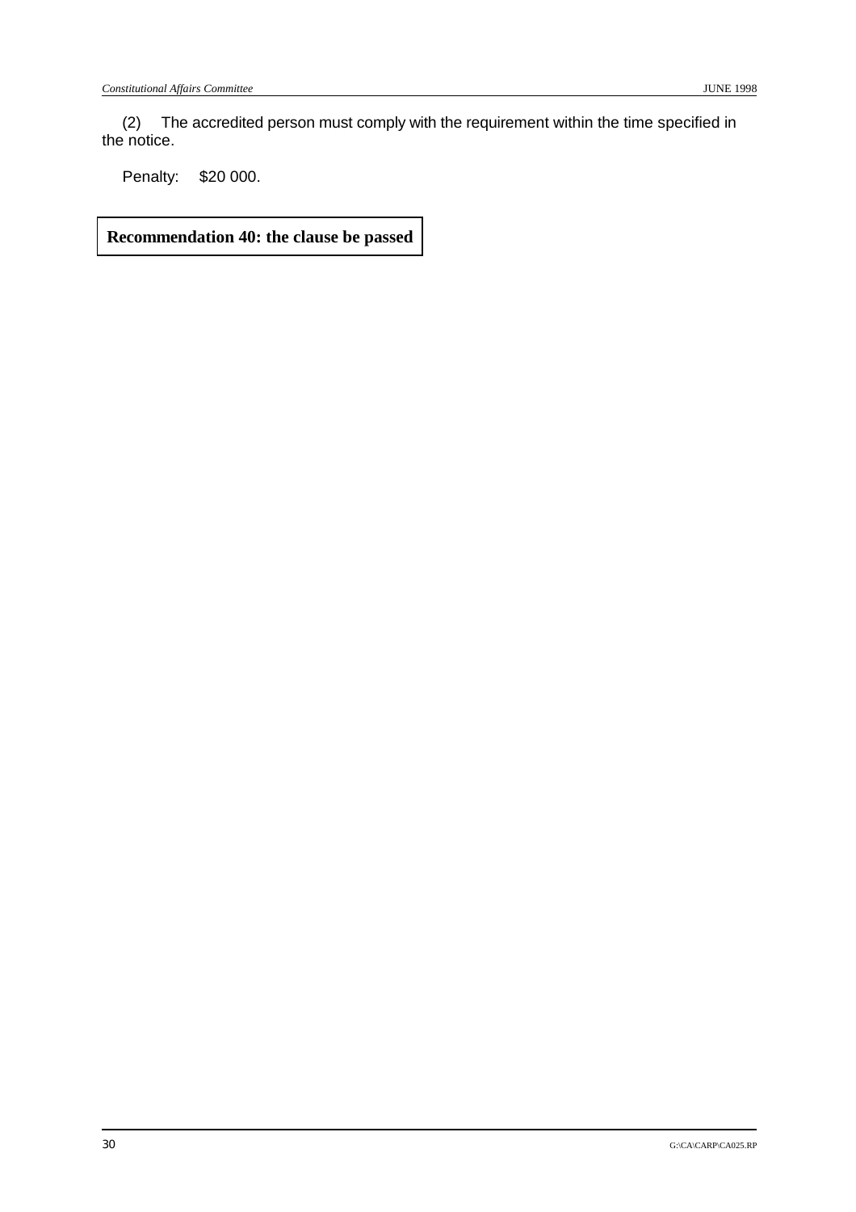(2) The accredited person must comply with the requirement within the time specified in the notice.

Penalty: $20 000.

**Recommendation 40: the clause be passed**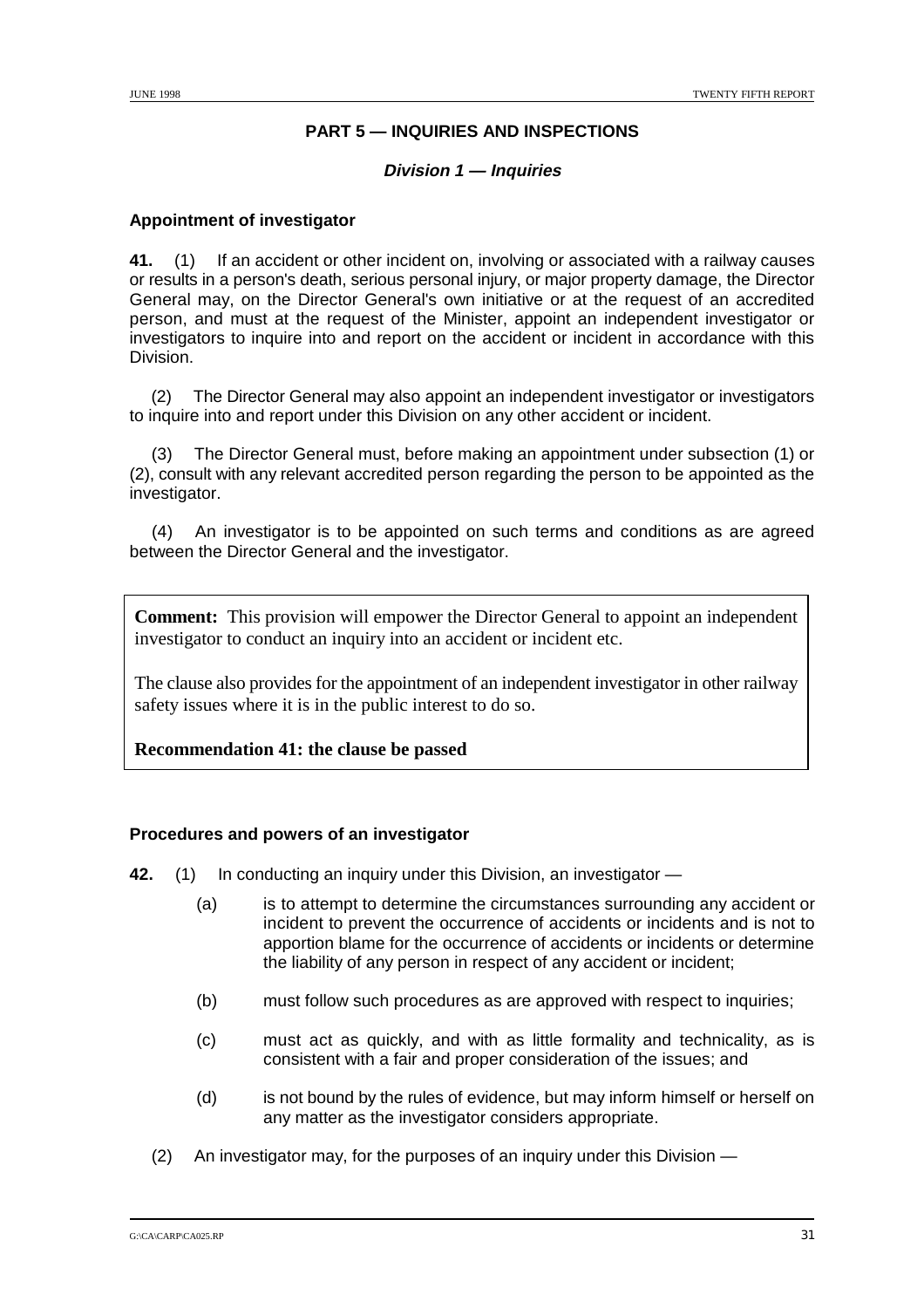## PART 5 — INQUIRIES AND INSPECTIONS

### *Division 1 — Inquiries*

**Appointment of investigator**

**41.** (1) If an accident or other incident on, involving or associated with a railway causes or results in a person's death, serious personal injury, or major property damage, the Director General may, on the Director General's own initiative or at the request of an accredited person, and must at the request of the Minister, appoint an independent investigator or investigators to inquire into and report on the accident or incident in accordance with this Division.

(2) The Director General may also appoint an independent investigator or investigators to inquire into and report under this Division on any other accident or incident.

(3) The Director General must, before making an appointment under subsection (1) or (2), consult with any relevant accredited person regarding the person to be appointed as the investigator.

(4) An investigator is to be appointed on such terms and conditions as are agreed between the Director General and the investigator.

> **Comment:** This provision will empower the Director General to appoint an independent investigator to conduct an inquiry into an accident or incident etc.
>
> The clause also provides for the appointment of an independent investigator in other railway safety issues where it is in the public interest to do so.
>
> **Recommendation 41: the clause be passed**

**Procedures and powers of an investigator**

**42.** (1) In conducting an inquiry under this Division, an investigator —

(a) is to attempt to determine the circumstances surrounding any accident or incident to prevent the occurrence of accidents or incidents and is not to apportion blame for the occurrence of accidents or incidents or determine the liability of any person in respect of any accident or incident;

(b) must follow such procedures as are approved with respect to inquiries;

(c) must act as quickly, and with as little formality and technicality, as is consistent with a fair and proper consideration of the issues; and

(d) is not bound by the rules of evidence, but may inform himself or herself on any matter as the investigator considers appropriate.

(2) An investigator may, for the purposes of an inquiry under this Division —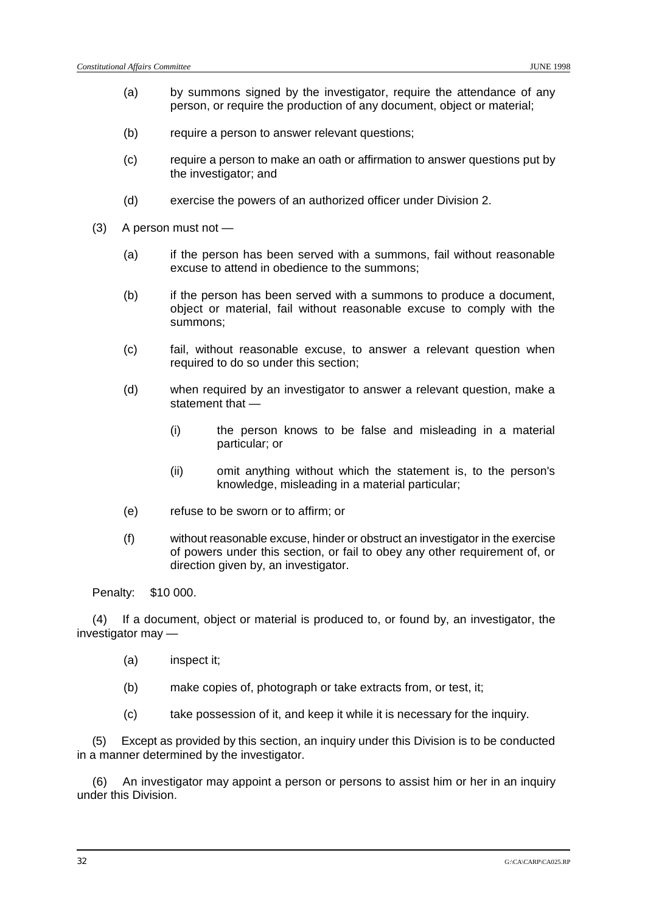(a) by summons signed by the investigator, require the attendance of any person, or require the production of any document, object or material;

(b) require a person to answer relevant questions;

(c) require a person to make an oath or affirmation to answer questions put by the investigator; and

(d) exercise the powers of an authorized officer under Division 2.

(3) A person must not —

(a) if the person has been served with a summons, fail without reasonable excuse to attend in obedience to the summons;

(b) if the person has been served with a summons to produce a document, object or material, fail without reasonable excuse to comply with the summons;

(c) fail, without reasonable excuse, to answer a relevant question when required to do so under this section;

(d) when required by an investigator to answer a relevant question, make a statement that —

(i) the person knows to be false and misleading in a material particular; or

(ii) omit anything without which the statement is, to the person's knowledge, misleading in a material particular;

(e) refuse to be sworn or to affirm; or

(f) without reasonable excuse, hinder or obstruct an investigator in the exercise of powers under this section, or fail to obey any other requirement of, or direction given by, an investigator.

Penalty: $10 000.

(4) If a document, object or material is produced to, or found by, an investigator, the investigator may —

(a) inspect it;

(b) make copies of, photograph or take extracts from, or test, it;

(c) take possession of it, and keep it while it is necessary for the inquiry.

(5) Except as provided by this section, an inquiry under this Division is to be conducted in a manner determined by the investigator.

(6) An investigator may appoint a person or persons to assist him or her in an inquiry under this Division.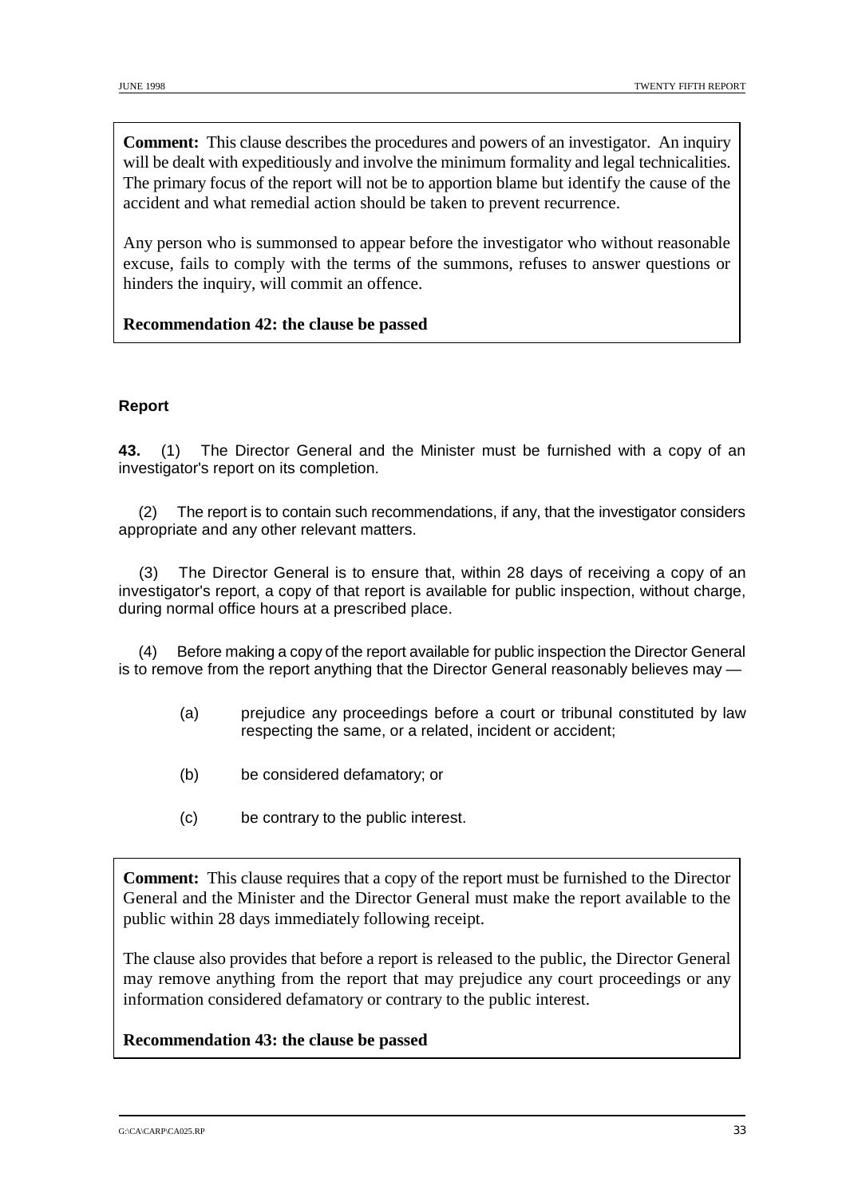**Comment:** This clause describes the procedures and powers of an investigator. An inquiry will be dealt with expeditiously and involve the minimum formality and legal technicalities. The primary focus of the report will not be to apportion blame but identify the cause of the accident and what remedial action should be taken to prevent recurrence.

Any person who is summonsed to appear before the investigator who without reasonable excuse, fails to comply with the terms of the summons, refuses to answer questions or hinders the inquiry, will commit an offence.

**Recommendation 42: the clause be passed**

**Report**

**43.** (1) The Director General and the Minister must be furnished with a copy of an investigator's report on its completion.

(2) The report is to contain such recommendations, if any, that the investigator considers appropriate and any other relevant matters.

(3) The Director General is to ensure that, within 28 days of receiving a copy of an investigator's report, a copy of that report is available for public inspection, without charge, during normal office hours at a prescribed place.

(4) Before making a copy of the report available for public inspection the Director General is to remove from the report anything that the Director General reasonably believes may —

(a) prejudice any proceedings before a court or tribunal constituted by law respecting the same, or a related, incident or accident;

(b) be considered defamatory; or

(c) be contrary to the public interest.

**Comment:** This clause requires that a copy of the report must be furnished to the Director General and the Minister and the Director General must make the report available to the public within 28 days immediately following receipt.

The clause also provides that before a report is released to the public, the Director General may remove anything from the report that may prejudice any court proceedings or any information considered defamatory or contrary to the public interest.

**Recommendation 43: the clause be passed**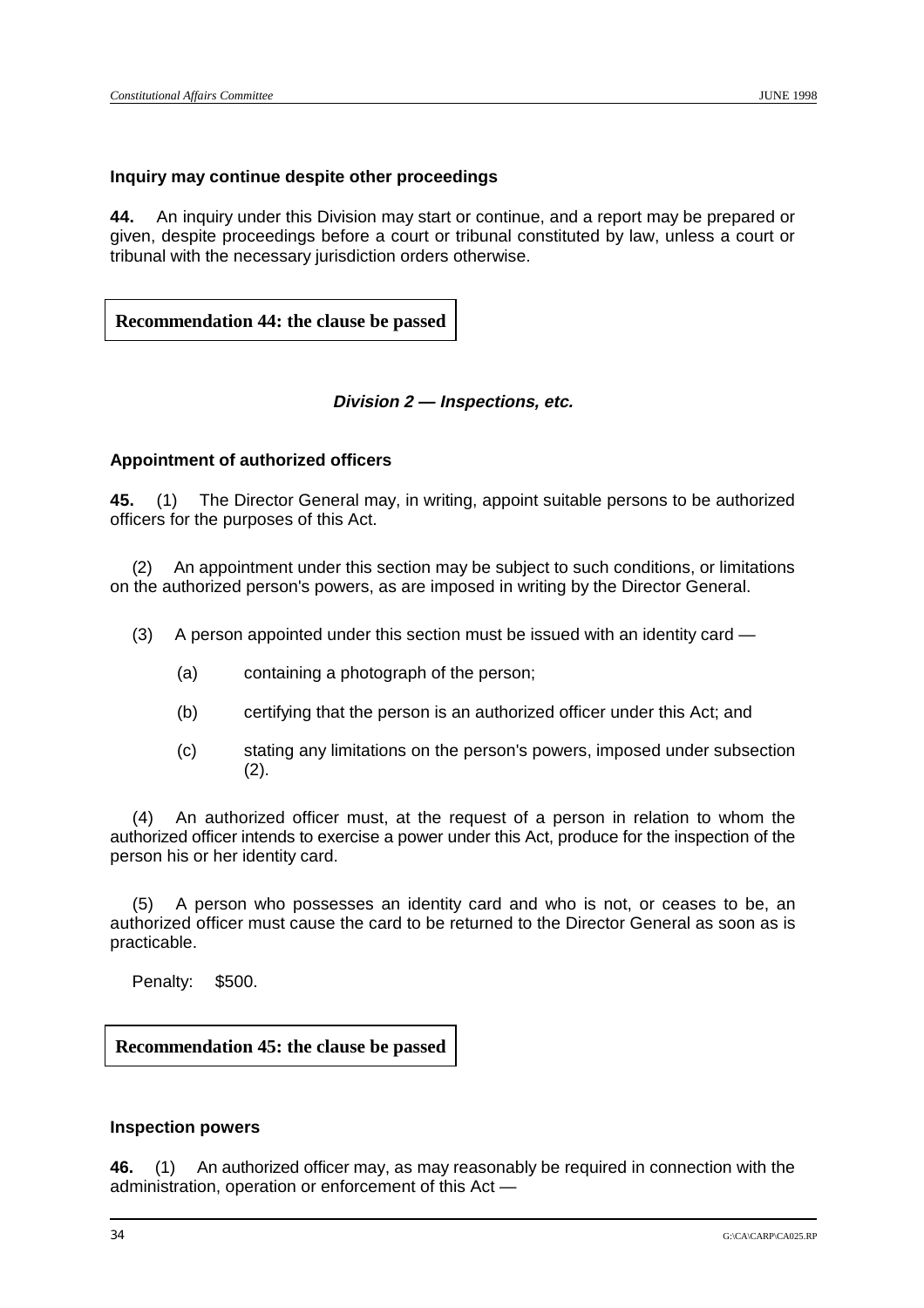**Inquiry may continue despite other proceedings**

**44.** An inquiry under this Division may start or continue, and a report may be prepared or given, despite proceedings before a court or tribunal constituted by law, unless a court or tribunal with the necessary jurisdiction orders otherwise.

**Recommendation 44: the clause be passed**

### ***Division 2 — Inspections, etc.***

**Appointment of authorized officers**

**45.** (1) The Director General may, in writing, appoint suitable persons to be authorized officers for the purposes of this Act.

(2) An appointment under this section may be subject to such conditions, or limitations on the authorized person's powers, as are imposed in writing by the Director General.

(3) A person appointed under this section must be issued with an identity card —

(a) containing a photograph of the person;

(b) certifying that the person is an authorized officer under this Act; and

(c) stating any limitations on the person's powers, imposed under subsection (2).

(4) An authorized officer must, at the request of a person in relation to whom the authorized officer intends to exercise a power under this Act, produce for the inspection of the person his or her identity card.

(5) A person who possesses an identity card and who is not, or ceases to be, an authorized officer must cause the card to be returned to the Director General as soon as is practicable.

Penalty: $500.

**Recommendation 45: the clause be passed**

**Inspection powers**

**46.** (1) An authorized officer may, as may reasonably be required in connection with the administration, operation or enforcement of this Act —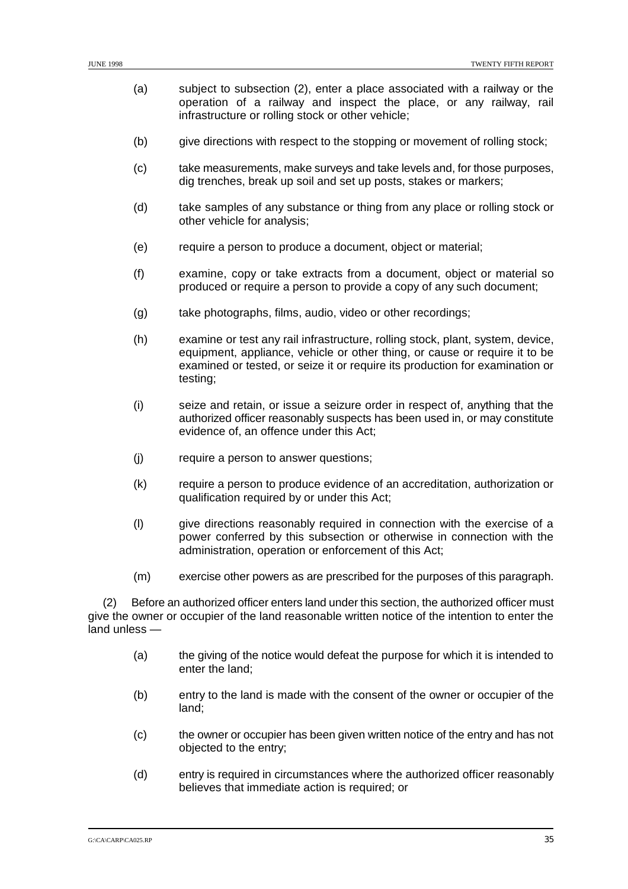(a) subject to subsection (2), enter a place associated with a railway or the operation of a railway and inspect the place, or any railway, rail infrastructure or rolling stock or other vehicle;

(b) give directions with respect to the stopping or movement of rolling stock;

(c) take measurements, make surveys and take levels and, for those purposes, dig trenches, break up soil and set up posts, stakes or markers;

(d) take samples of any substance or thing from any place or rolling stock or other vehicle for analysis;

(e) require a person to produce a document, object or material;

(f) examine, copy or take extracts from a document, object or material so produced or require a person to provide a copy of any such document;

(g) take photographs, films, audio, video or other recordings;

(h) examine or test any rail infrastructure, rolling stock, plant, system, device, equipment, appliance, vehicle or other thing, or cause or require it to be examined or tested, or seize it or require its production for examination or testing;

(i) seize and retain, or issue a seizure order in respect of, anything that the authorized officer reasonably suspects has been used in, or may constitute evidence of, an offence under this Act;

(j) require a person to answer questions;

(k) require a person to produce evidence of an accreditation, authorization or qualification required by or under this Act;

(l) give directions reasonably required in connection with the exercise of a power conferred by this subsection or otherwise in connection with the administration, operation or enforcement of this Act;

(m) exercise other powers as are prescribed for the purposes of this paragraph.

(2) Before an authorized officer enters land under this section, the authorized officer must give the owner or occupier of the land reasonable written notice of the intention to enter the land unless —

(a) the giving of the notice would defeat the purpose for which it is intended to enter the land;

(b) entry to the land is made with the consent of the owner or occupier of the land;

(c) the owner or occupier has been given written notice of the entry and has not objected to the entry;

(d) entry is required in circumstances where the authorized officer reasonably believes that immediate action is required; or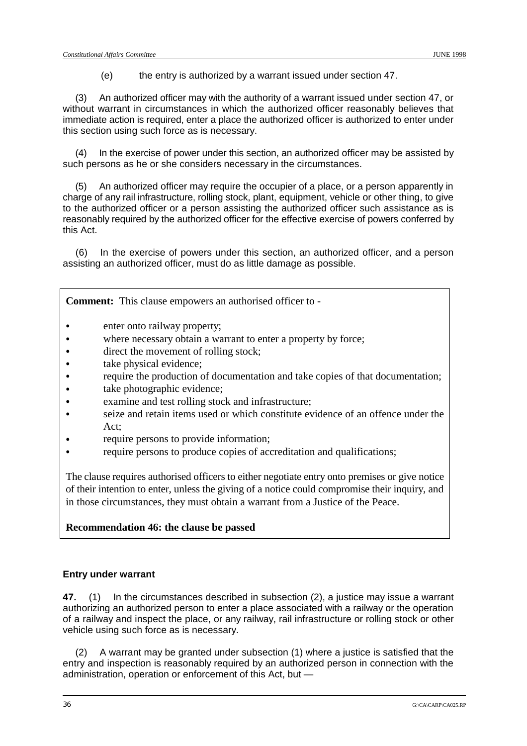(e) the entry is authorized by a warrant issued under section 47.

(3) An authorized officer may with the authority of a warrant issued under section 47, or without warrant in circumstances in which the authorized officer reasonably believes that immediate action is required, enter a place the authorized officer is authorized to enter under this section using such force as is necessary.

(4) In the exercise of power under this section, an authorized officer may be assisted by such persons as he or she considers necessary in the circumstances.

(5) An authorized officer may require the occupier of a place, or a person apparently in charge of any rail infrastructure, rolling stock, plant, equipment, vehicle or other thing, to give to the authorized officer or a person assisting the authorized officer such assistance as is reasonably required by the authorized officer for the effective exercise of powers conferred by this Act.

(6) In the exercise of powers under this section, an authorized officer, and a person assisting an authorized officer, must do as little damage as possible.

> **Comment:** This clause empowers an authorised officer to -
>
> - enter onto railway property;
> - where necessary obtain a warrant to enter a property by force;
> - direct the movement of rolling stock;
> - take physical evidence;
> - require the production of documentation and take copies of that documentation;
> - take photographic evidence;
> - examine and test rolling stock and infrastructure;
> - seize and retain items used or which constitute evidence of an offence under the Act;
> - require persons to provide information;
> - require persons to produce copies of accreditation and qualifications;
>
> The clause requires authorised officers to either negotiate entry onto premises or give notice of their intention to enter, unless the giving of a notice could compromise their inquiry, and in those circumstances, they must obtain a warrant from a Justice of the Peace.
>
> **Recommendation 46: the clause be passed**

**Entry under warrant**

**47.** (1) In the circumstances described in subsection (2), a justice may issue a warrant authorizing an authorized person to enter a place associated with a railway or the operation of a railway and inspect the place, or any railway, rail infrastructure or rolling stock or other vehicle using such force as is necessary.

(2) A warrant may be granted under subsection (1) where a justice is satisfied that the entry and inspection is reasonably required by an authorized person in connection with the administration, operation or enforcement of this Act, but —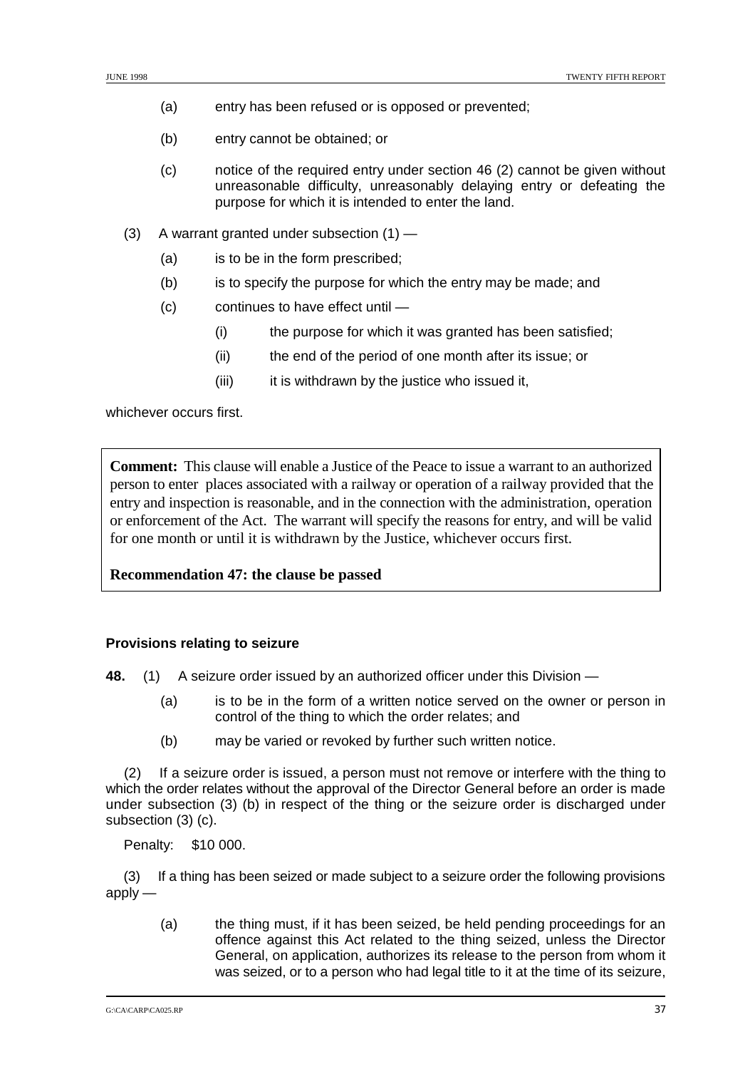(a) entry has been refused or is opposed or prevented;

(b) entry cannot be obtained; or

(c) notice of the required entry under section 46 (2) cannot be given without unreasonable difficulty, unreasonably delaying entry or defeating the purpose for which it is intended to enter the land.

(3) A warrant granted under subsection (1) —

(a) is to be in the form prescribed;

(b) is to specify the purpose for which the entry may be made; and

(c) continues to have effect until —

(i) the purpose for which it was granted has been satisfied;

(ii) the end of the period of one month after its issue; or

(iii) it is withdrawn by the justice who issued it,

whichever occurs first.

**Comment:** This clause will enable a Justice of the Peace to issue a warrant to an authorized person to enter places associated with a railway or operation of a railway provided that the entry and inspection is reasonable, and in the connection with the administration, operation or enforcement of the Act. The warrant will specify the reasons for entry, and will be valid for one month or until it is withdrawn by the Justice, whichever occurs first.

**Recommendation 47: the clause be passed**

**Provisions relating to seizure**

**48.** (1) A seizure order issued by an authorized officer under this Division —

(a) is to be in the form of a written notice served on the owner or person in control of the thing to which the order relates; and

(b) may be varied or revoked by further such written notice.

(2) If a seizure order is issued, a person must not remove or interfere with the thing to which the order relates without the approval of the Director General before an order is made under subsection (3) (b) in respect of the thing or the seizure order is discharged under subsection (3) (c).

Penalty: $10 000.

(3) If a thing has been seized or made subject to a seizure order the following provisions apply —

(a) the thing must, if it has been seized, be held pending proceedings for an offence against this Act related to the thing seized, unless the Director General, on application, authorizes its release to the person from whom it was seized, or to a person who had legal title to it at the time of its seizure,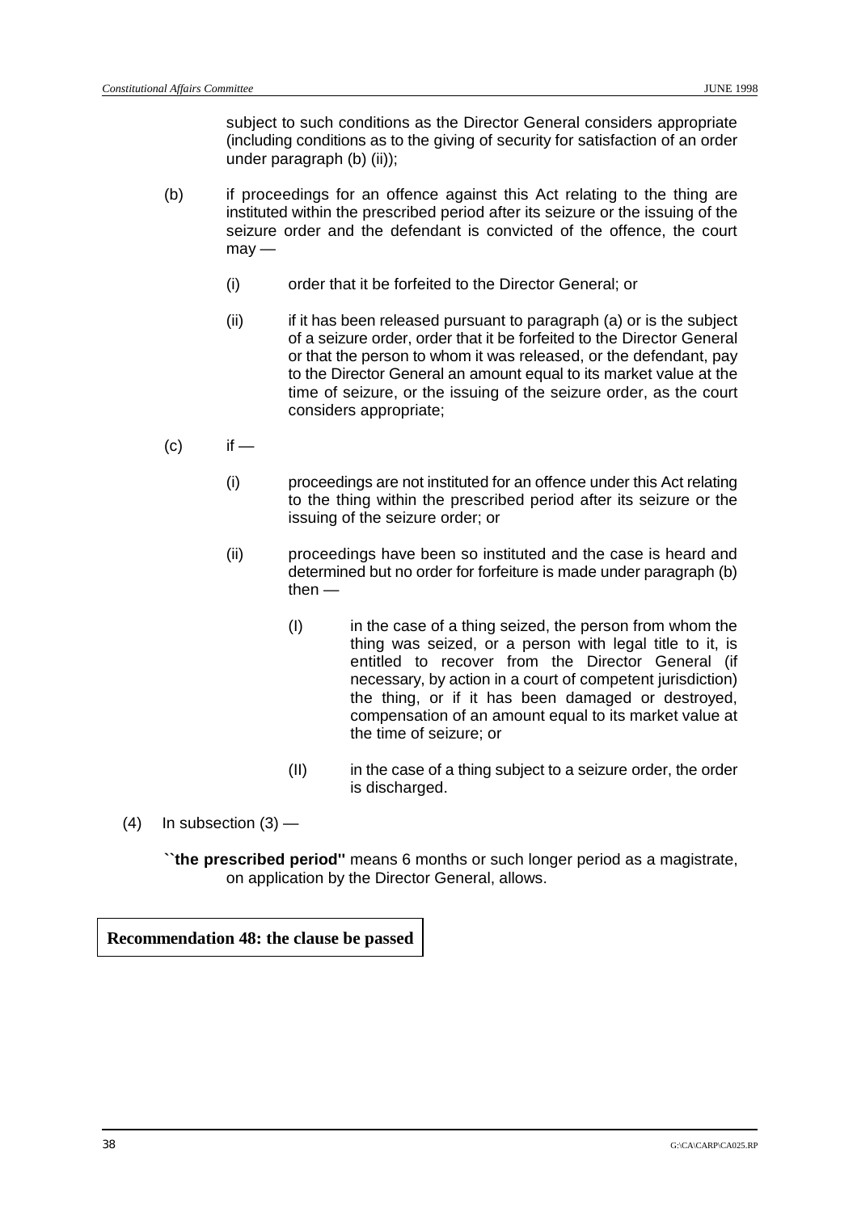subject to such conditions as the Director General considers appropriate (including conditions as to the giving of security for satisfaction of an order under paragraph (b) (ii));

(b) if proceedings for an offence against this Act relating to the thing are instituted within the prescribed period after its seizure or the issuing of the seizure order and the defendant is convicted of the offence, the court may —

  (i) order that it be forfeited to the Director General; or

  (ii) if it has been released pursuant to paragraph (a) or is the subject of a seizure order, order that it be forfeited to the Director General or that the person to whom it was released, or the defendant, pay to the Director General an amount equal to its market value at the time of seizure, or the issuing of the seizure order, as the court considers appropriate;

(c) if —

  (i) proceedings are not instituted for an offence under this Act relating to the thing within the prescribed period after its seizure or the issuing of the seizure order; or

  (ii) proceedings have been so instituted and the case is heard and determined but no order for forfeiture is made under paragraph (b) then —

    (I) in the case of a thing seized, the person from whom the thing was seized, or a person with legal title to it, is entitled to recover from the Director General (if necessary, by action in a court of competent jurisdiction) the thing, or if it has been damaged or destroyed, compensation of an amount equal to its market value at the time of seizure; or

    (II) in the case of a thing subject to a seizure order, the order is discharged.

(4) In subsection (3) —

``**the prescribed period**'' means 6 months or such longer period as a magistrate, on application by the Director General, allows.

**Recommendation 48: the clause be passed**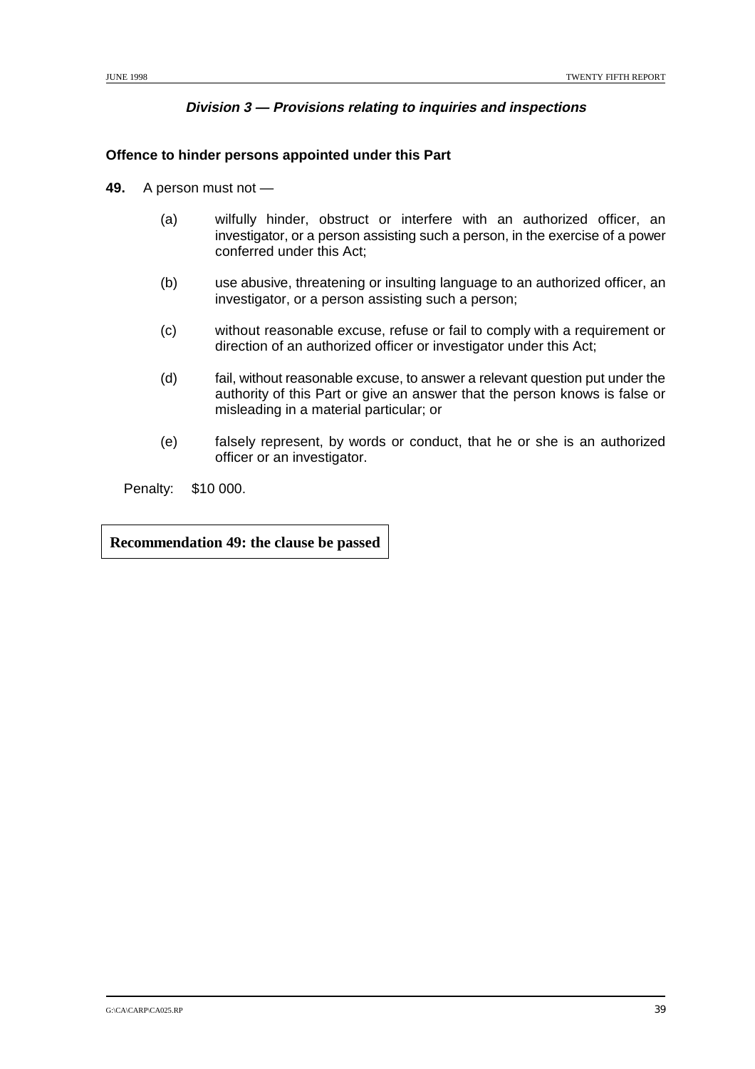### *Division 3 — Provisions relating to inquiries and inspections*

**Offence to hinder persons appointed under this Part**

**49.** A person must not —

(a) wilfully hinder, obstruct or interfere with an authorized officer, an investigator, or a person assisting such a person, in the exercise of a power conferred under this Act;

(b) use abusive, threatening or insulting language to an authorized officer, an investigator, or a person assisting such a person;

(c) without reasonable excuse, refuse or fail to comply with a requirement or direction of an authorized officer or investigator under this Act;

(d) fail, without reasonable excuse, to answer a relevant question put under the authority of this Part or give an answer that the person knows is false or misleading in a material particular; or

(e) falsely represent, by words or conduct, that he or she is an authorized officer or an investigator.

Penalty: $10 000.

**Recommendation 49: the clause be passed**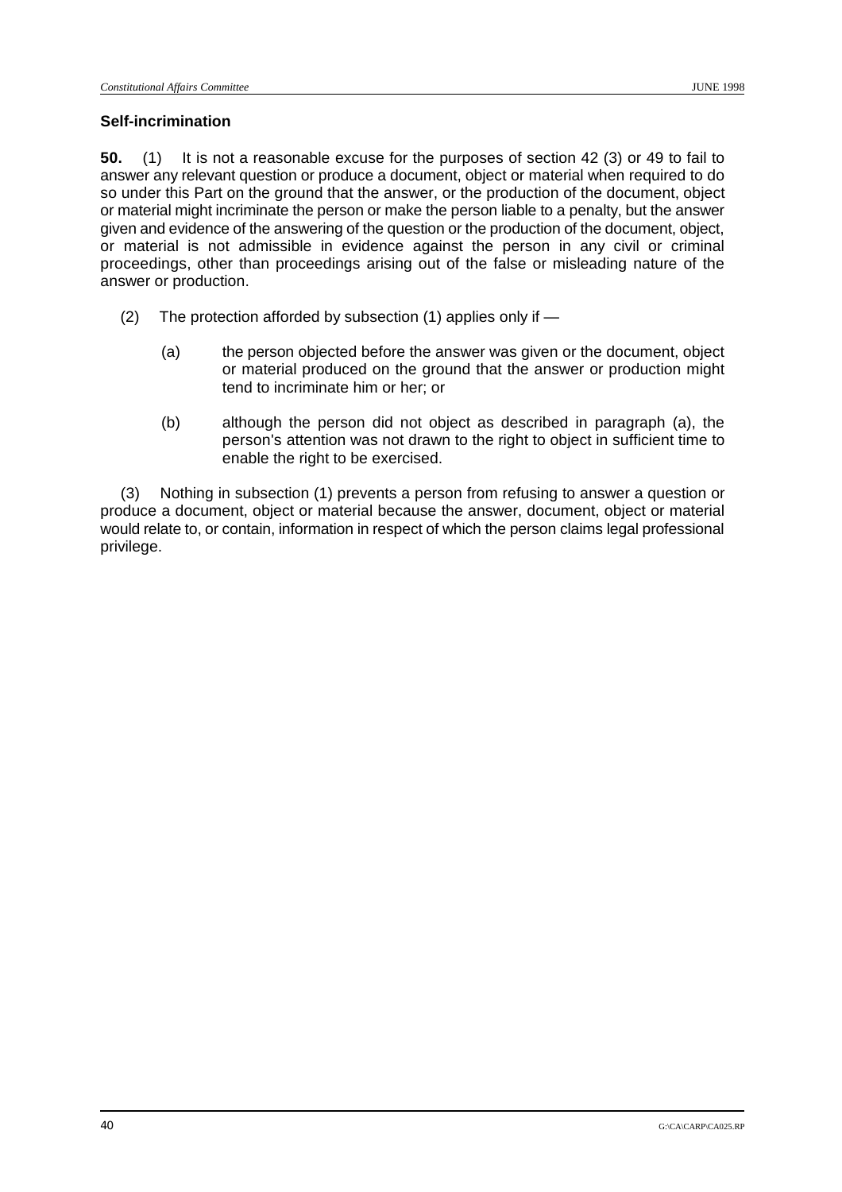### Self-incrimination

**50.** (1) It is not a reasonable excuse for the purposes of section 42 (3) or 49 to fail to answer any relevant question or produce a document, object or material when required to do so under this Part on the ground that the answer, or the production of the document, object or material might incriminate the person or make the person liable to a penalty, but the answer given and evidence of the answering of the question or the production of the document, object, or material is not admissible in evidence against the person in any civil or criminal proceedings, other than proceedings arising out of the false or misleading nature of the answer or production.

(2) The protection afforded by subsection (1) applies only if —

(a) the person objected before the answer was given or the document, object or material produced on the ground that the answer or production might tend to incriminate him or her; or

(b) although the person did not object as described in paragraph (a), the person's attention was not drawn to the right to object in sufficient time to enable the right to be exercised.

(3) Nothing in subsection (1) prevents a person from refusing to answer a question or produce a document, object or material because the answer, document, object or material would relate to, or contain, information in respect of which the person claims legal professional privilege.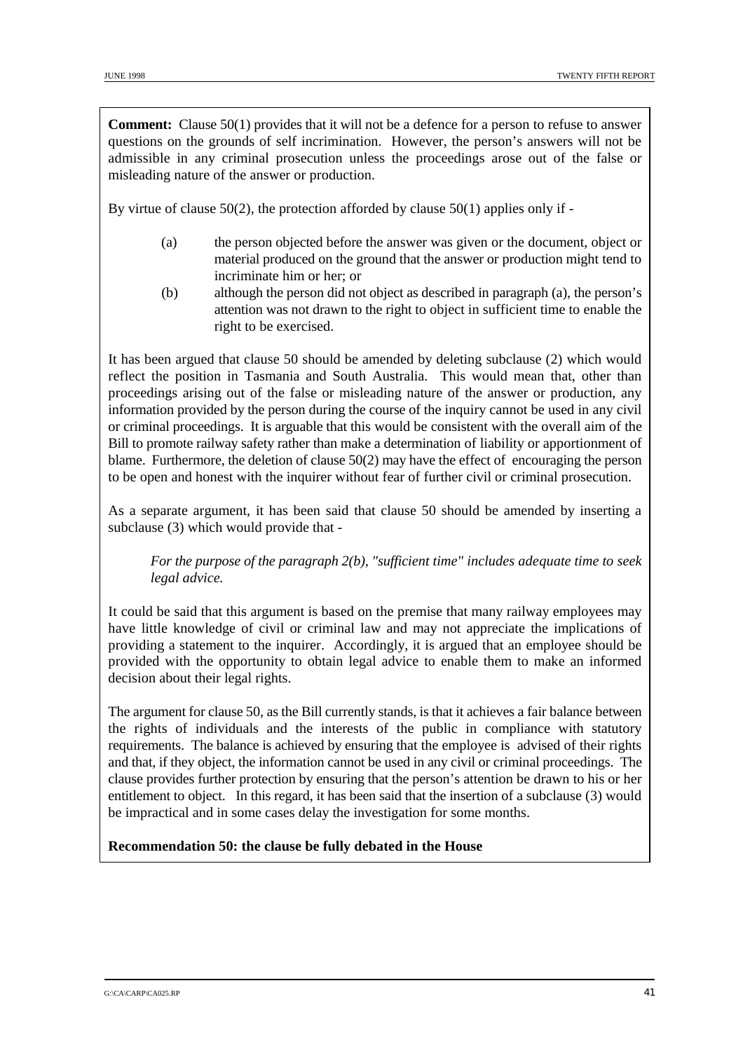**Comment:** Clause 50(1) provides that it will not be a defence for a person to refuse to answer questions on the grounds of self incrimination. However, the person's answers will not be admissible in any criminal prosecution unless the proceedings arose out of the false or misleading nature of the answer or production.

By virtue of clause 50(2), the protection afforded by clause 50(1) applies only if -

(a) the person objected before the answer was given or the document, object or material produced on the ground that the answer or production might tend to incriminate him or her; or

(b) although the person did not object as described in paragraph (a), the person's attention was not drawn to the right to object in sufficient time to enable the right to be exercised.

It has been argued that clause 50 should be amended by deleting subclause (2) which would reflect the position in Tasmania and South Australia. This would mean that, other than proceedings arising out of the false or misleading nature of the answer or production, any information provided by the person during the course of the inquiry cannot be used in any civil or criminal proceedings. It is arguable that this would be consistent with the overall aim of the Bill to promote railway safety rather than make a determination of liability or apportionment of blame. Furthermore, the deletion of clause 50(2) may have the effect of encouraging the person to be open and honest with the inquirer without fear of further civil or criminal prosecution.

As a separate argument, it has been said that clause 50 should be amended by inserting a subclause (3) which would provide that -

> *For the purpose of the paragraph 2(b), "sufficient time" includes adequate time to seek legal advice.*

It could be said that this argument is based on the premise that many railway employees may have little knowledge of civil or criminal law and may not appreciate the implications of providing a statement to the inquirer. Accordingly, it is argued that an employee should be provided with the opportunity to obtain legal advice to enable them to make an informed decision about their legal rights.

The argument for clause 50, as the Bill currently stands, is that it achieves a fair balance between the rights of individuals and the interests of the public in compliance with statutory requirements. The balance is achieved by ensuring that the employee is advised of their rights and that, if they object, the information cannot be used in any civil or criminal proceedings. The clause provides further protection by ensuring that the person's attention be drawn to his or her entitlement to object. In this regard, it has been said that the insertion of a subclause (3) would be impractical and in some cases delay the investigation for some months.

**Recommendation 50: the clause be fully debated in the House**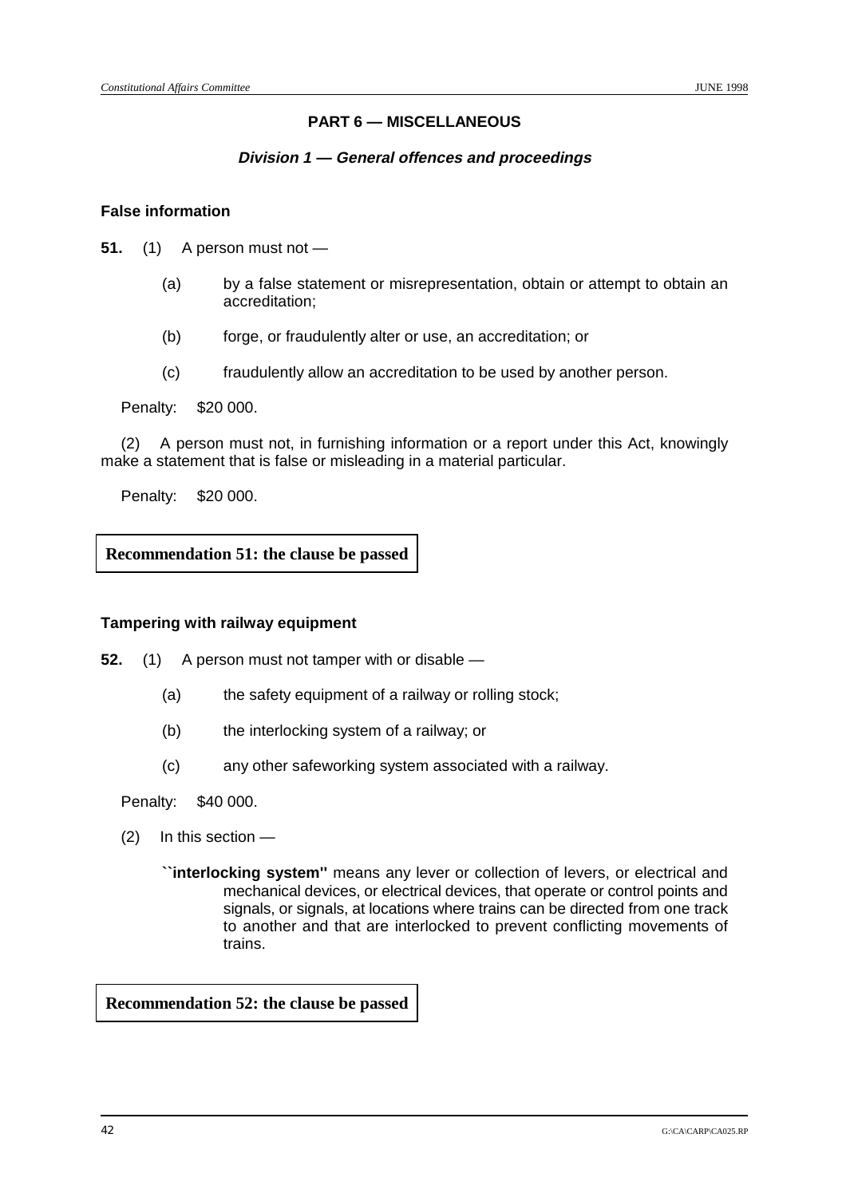## PART 6 — MISCELLANEOUS

### *Division 1 — General offences and proceedings*

**False information**

**51.** (1) A person must not —

(a) by a false statement or misrepresentation, obtain or attempt to obtain an accreditation;

(b) forge, or fraudulently alter or use, an accreditation; or

(c) fraudulently allow an accreditation to be used by another person.

Penalty: $20 000.

(2) A person must not, in furnishing information or a report under this Act, knowingly make a statement that is false or misleading in a material particular.

Penalty: $20 000.

**Recommendation 51: the clause be passed**

**Tampering with railway equipment**

**52.** (1) A person must not tamper with or disable —

(a) the safety equipment of a railway or rolling stock;

(b) the interlocking system of a railway; or

(c) any other safeworking system associated with a railway.

Penalty: $40 000.

(2) In this section —

**``interlocking system''** means any lever or collection of levers, or electrical and mechanical devices, or electrical devices, that operate or control points and signals, or signals, at locations where trains can be directed from one track to another and that are interlocked to prevent conflicting movements of trains.

**Recommendation 52: the clause be passed**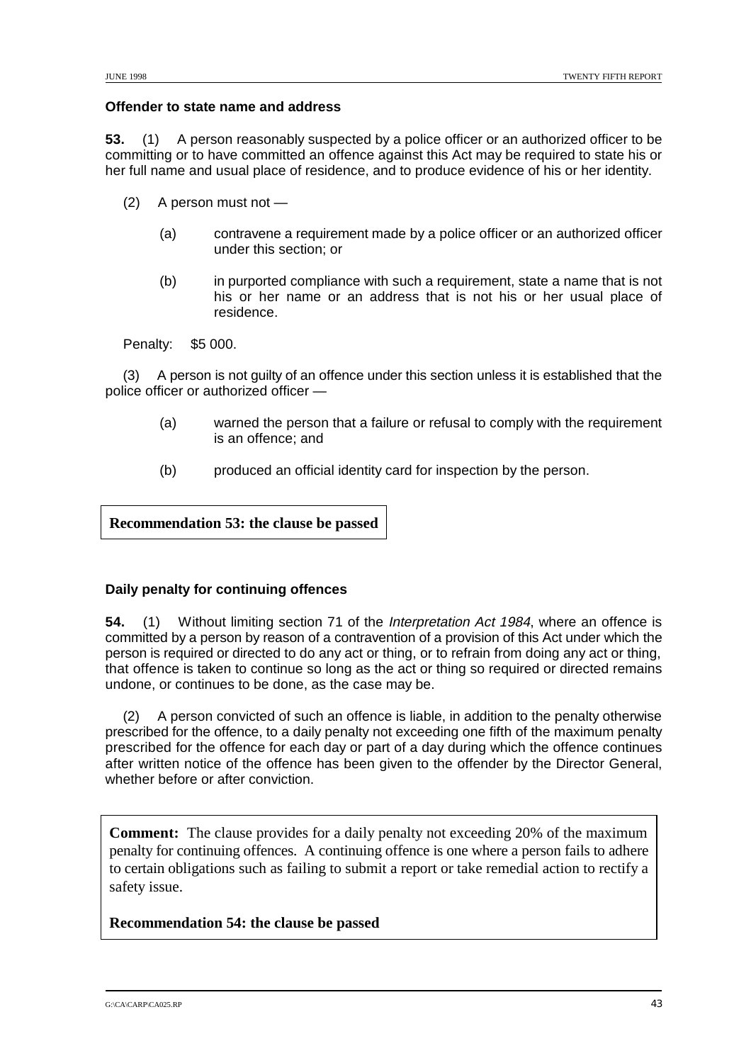**Offender to state name and address**

**53.** (1) A person reasonably suspected by a police officer or an authorized officer to be committing or to have committed an offence against this Act may be required to state his or her full name and usual place of residence, and to produce evidence of his or her identity.

(2) A person must not —

(a) contravene a requirement made by a police officer or an authorized officer under this section; or

(b) in purported compliance with such a requirement, state a name that is not his or her name or an address that is not his or her usual place of residence.

Penalty: $5 000.

(3) A person is not guilty of an offence under this section unless it is established that the police officer or authorized officer —

(a) warned the person that a failure or refusal to comply with the requirement is an offence; and

(b) produced an official identity card for inspection by the person.

**Recommendation 53: the clause be passed**

**Daily penalty for continuing offences**

**54.** (1) Without limiting section 71 of the *Interpretation Act 1984*, where an offence is committed by a person by reason of a contravention of a provision of this Act under which the person is required or directed to do any act or thing, or to refrain from doing any act or thing, that offence is taken to continue so long as the act or thing so required or directed remains undone, or continues to be done, as the case may be.

(2) A person convicted of such an offence is liable, in addition to the penalty otherwise prescribed for the offence, to a daily penalty not exceeding one fifth of the maximum penalty prescribed for the offence for each day or part of a day during which the offence continues after written notice of the offence has been given to the offender by the Director General, whether before or after conviction.

**Comment:** The clause provides for a daily penalty not exceeding 20% of the maximum penalty for continuing offences. A continuing offence is one where a person fails to adhere to certain obligations such as failing to submit a report or take remedial action to rectify a safety issue.

**Recommendation 54: the clause be passed**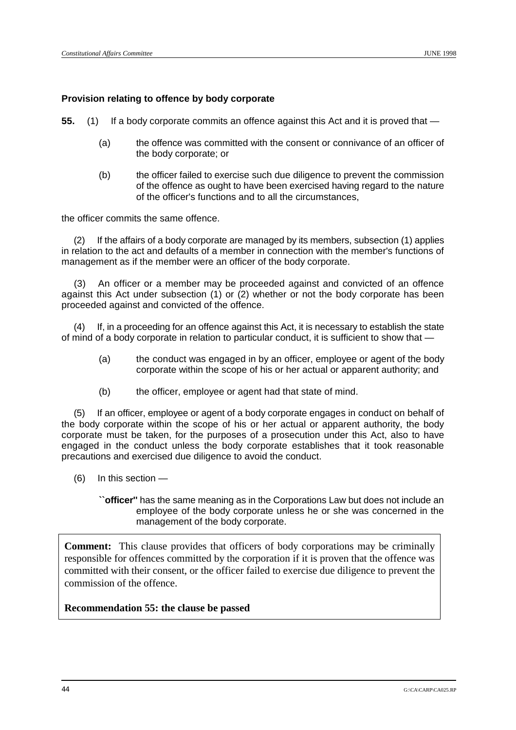### Provision relating to offence by body corporate

**55.** (1) If a body corporate commits an offence against this Act and it is proved that —

(a) the offence was committed with the consent or connivance of an officer of the body corporate; or

(b) the officer failed to exercise such due diligence to prevent the commission of the offence as ought to have been exercised having regard to the nature of the officer's functions and to all the circumstances,

the officer commits the same offence.

(2) If the affairs of a body corporate are managed by its members, subsection (1) applies in relation to the act and defaults of a member in connection with the member's functions of management as if the member were an officer of the body corporate.

(3) An officer or a member may be proceeded against and convicted of an offence against this Act under subsection (1) or (2) whether or not the body corporate has been proceeded against and convicted of the offence.

(4) If, in a proceeding for an offence against this Act, it is necessary to establish the state of mind of a body corporate in relation to particular conduct, it is sufficient to show that —

(a) the conduct was engaged in by an officer, employee or agent of the body corporate within the scope of his or her actual or apparent authority; and

(b) the officer, employee or agent had that state of mind.

(5) If an officer, employee or agent of a body corporate engages in conduct on behalf of the body corporate within the scope of his or her actual or apparent authority, the body corporate must be taken, for the purposes of a prosecution under this Act, also to have engaged in the conduct unless the body corporate establishes that it took reasonable precautions and exercised due diligence to avoid the conduct.

(6) In this section —

**``officer''** has the same meaning as in the Corporations Law but does not include an employee of the body corporate unless he or she was concerned in the management of the body corporate.

**Comment:** This clause provides that officers of body corporations may be criminally responsible for offences committed by the corporation if it is proven that the offence was committed with their consent, or the officer failed to exercise due diligence to prevent the commission of the offence.

**Recommendation 55: the clause be passed**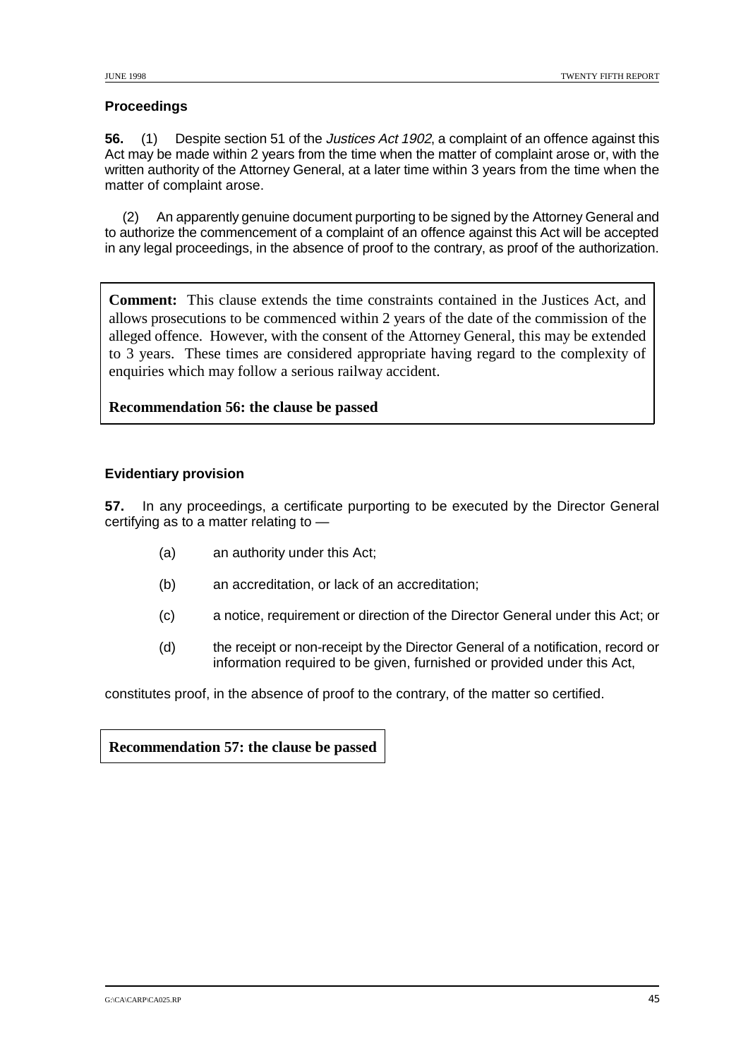### Proceedings

**56.** (1) Despite section 51 of the *Justices Act 1902*, a complaint of an offence against this Act may be made within 2 years from the time when the matter of complaint arose or, with the written authority of the Attorney General, at a later time within 3 years from the time when the matter of complaint arose.

(2) An apparently genuine document purporting to be signed by the Attorney General and to authorize the commencement of a complaint of an offence against this Act will be accepted in any legal proceedings, in the absence of proof to the contrary, as proof of the authorization.

**Comment:** This clause extends the time constraints contained in the Justices Act, and allows prosecutions to be commenced within 2 years of the date of the commission of the alleged offence. However, with the consent of the Attorney General, this may be extended to 3 years. These times are considered appropriate having regard to the complexity of enquiries which may follow a serious railway accident.

**Recommendation 56: the clause be passed**

### Evidentiary provision

**57.** In any proceedings, a certificate purporting to be executed by the Director General certifying as to a matter relating to —

(a) an authority under this Act;

(b) an accreditation, or lack of an accreditation;

(c) a notice, requirement or direction of the Director General under this Act; or

(d) the receipt or non-receipt by the Director General of a notification, record or information required to be given, furnished or provided under this Act,

constitutes proof, in the absence of proof to the contrary, of the matter so certified.

**Recommendation 57: the clause be passed**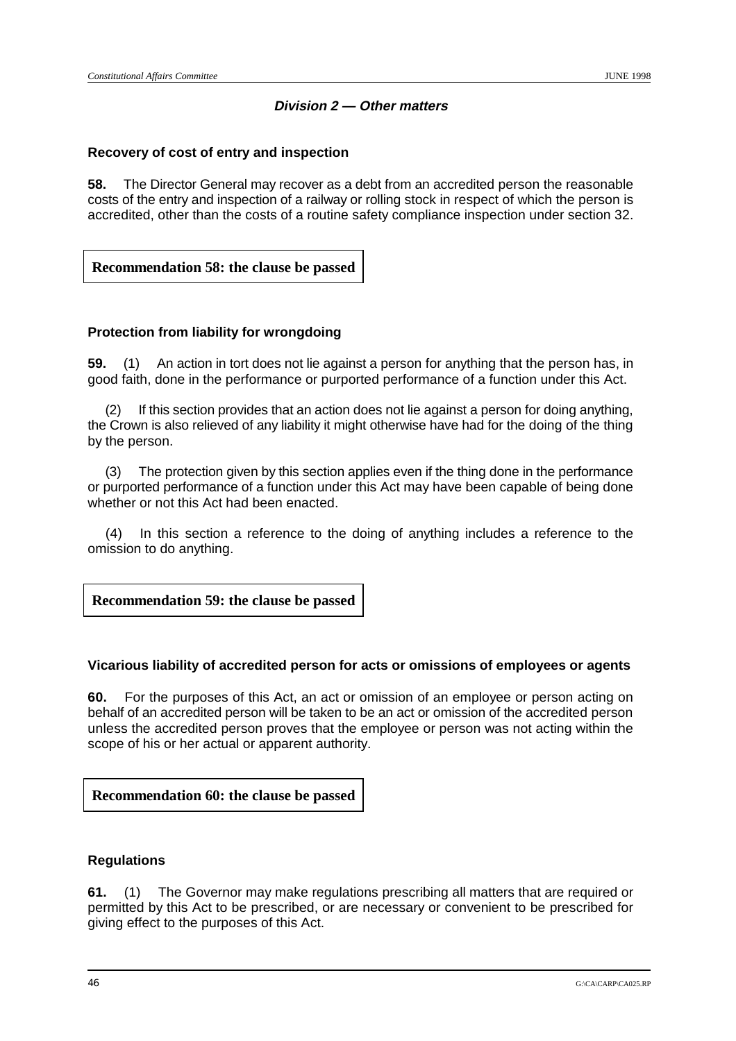### *Division 2 — Other matters*

**Recovery of cost of entry and inspection**

**58.** The Director General may recover as a debt from an accredited person the reasonable costs of the entry and inspection of a railway or rolling stock in respect of which the person is accredited, other than the costs of a routine safety compliance inspection under section 32.

**Recommendation 58: the clause be passed**

**Protection from liability for wrongdoing**

**59.** (1) An action in tort does not lie against a person for anything that the person has, in good faith, done in the performance or purported performance of a function under this Act.

(2) If this section provides that an action does not lie against a person for doing anything, the Crown is also relieved of any liability it might otherwise have had for the doing of the thing by the person.

(3) The protection given by this section applies even if the thing done in the performance or purported performance of a function under this Act may have been capable of being done whether or not this Act had been enacted.

(4) In this section a reference to the doing of anything includes a reference to the omission to do anything.

**Recommendation 59: the clause be passed**

**Vicarious liability of accredited person for acts or omissions of employees or agents**

**60.** For the purposes of this Act, an act or omission of an employee or person acting on behalf of an accredited person will be taken to be an act or omission of the accredited person unless the accredited person proves that the employee or person was not acting within the scope of his or her actual or apparent authority.

**Recommendation 60: the clause be passed**

**Regulations**

**61.** (1) The Governor may make regulations prescribing all matters that are required or permitted by this Act to be prescribed, or are necessary or convenient to be prescribed for giving effect to the purposes of this Act.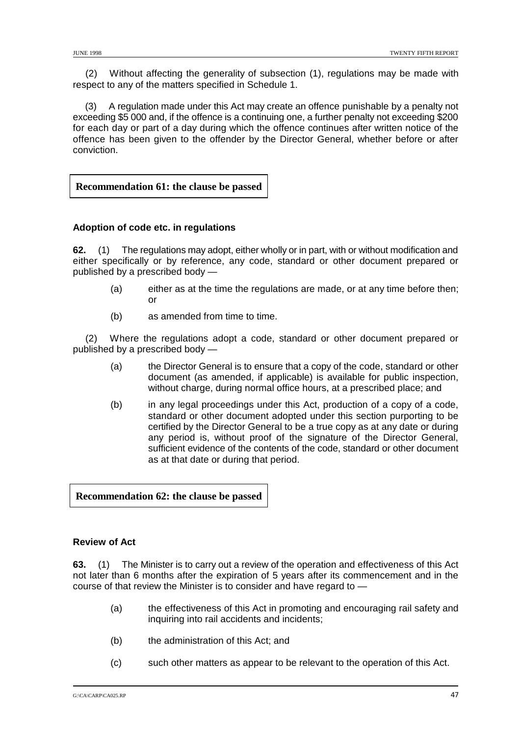(2) Without affecting the generality of subsection (1), regulations may be made with respect to any of the matters specified in Schedule 1.

(3) A regulation made under this Act may create an offence punishable by a penalty not exceeding $5 000 and, if the offence is a continuing one, a further penalty not exceeding $200 for each day or part of a day during which the offence continues after written notice of the offence has been given to the offender by the Director General, whether before or after conviction.

**Recommendation 61: the clause be passed**

### Adoption of code etc. in regulations

**62.** (1) The regulations may adopt, either wholly or in part, with or without modification and either specifically or by reference, any code, standard or other document prepared or published by a prescribed body —

(a) either as at the time the regulations are made, or at any time before then; or

(b) as amended from time to time.

(2) Where the regulations adopt a code, standard or other document prepared or published by a prescribed body —

(a) the Director General is to ensure that a copy of the code, standard or other document (as amended, if applicable) is available for public inspection, without charge, during normal office hours, at a prescribed place; and

(b) in any legal proceedings under this Act, production of a copy of a code, standard or other document adopted under this section purporting to be certified by the Director General to be a true copy as at any date or during any period is, without proof of the signature of the Director General, sufficient evidence of the contents of the code, standard or other document as at that date or during that period.

**Recommendation 62: the clause be passed**

### Review of Act

**63.** (1) The Minister is to carry out a review of the operation and effectiveness of this Act not later than 6 months after the expiration of 5 years after its commencement and in the course of that review the Minister is to consider and have regard to —

(a) the effectiveness of this Act in promoting and encouraging rail safety and inquiring into rail accidents and incidents;

(b) the administration of this Act; and

(c) such other matters as appear to be relevant to the operation of this Act.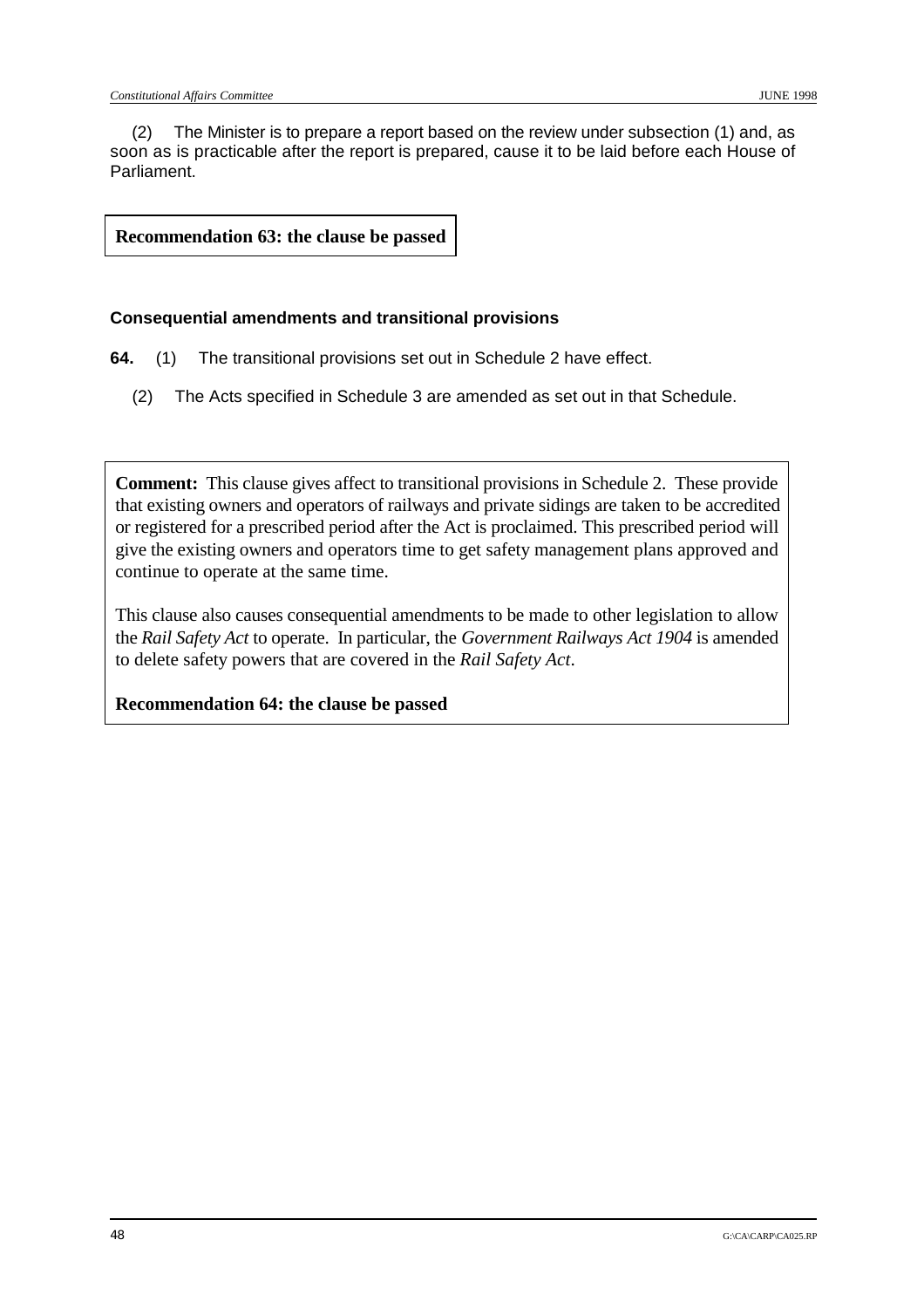(2) The Minister is to prepare a report based on the review under subsection (1) and, as soon as is practicable after the report is prepared, cause it to be laid before each House of Parliament.

**Recommendation 63: the clause be passed**

### Consequential amendments and transitional provisions

**64.** (1) The transitional provisions set out in Schedule 2 have effect.

(2) The Acts specified in Schedule 3 are amended as set out in that Schedule.

**Comment:** This clause gives affect to transitional provisions in Schedule 2. These provide that existing owners and operators of railways and private sidings are taken to be accredited or registered for a prescribed period after the Act is proclaimed. This prescribed period will give the existing owners and operators time to get safety management plans approved and continue to operate at the same time.

This clause also causes consequential amendments to be made to other legislation to allow the *Rail Safety Act* to operate. In particular, the *Government Railways Act 1904* is amended to delete safety powers that are covered in the *Rail Safety Act*.

**Recommendation 64: the clause be passed**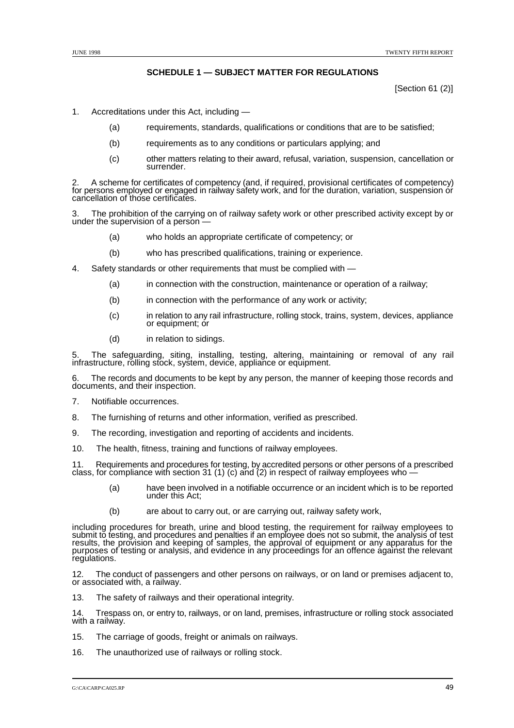## SCHEDULE 1 — SUBJECT MATTER FOR REGULATIONS

[Section 61 (2)]

1. Accreditations under this Act, including —

   (a) requirements, standards, qualifications or conditions that are to be satisfied;

   (b) requirements as to any conditions or particulars applying; and

   (c) other matters relating to their award, refusal, variation, suspension, cancellation or surrender.

2. A scheme for certificates of competency (and, if required, provisional certificates of competency) for persons employed or engaged in railway safety work, and for the duration, variation, suspension or cancellation of those certificates.

3. The prohibition of the carrying on of railway safety work or other prescribed activity except by or under the supervision of a person —

   (a) who holds an appropriate certificate of competency; or

   (b) who has prescribed qualifications, training or experience.

4. Safety standards or other requirements that must be complied with —

   (a) in connection with the construction, maintenance or operation of a railway;

   (b) in connection with the performance of any work or activity;

   (c) in relation to any rail infrastructure, rolling stock, trains, system, devices, appliance or equipment; or

   (d) in relation to sidings.

5. The safeguarding, siting, installing, testing, altering, maintaining or removal of any rail infrastructure, rolling stock, system, device, appliance or equipment.

6. The records and documents to be kept by any person, the manner of keeping those records and documents, and their inspection.

7. Notifiable occurrences.

8. The furnishing of returns and other information, verified as prescribed.

9. The recording, investigation and reporting of accidents and incidents.

10. The health, fitness, training and functions of railway employees.

11. Requirements and procedures for testing, by accredited persons or other persons of a prescribed class, for compliance with section 31 (1) (c) and (2) in respect of railway employees who —

   (a) have been involved in a notifiable occurrence or an incident which is to be reported under this Act;

   (b) are about to carry out, or are carrying out, railway safety work,

including procedures for breath, urine and blood testing, the requirement for railway employees to submit to testing, and procedures and penalties if an employee does not so submit, the analysis of test results, the provision and keeping of samples, the approval of equipment or any apparatus for the purposes of testing or analysis, and evidence in any proceedings for an offence against the relevant regulations.

12. The conduct of passengers and other persons on railways, or on land or premises adjacent to, or associated with, a railway.

13. The safety of railways and their operational integrity.

14. Trespass on, or entry to, railways, or on land, premises, infrastructure or rolling stock associated with a railway.

15. The carriage of goods, freight or animals on railways.

16. The unauthorized use of railways or rolling stock.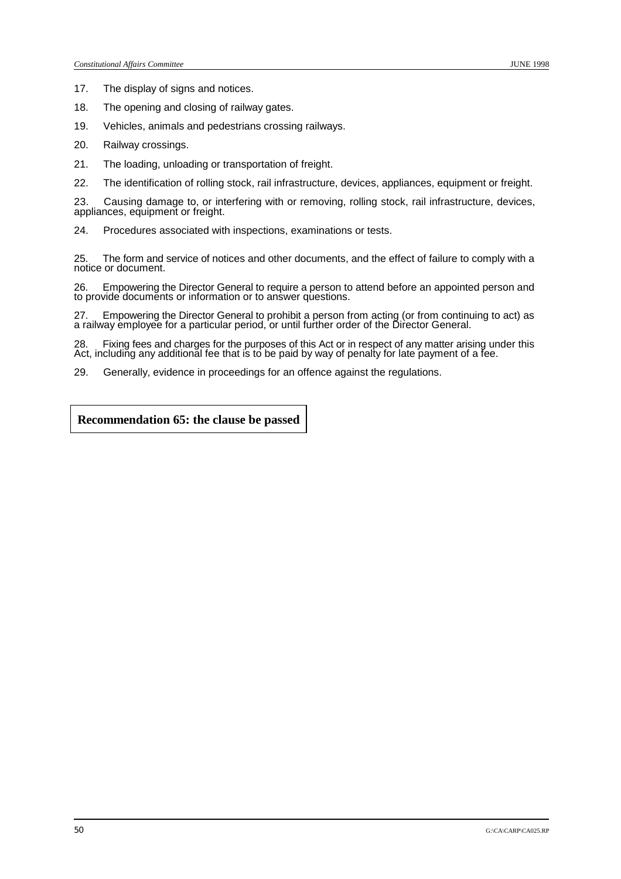17. The display of signs and notices.

18. The opening and closing of railway gates.

19. Vehicles, animals and pedestrians crossing railways.

20. Railway crossings.

21. The loading, unloading or transportation of freight.

22. The identification of rolling stock, rail infrastructure, devices, appliances, equipment or freight.

23. Causing damage to, or interfering with or removing, rolling stock, rail infrastructure, devices, appliances, equipment or freight.

24. Procedures associated with inspections, examinations or tests.

25. The form and service of notices and other documents, and the effect of failure to comply with a notice or document.

26. Empowering the Director General to require a person to attend before an appointed person and to provide documents or information or to answer questions.

27. Empowering the Director General to prohibit a person from acting (or from continuing to act) as a railway employee for a particular period, or until further order of the Director General.

28. Fixing fees and charges for the purposes of this Act or in respect of any matter arising under this Act, including any additional fee that is to be paid by way of penalty for late payment of a fee.

29. Generally, evidence in proceedings for an offence against the regulations.

**Recommendation 65: the clause be passed**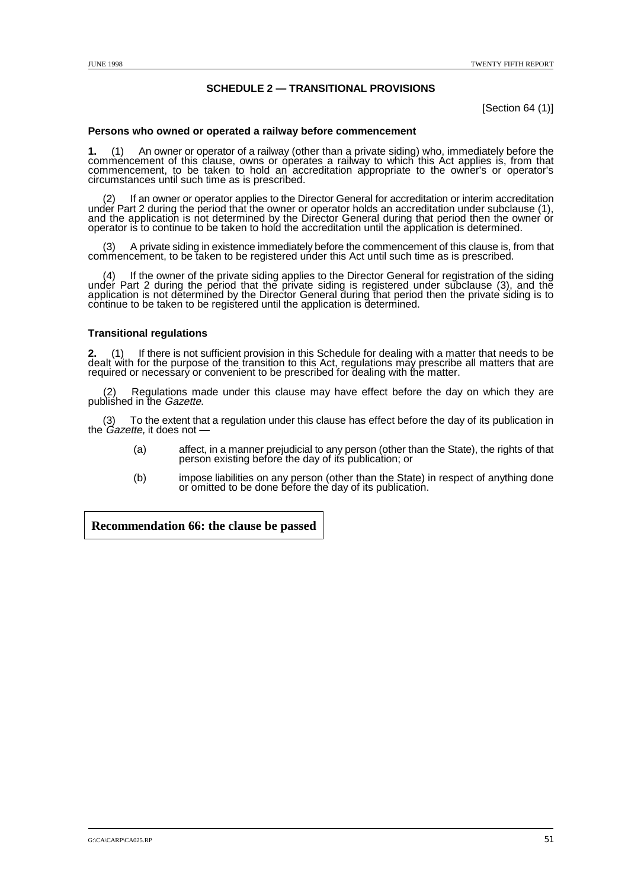## SCHEDULE 2 — TRANSITIONAL PROVISIONS

[Section 64 (1)]

### Persons who owned or operated a railway before commencement

**1.** (1) An owner or operator of a railway (other than a private siding) who, immediately before the commencement of this clause, owns or operates a railway to which this Act applies is, from that commencement, to be taken to hold an accreditation appropriate to the owner's or operator's circumstances until such time as is prescribed.

(2) If an owner or operator applies to the Director General for accreditation or interim accreditation under Part 2 during the period that the owner or operator holds an accreditation under subclause (1), and the application is not determined by the Director General during that period then the owner or operator is to continue to be taken to hold the accreditation until the application is determined.

(3) A private siding in existence immediately before the commencement of this clause is, from that commencement, to be taken to be registered under this Act until such time as is prescribed.

(4) If the owner of the private siding applies to the Director General for registration of the siding under Part 2 during the period that the private siding is registered under subclause (3), and the application is not determined by the Director General during that period then the private siding is to continue to be taken to be registered until the application is determined.

### Transitional regulations

**2.** (1) If there is not sufficient provision in this Schedule for dealing with a matter that needs to be dealt with for the purpose of the transition to this Act, regulations may prescribe all matters that are required or necessary or convenient to be prescribed for dealing with the matter.

(2) Regulations made under this clause may have effect before the day on which they are published in the *Gazette*.

(3) To the extent that a regulation under this clause has effect before the day of its publication in the *Gazette,* it does not —

(a) affect, in a manner prejudicial to any person (other than the State), the rights of that person existing before the day of its publication; or

(b) impose liabilities on any person (other than the State) in respect of anything done or omitted to be done before the day of its publication.

**Recommendation 66: the clause be passed**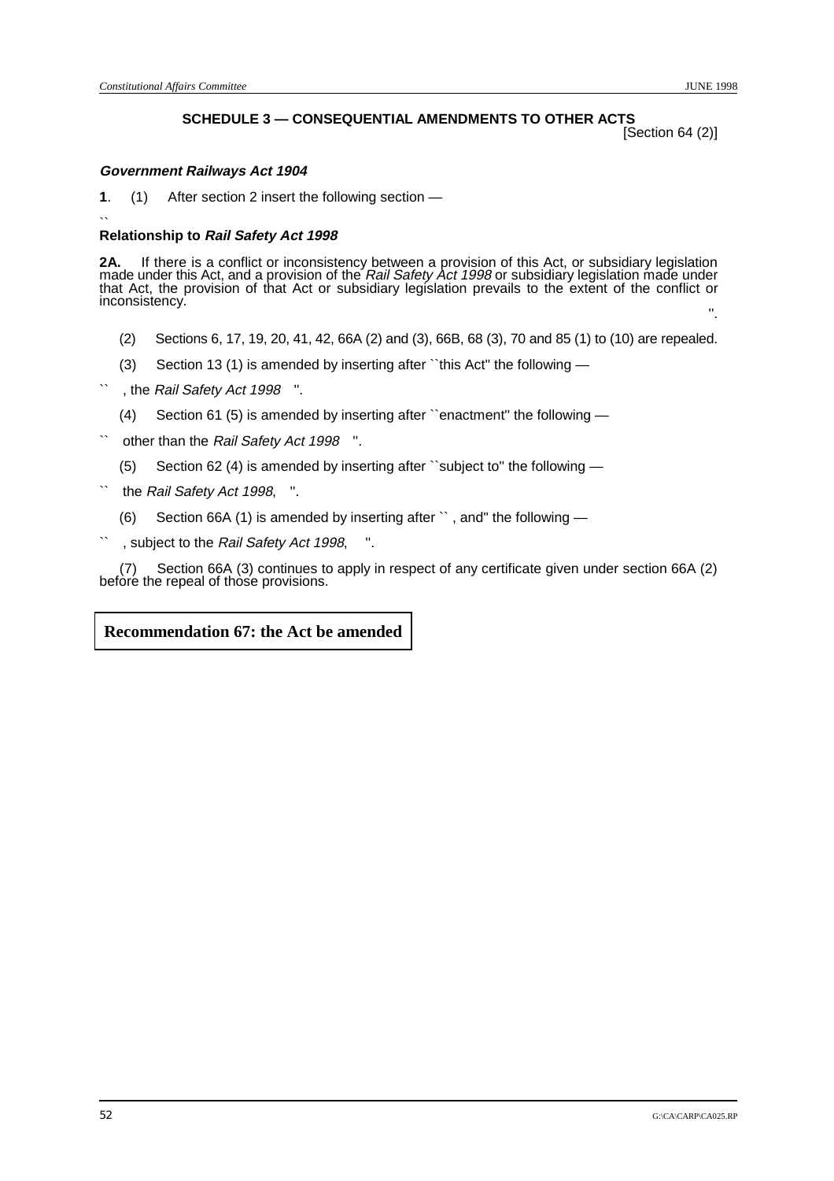## SCHEDULE 3 — CONSEQUENTIAL AMENDMENTS TO OTHER ACTS

[Section 64 (2)]

***Government Railways Act 1904***

**1**. (1) After section 2 insert the following section —

``

**Relationship to *Rail Safety Act 1998***

**2A.** If there is a conflict or inconsistency between a provision of this Act, or subsidiary legislation made under this Act, and a provision of the *Rail Safety Act 1998* or subsidiary legislation made under that Act, the provision of that Act or subsidiary legislation prevails to the extent of the conflict or inconsistency.

".

(2) Sections 6, 17, 19, 20, 41, 42, 66A (2) and (3), 66B, 68 (3), 70 and 85 (1) to (10) are repealed.

(3) Section 13 (1) is amended by inserting after ``this Act'' the following —

`` , the *Rail Safety Act 1998* ".

(4) Section 61 (5) is amended by inserting after ``enactment'' the following —

`` other than the *Rail Safety Act 1998* ".

(5) Section 62 (4) is amended by inserting after ``subject to'' the following —

`` the *Rail Safety Act 1998*, ".

(6) Section 66A (1) is amended by inserting after `` , and'' the following —

`` , subject to the *Rail Safety Act 1998*, ".

(7) Section 66A (3) continues to apply in respect of any certificate given under section 66A (2) before the repeal of those provisions.

**Recommendation 67: the Act be amended**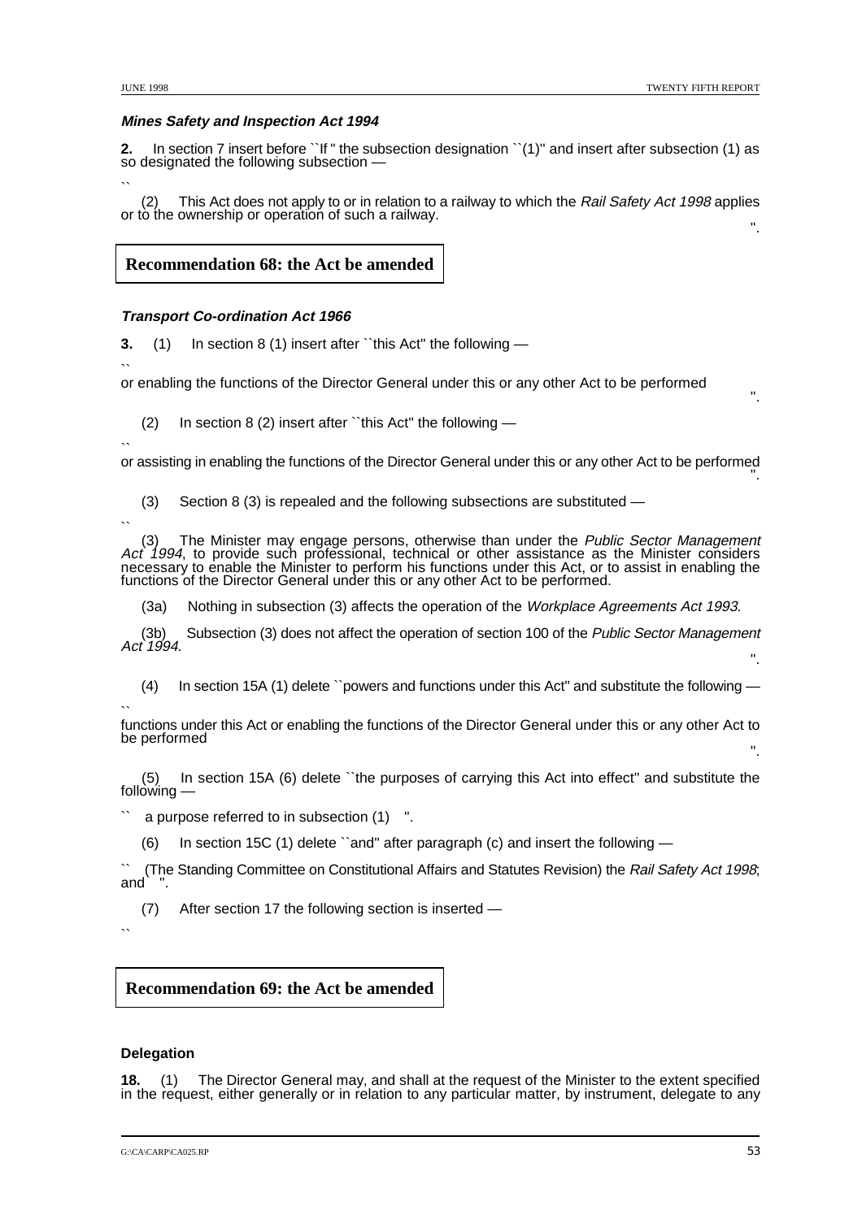***Mines Safety and Inspection Act 1994***

**2.** In section 7 insert before ``If " the subsection designation ``(1)" and insert after subsection (1) as so designated the following subsection —

``

(2) This Act does not apply to or in relation to a railway to which the *Rail Safety Act 1998* applies or to the ownership or operation of such a railway.

".

**Recommendation 68: the Act be amended**

***Transport Co-ordination Act 1966***

**3.** (1) In section 8 (1) insert after ``this Act" the following —

``

or enabling the functions of the Director General under this or any other Act to be performed

".

(2) In section 8 (2) insert after ``this Act" the following —

``

or assisting in enabling the functions of the Director General under this or any other Act to be performed

".

(3) Section 8 (3) is repealed and the following subsections are substituted —

``

(3) The Minister may engage persons, otherwise than under the *Public Sector Management Act 1994*, to provide such professional, technical or other assistance as the Minister considers necessary to enable the Minister to perform his functions under this Act, or to assist in enabling the functions of the Director General under this or any other Act to be performed.

(3a) Nothing in subsection (3) affects the operation of the *Workplace Agreements Act 1993*.

(3b) Subsection (3) does not affect the operation of section 100 of the *Public Sector Management Act 1994*.

".

(4) In section 15A (1) delete ``powers and functions under this Act" and substitute the following —

``

functions under this Act or enabling the functions of the Director General under this or any other Act to be performed

".

(5) In section 15A (6) delete ``the purposes of carrying this Act into effect" and substitute the following —

`` a purpose referred to in subsection (1) ".

(6) In section 15C (1) delete ``and" after paragraph (c) and insert the following —

`` (The Standing Committee on Constitutional Affairs and Statutes Revision) the *Rail Safety Act 1998*; and ".

(7) After section 17 the following section is inserted —

``

**Recommendation 69: the Act be amended**

**Delegation**

**18.** (1) The Director General may, and shall at the request of the Minister to the extent specified in the request, either generally or in relation to any particular matter, by instrument, delegate to any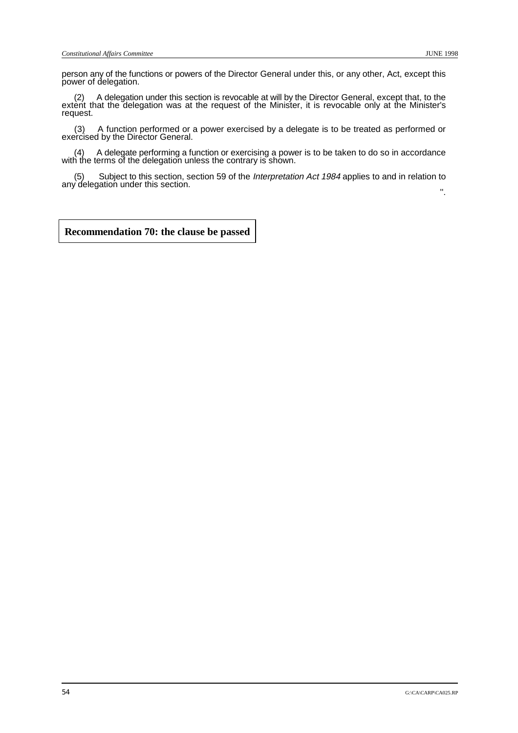person any of the functions or powers of the Director General under this, or any other, Act, except this power of delegation.

(2) A delegation under this section is revocable at will by the Director General, except that, to the extent that the delegation was at the request of the Minister, it is revocable only at the Minister's request.

(3) A function performed or a power exercised by a delegate is to be treated as performed or exercised by the Director General.

(4) A delegate performing a function or exercising a power is to be taken to do so in accordance with the terms of the delegation unless the contrary is shown.

(5) Subject to this section, section 59 of the *Interpretation Act 1984* applies to and in relation to any delegation under this section.

".

**Recommendation 70: the clause be passed**